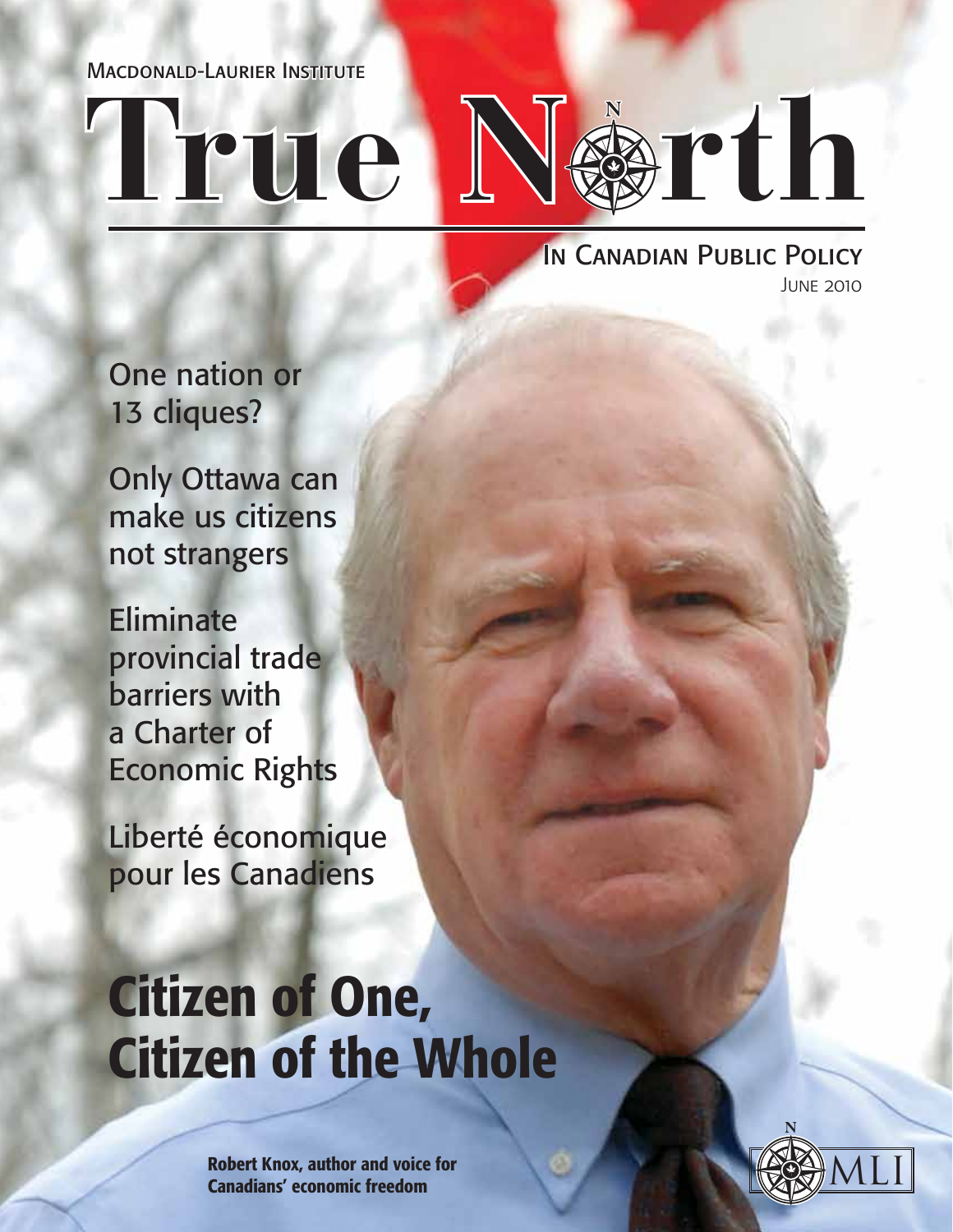Macdonald-Laurier Institute

# True North

## In Canadian Public Policy

June 2010

One nation or 13 cliques?

Only Ottawa can make us citizens not strangers

Eliminate provincial trade barriers with a Charter of Economic Rights

Liberté économique pour les Canadiens

# Citizen of One, Citizen of the Whole

**Robert Knox, author and voice for Canadians' economic freedom**

MLI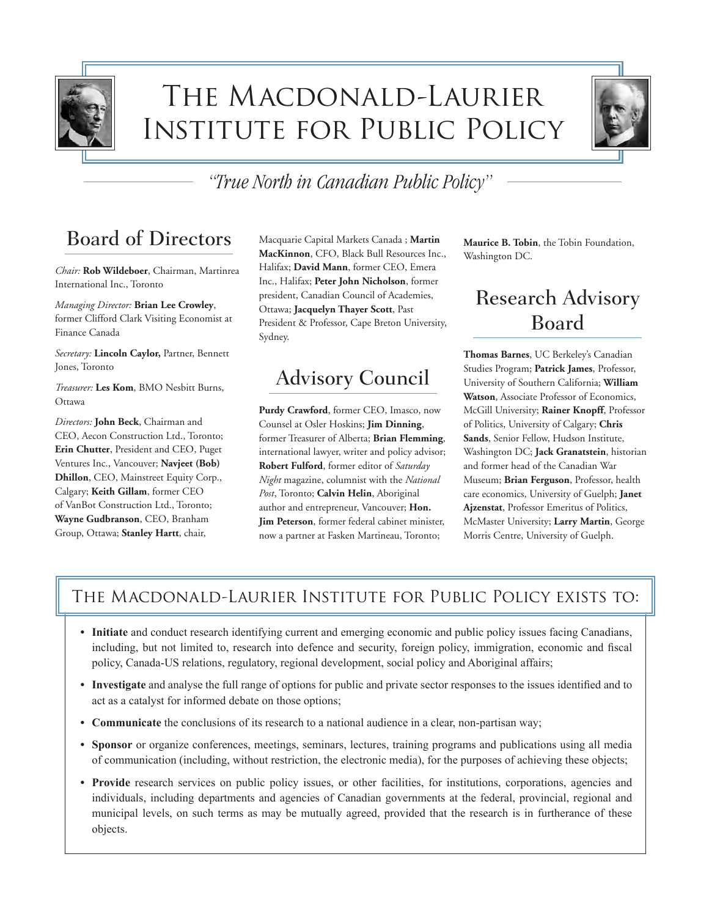# The Macdonald-Laurier Institute for Public Policy

*"True North in Canadian Public Policy"*

## Board of Directors

*Chair:* **Rob Wildeboer**, Chairman, Martinrea International Inc., Toronto

*Managing Director:* **Brian Lee Crowley**, former Clifford Clark Visiting Economist at Finance Canada

*Secretary:* **Lincoln Caylor,** Partner, Bennett Jones, Toronto

*Treasurer:* **Les Kom**, BMO Nesbitt Burns, Ottawa

*Directors:* **John Beck**, Chairman and CEO, Aecon Construction Ltd., Toronto; **Erin Chutter**, President and CEO, Puget Ventures Inc., Vancouver; **Navjeet (Bob) Dhillon**, CEO, Mainstreet Equity Corp., Calgary; **Keith Gillam**, former CEO of VanBot Construction Ltd., Toronto; **Wayne Gudbranson**, CEO, Branham Group, Ottawa; **Stanley Hartt**, chair, Macquarie Capital Markets Canada ; **Martin MacKinnon**, CFO, Black Bull Resources Inc., Halifax; **David Mann**, former CEO, Emera Inc., Halifax; **Peter John Nicholson**, former president, Canadian Council of Academies, Ottawa; **Jacquelyn Thayer Scott**, Past President & Professor, Cape Breton University, Sydney.

## Advisory Council

**Purdy Crawford**, former CEO, Imasco, now Counsel at Osler Hoskins; **Jim Dinning**, former Treasurer of Alberta; **Brian Flemming**, international lawyer, writer and policy advisor; **Robert Fulford**, former editor of *Saturday Night* magazine, columnist with the *National Post*, Toronto; **Calvin Helin**, Aboriginal author and entrepreneur, Vancouver; **Hon. Jim Peterson**, former federal cabinet minister, now a partner at Fasken Martineau, Toronto; **Maurice B. Tobin**, the Tobin Foundation, Washington DC.

## Research Advisory Board

**Thomas Barnes**, UC Berkeley's Canadian Studies Program; **Patrick James**, Professor, University of Southern California; **William Watson**, Associate Professor of Economics, McGill University; **Rainer Knopff**, Professor of Politics, University of Calgary; **Chris Sands**, Senior Fellow, Hudson Institute, Washington DC; **Jack Granatstein**, historian and former head of the Canadian War Museum; **Brian Ferguson**, Professor, health care economics, University of Guelph; **Janet Ajzenstat**, Professor Emeritus of Politics, McMaster University; **Larry Martin**, George Morris Centre, University of Guelph.

## The Macdonald-Laurier Institute for Public Policy exists to:

- **Initiate** and conduct research identifying current and emerging economic and public policy issues facing Canadians, including, but not limited to, research into defence and security, foreign policy, immigration, economic and fiscal policy, Canada-US relations, regulatory, regional development, social policy and Aboriginal affairs;
- **Investigate** and analyse the full range of options for public and private sector responses to the issues identified and to act as a catalyst for informed debate on those options;
- **Communicate** the conclusions of its research to a national audience in a clear, non-partisan way;
- **Sponsor** or organize conferences, meetings, seminars, lectures, training programs and publications using all media of communication (including, without restriction, the electronic media), for the purposes of achieving these objects;
- **Provide** research services on public policy issues, or other facilities, for institutions, corporations, agencies and individuals, including departments and agencies of Canadian governments at the federal, provincial, regional and municipal levels, on such terms as may be mutually agreed, provided that the research is in furtherance of these objects.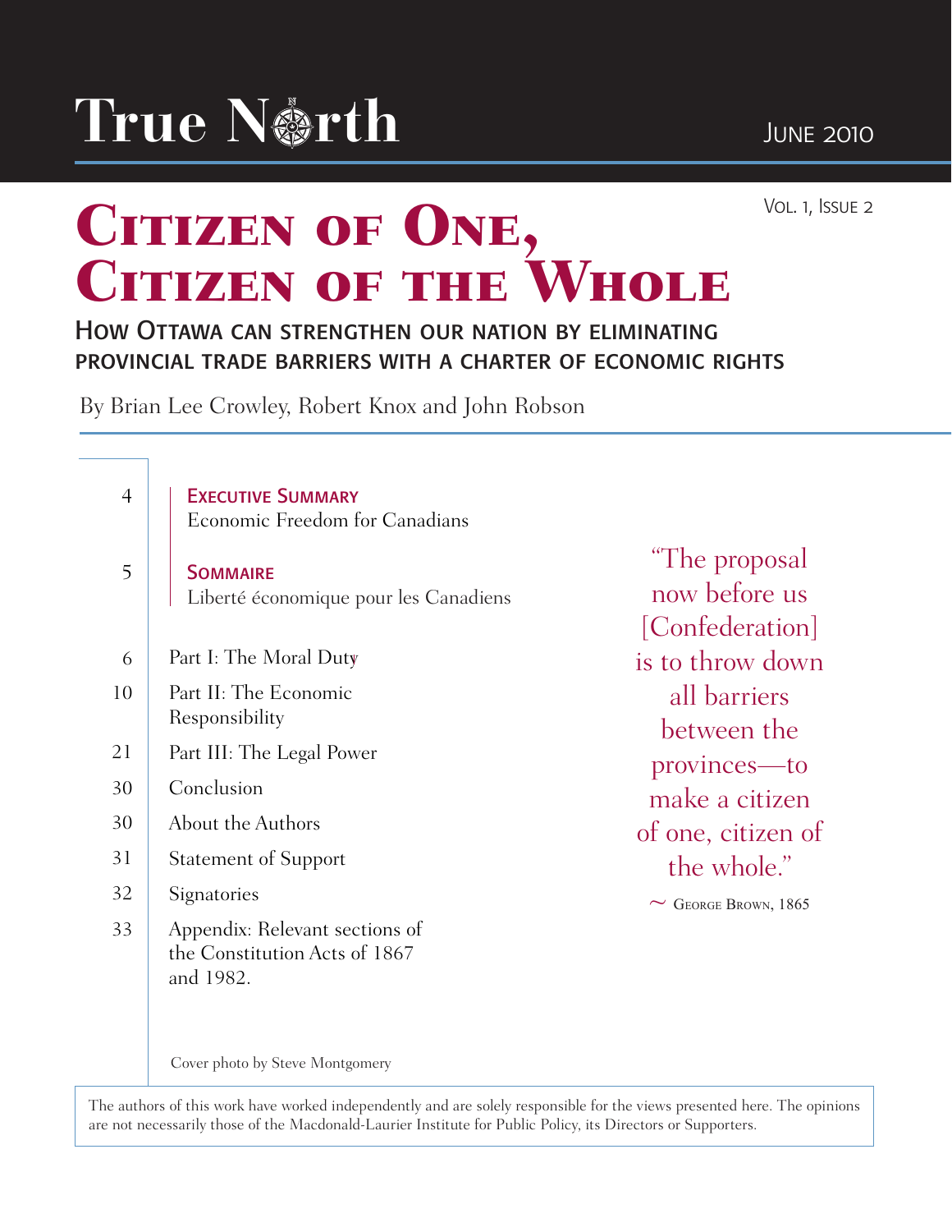True North

June 2010

Vol. 1, Issue 2

# Citizen of One, Citizen of the Whole

## How Ottawa can strengthen our nation by eliminating provincial trade barriers with a charter of economic rights

By Brian Lee Crowley, Robert Knox and John Robson

| | |
|---|---|
| 4 | **Executive Summary** Economic Freedom for Canadians |
| 5 | **Sommaire** Liberté économique pour les Canadiens |
| 6 | Part I: The Moral Duty |
| 10 | Part II: The Economic Responsibility |
| 21 | Part III: The Legal Power |
| 30 | Conclusion |
| 30 | About the Authors |
| 31 | Statement of Support |
| 32 | Signatories |
| 33 | Appendix: Relevant sections of the Constitution Acts of 1867 and 1982. |

"The proposal now before us [Confederation] is to throw down all barriers between the provinces—to make a citizen of one, citizen of the whole."

~ George Brown, 1865

Cover photo by Steve Montgomery

The authors of this work have worked independently and are solely responsible for the views presented here. The opinions are not necessarily those of the Macdonald-Laurier Institute for Public Policy, its Directors or Supporters.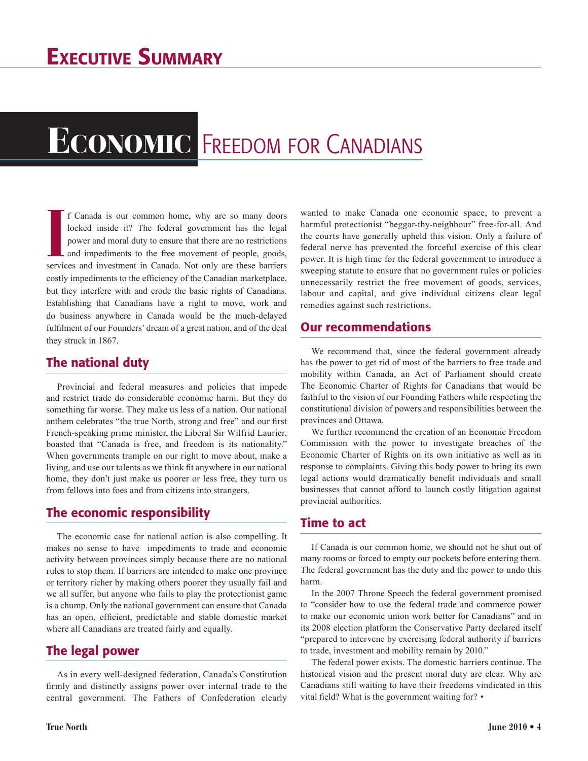# Executive Summary

## Economic Freedom for Canadians

If Canada is our common home, why are so many doors locked inside it? The federal government has the legal power and moral duty to ensure that there are no restrictions and impediments to the free movement of people, goods, services and investment in Canada. Not only are these barriers costly impediments to the efficiency of the Canadian marketplace, but they interfere with and erode the basic rights of Canadians. Establishing that Canadians have a right to move, work and do business anywhere in Canada would be the much-delayed fulfilment of our Founders' dream of a great nation, and of the deal they struck in 1867.

### The national duty

Provincial and federal measures and policies that impede and restrict trade do considerable economic harm. But they do something far worse. They make us less of a nation. Our national anthem celebrates "the true North, strong and free" and our first French-speaking prime minister, the Liberal Sir Wilfrid Laurier, boasted that "Canada is free, and freedom is its nationality." When governments trample on our right to move about, make a living, and use our talents as we think fit anywhere in our national home, they don't just make us poorer or less free, they turn us from fellows into foes and from citizens into strangers.

### The economic responsibility

The economic case for national action is also compelling. It makes no sense to have impediments to trade and economic activity between provinces simply because there are no national rules to stop them. If barriers are intended to make one province or territory richer by making others poorer they usually fail and we all suffer, but anyone who fails to play the protectionist game is a chump. Only the national government can ensure that Canada has an open, efficient, predictable and stable domestic market where all Canadians are treated fairly and equally.

### The legal power

As in every well-designed federation, Canada's Constitution firmly and distinctly assigns power over internal trade to the central government. The Fathers of Confederation clearly wanted to make Canada one economic space, to prevent a harmful protectionist "beggar-thy-neighbour" free-for-all. And the courts have generally upheld this vision. Only a failure of federal nerve has prevented the forceful exercise of this clear power. It is high time for the federal government to introduce a sweeping statute to ensure that no government rules or policies unnecessarily restrict the free movement of goods, services, labour and capital, and give individual citizens clear legal remedies against such restrictions.

### Our recommendations

We recommend that, since the federal government already has the power to get rid of most of the barriers to free trade and mobility within Canada, an Act of Parliament should create The Economic Charter of Rights for Canadians that would be faithful to the vision of our Founding Fathers while respecting the constitutional division of powers and responsibilities between the provinces and Ottawa.

We further recommend the creation of an Economic Freedom Commission with the power to investigate breaches of the Economic Charter of Rights on its own initiative as well as in response to complaints. Giving this body power to bring its own legal actions would dramatically benefit individuals and small businesses that cannot afford to launch costly litigation against provincial authorities.

### Time to act

If Canada is our common home, we should not be shut out of many rooms or forced to empty our pockets before entering them. The federal government has the duty and the power to undo this harm.

In the 2007 Throne Speech the federal government promised to "consider how to use the federal trade and commerce power to make our economic union work better for Canadians" and in its 2008 election platform the Conservative Party declared itself "prepared to intervene by exercising federal authority if barriers to trade, investment and mobility remain by 2010."

The federal power exists. The domestic barriers continue. The historical vision and the present moral duty are clear. Why are Canadians still waiting to have their freedoms vindicated in this vital field? What is the government waiting for? •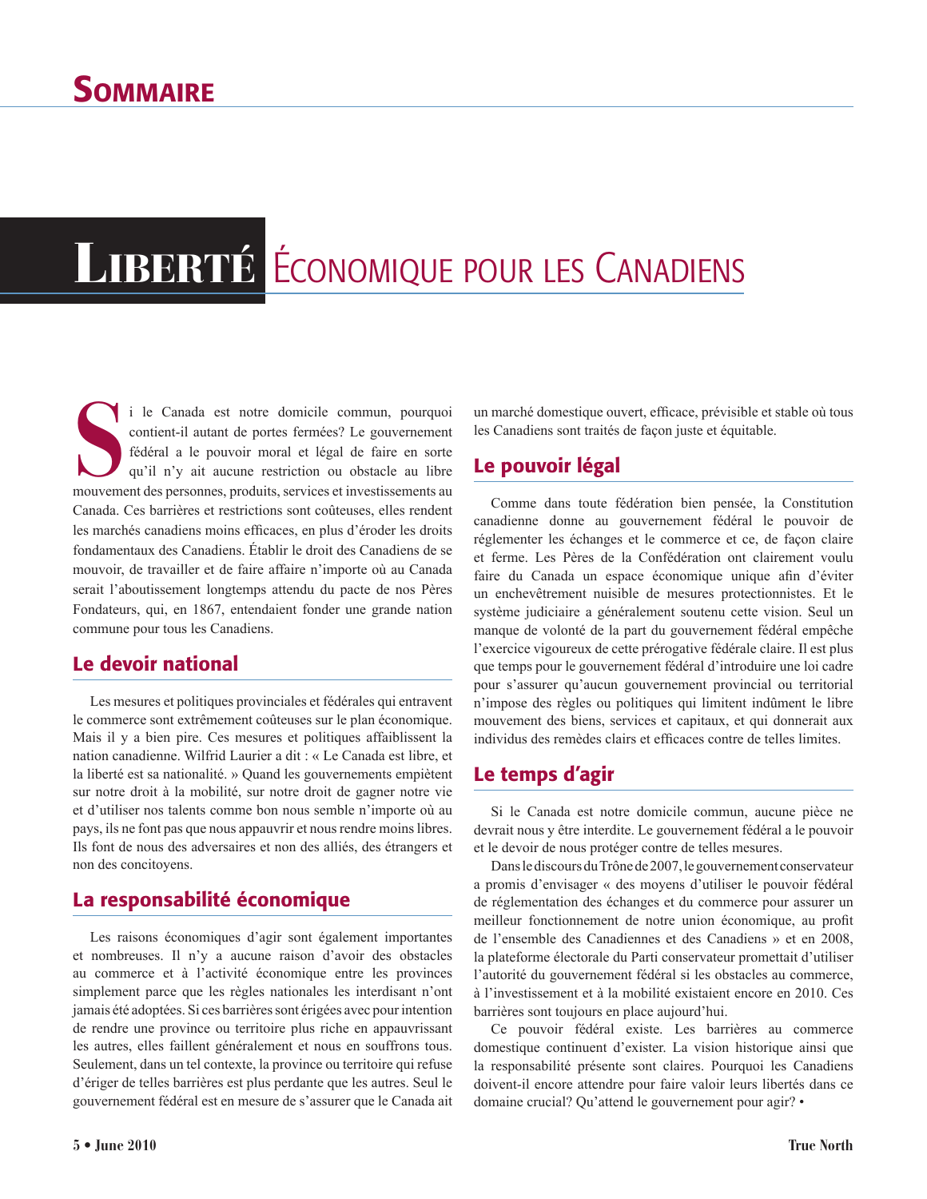# Sommaire

## Liberté économique pour les Canadiens

Si le Canada est notre domicile commun, pourquoi contient-il autant de portes fermées? Le gouvernement fédéral a le pouvoir moral et légal de faire en sorte qu'il n'y ait aucune restriction ou obstacle au libre mouvement des personnes, produits, services et investissements au Canada. Ces barrières et restrictions sont coûteuses, elles rendent les marchés canadiens moins efficaces, en plus d'éroder les droits fondamentaux des Canadiens. Établir le droit des Canadiens de se mouvoir, de travailler et de faire affaire n'importe où au Canada serait l'aboutissement longtemps attendu du pacte de nos Pères Fondateurs, qui, en 1867, entendaient fonder une grande nation commune pour tous les Canadiens.

### Le devoir national

Les mesures et politiques provinciales et fédérales qui entravent le commerce sont extrêmement coûteuses sur le plan économique. Mais il y a bien pire. Ces mesures et politiques affaiblissent la nation canadienne. Wilfrid Laurier a dit : « Le Canada est libre, et la liberté est sa nationalité. » Quand les gouvernements empiètent sur notre droit à la mobilité, sur notre droit de gagner notre vie et d'utiliser nos talents comme bon nous semble n'importe où au pays, ils ne font pas que nous appauvrir et nous rendre moins libres. Ils font de nous des adversaires et non des alliés, des étrangers et non des concitoyens.

### La responsabilité économique

Les raisons économiques d'agir sont également importantes et nombreuses. Il n'y a aucune raison d'avoir des obstacles au commerce et à l'activité économique entre les provinces simplement parce que les règles nationales les interdisant n'ont jamais été adoptées. Si ces barrières sont érigées avec pour intention de rendre une province ou territoire plus riche en appauvrissant les autres, elles faillent généralement et nous en souffrons tous. Seulement, dans un tel contexte, la province ou territoire qui refuse d'ériger de telles barrières est plus perdante que les autres. Seul le gouvernement fédéral est en mesure de s'assurer que le Canada ait un marché domestique ouvert, efficace, prévisible et stable où tous les Canadiens sont traités de façon juste et équitable.

### Le pouvoir légal

Comme dans toute fédération bien pensée, la Constitution canadienne donne au gouvernement fédéral le pouvoir de réglementer les échanges et le commerce et ce, de façon claire et ferme. Les Pères de la Confédération ont clairement voulu faire du Canada un espace économique unique afin d'éviter un enchevêtrement nuisible de mesures protectionnistes. Et le système judiciaire a généralement soutenu cette vision. Seul un manque de volonté de la part du gouvernement fédéral empêche l'exercice vigoureux de cette prérogative fédérale claire. Il est plus que temps pour le gouvernement fédéral d'introduire une loi cadre pour s'assurer qu'aucun gouvernement provincial ou territorial n'impose des règles ou politiques qui limitent indûment le libre mouvement des biens, services et capitaux, et qui donnerait aux individus des remèdes clairs et efficaces contre de telles limites.

### Le temps d'agir

Si le Canada est notre domicile commun, aucune pièce ne devrait nous y être interdite. Le gouvernement fédéral a le pouvoir et le devoir de nous protéger contre de telles mesures.

Dans le discours du Trône de 2007, le gouvernement conservateur a promis d'envisager « des moyens d'utiliser le pouvoir fédéral de réglementation des échanges et du commerce pour assurer un meilleur fonctionnement de notre union économique, au profit de l'ensemble des Canadiennes et des Canadiens » et en 2008, la plateforme électorale du Parti conservateur promettait d'utiliser l'autorité du gouvernement fédéral si les obstacles au commerce, à l'investissement et à la mobilité existaient encore en 2010. Ces barrières sont toujours en place aujourd'hui.

Ce pouvoir fédéral existe. Les barrières au commerce domestique continuent d'exister. La vision historique ainsi que la responsabilité présente sont claires. Pourquoi les Canadiens doivent-il encore attendre pour faire valoir leurs libertés dans ce domaine crucial? Qu'attend le gouvernement pour agir? •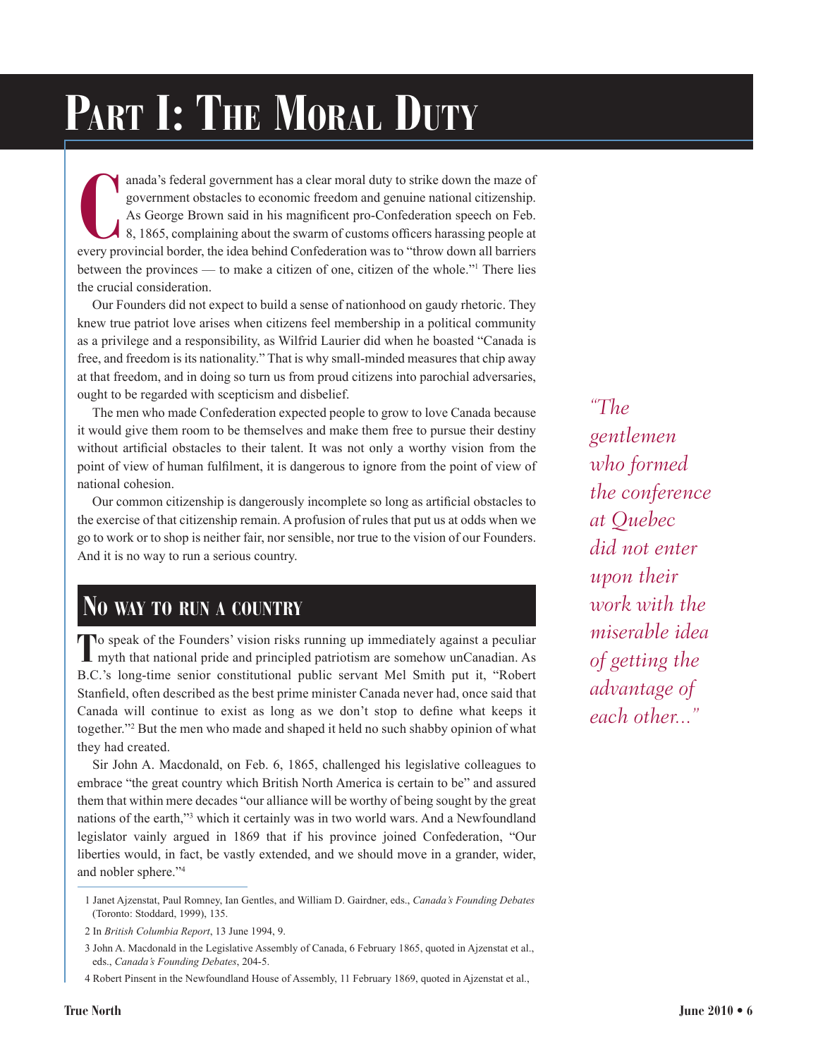# Part I: The Moral Duty

Canada's federal government has a clear moral duty to strike down the maze of government obstacles to economic freedom and genuine national citizenship. As George Brown said in his magnificent pro-Confederation speech on Feb. 8, 1865, complaining about the swarm of customs officers harassing people at every provincial border, the idea behind Confederation was to "throw down all barriers between the provinces — to make a citizen of one, citizen of the whole."[1] There lies the crucial consideration.

Our Founders did not expect to build a sense of nationhood on gaudy rhetoric. They knew true patriot love arises when citizens feel membership in a political community as a privilege and a responsibility, as Wilfrid Laurier did when he boasted "Canada is free, and freedom is its nationality." That is why small-minded measures that chip away at that freedom, and in doing so turn us from proud citizens into parochial adversaries, ought to be regarded with scepticism and disbelief.

The men who made Confederation expected people to grow to love Canada because it would give them room to be themselves and make them free to pursue their destiny without artificial obstacles to their talent. It was not only a worthy vision from the point of view of human fulfilment, it is dangerous to ignore from the point of view of national cohesion.

Our common citizenship is dangerously incomplete so long as artificial obstacles to the exercise of that citizenship remain. A profusion of rules that put us at odds when we go to work or to shop is neither fair, nor sensible, nor true to the vision of our Founders. And it is no way to run a serious country.

*"The gentlemen who formed the conference at Quebec did not enter upon their work with the miserable idea of getting the advantage of each other..."*

## No way to run a country

To speak of the Founders' vision risks running up immediately against a peculiar myth that national pride and principled patriotism are somehow unCanadian. As B.C.'s long-time senior constitutional public servant Mel Smith put it, "Robert Stanfield, often described as the best prime minister Canada never had, once said that Canada will continue to exist as long as we don't stop to define what keeps it together."[2] But the men who made and shaped it held no such shabby opinion of what they had created.

Sir John A. Macdonald, on Feb. 6, 1865, challenged his legislative colleagues to embrace "the great country which British North America is certain to be" and assured them that within mere decades "our alliance will be worthy of being sought by the great nations of the earth,"[3] which it certainly was in two world wars. And a Newfoundland legislator vainly argued in 1869 that if his province joined Confederation, "Our liberties would, in fact, be vastly extended, and we should move in a grander, wider, and nobler sphere."[4]

---

1 Janet Ajzenstat, Paul Romney, Ian Gentles, and William D. Gairdner, eds., *Canada's Founding Debates* (Toronto: Stoddard, 1999), 135.

2 In *British Columbia Report*, 13 June 1994, 9.

3 John A. Macdonald in the Legislative Assembly of Canada, 6 February 1865, quoted in Ajzenstat et al., eds., *Canada's Founding Debates*, 204-5.

4 Robert Pinsent in the Newfoundland House of Assembly, 11 February 1869, quoted in Ajzenstat et al.,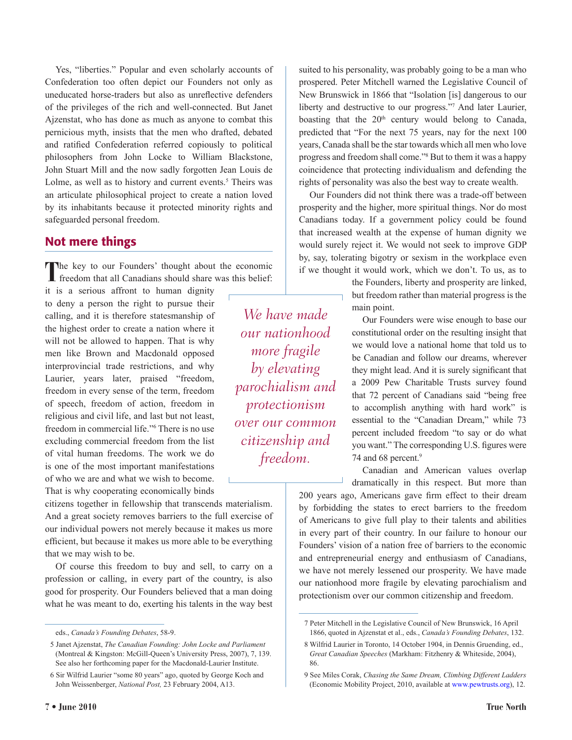Yes, "liberties." Popular and even scholarly accounts of Confederation too often depict our Founders not only as uneducated horse-traders but also as unreflective defenders of the privileges of the rich and well-connected. But Janet Ajzenstat, who has done as much as anyone to combat this pernicious myth, insists that the men who drafted, debated and ratified Confederation referred copiously to political philosophers from John Locke to William Blackstone, John Stuart Mill and the now sadly forgotten Jean Louis de Lolme, as well as to history and current events.[5] Theirs was an articulate philosophical project to create a nation loved by its inhabitants because it protected minority rights and safeguarded personal freedom.

## Not mere things

The key to our Founders' thought about the economic freedom that all Canadians should share was this belief: it is a serious affront to human dignity to deny a person the right to pursue their calling, and it is therefore statesmanship of the highest order to create a nation where it will not be allowed to happen. That is why men like Brown and Macdonald opposed interprovincial trade restrictions, and why Laurier, years later, praised "freedom, freedom in every sense of the term, freedom of speech, freedom of action, freedom in religious and civil life, and last but not least, freedom in commercial life."[6] There is no use excluding commercial freedom from the list of vital human freedoms. The work we do is one of the most important manifestations of who we are and what we wish to become. That is why cooperating economically binds citizens together in fellowship that transcends materialism. And a great society removes barriers to the full exercise of our individual powers not merely because it makes us more efficient, but because it makes us more able to be everything that we may wish to be.

*We have made our nationhood more fragile by elevating parochialism and protectionism over our common citizenship and freedom.*

Of course this freedom to buy and sell, to carry on a profession or calling, in every part of the country, is also good for prosperity. Our Founders believed that a man doing what he was meant to do, exerting his talents in the way best suited to his personality, was probably going to be a man who prospered. Peter Mitchell warned the Legislative Council of New Brunswick in 1866 that "Isolation [is] dangerous to our liberty and destructive to our progress."[7] And later Laurier, boasting that the 20th century would belong to Canada, predicted that "For the next 75 years, nay for the next 100 years, Canada shall be the star towards which all men who love progress and freedom shall come."[8] But to them it was a happy coincidence that protecting individualism and defending the rights of personality was also the best way to create wealth.

Our Founders did not think there was a trade-off between prosperity and the higher, more spiritual things. Nor do most Canadians today. If a government policy could be found that increased wealth at the expense of human dignity we would surely reject it. We would not seek to improve GDP by, say, tolerating bigotry or sexism in the workplace even if we thought it would work, which we don't. To us, as to the Founders, liberty and prosperity are linked, but freedom rather than material progress is the main point.

Our Founders were wise enough to base our constitutional order on the resulting insight that we would love a national home that told us to be Canadian and follow our dreams, wherever they might lead. And it is surely significant that a 2009 Pew Charitable Trusts survey found that 72 percent of Canadians said "being free to accomplish anything with hard work" is essential to the "Canadian Dream," while 73 percent included freedom "to say or do what you want." The corresponding U.S. figures were 74 and 68 percent.[9]

Canadian and American values overlap dramatically in this respect. But more than 200 years ago, Americans gave firm effect to their dream by forbidding the states to erect barriers to the freedom of Americans to give full play to their talents and abilities in every part of their country. In our failure to honour our Founders' vision of a nation free of barriers to the economic and entrepreneurial energy and enthusiasm of Canadians, we have not merely lessened our prosperity. We have made our nationhood more fragile by elevating parochialism and protectionism over our common citizenship and freedom.

---

eds., *Canada's Founding Debates*, 58-9.

5 Janet Ajzenstat, *The Canadian Founding: John Locke and Parliament* (Montreal & Kingston: McGill-Queen's University Press, 2007), 7, 139. See also her forthcoming paper for the Macdonald-Laurier Institute.

6 Sir Wilfrid Laurier "some 80 years" ago, quoted by George Koch and John Weissenberger, *National Post,* 23 February 2004, A13.

7 Peter Mitchell in the Legislative Council of New Brunswick, 16 April 1866, quoted in Ajzenstat et al., eds., *Canada's Founding Debates*, 132.

8 Wilfrid Laurier in Toronto, 14 October 1904, in Dennis Gruending, ed., *Great Canadian Speeches* (Markham: Fitzhenry & Whiteside, 2004), 86.

9 See Miles Corak, *Chasing the Same Dream, Climbing Different Ladders* (Economic Mobility Project, 2010, available at www.pewtrusts.org), 12.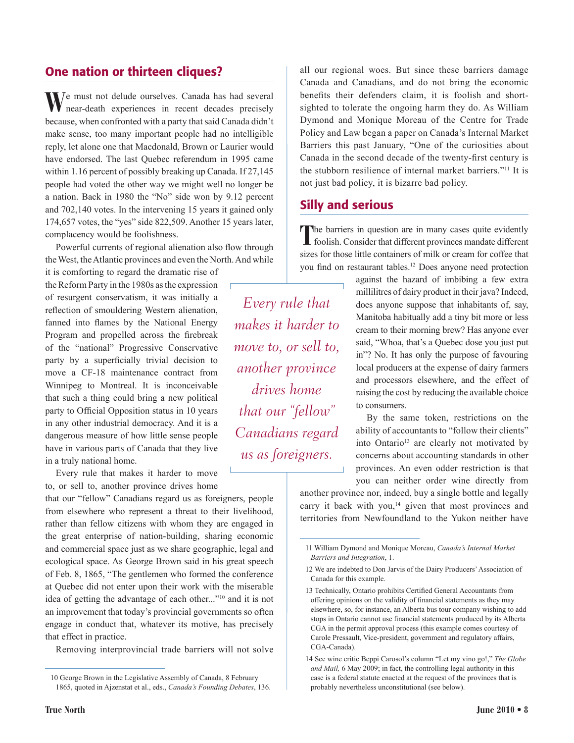## One nation or thirteen cliques?

We must not delude ourselves. Canada has had several near-death experiences in recent decades precisely because, when confronted with a party that said Canada didn't make sense, too many important people had no intelligible reply, let alone one that Macdonald, Brown or Laurier would have endorsed. The last Quebec referendum in 1995 came within 1.16 percent of possibly breaking up Canada. If 27,145 people had voted the other way we might well no longer be a nation. Back in 1980 the "No" side won by 9.12 percent and 702,140 votes. In the intervening 15 years it gained only 174,657 votes, the "yes" side 822,509. Another 15 years later, complacency would be foolishness.

Powerful currents of regional alienation also flow through the West, the Atlantic provinces and even the North. And while it is comforting to regard the dramatic rise of the Reform Party in the 1980s as the expression of resurgent conservatism, it was initially a reflection of smouldering Western alienation, fanned into flames by the National Energy Program and propelled across the firebreak of the "national" Progressive Conservative party by a superficially trivial decision to move a CF-18 maintenance contract from Winnipeg to Montreal. It is inconceivable that such a thing could bring a new political party to Official Opposition status in 10 years in any other industrial democracy. And it is a dangerous measure of how little sense people have in various parts of Canada that they live in a truly national home.

> *Every rule that makes it harder to move to, or sell to, another province drives home that our "fellow" Canadians regard us as foreigners.*

Every rule that makes it harder to move to, or sell to, another province drives home that our "fellow" Canadians regard us as foreigners, people from elsewhere who represent a threat to their livelihood, rather than fellow citizens with whom they are engaged in the great enterprise of nation-building, sharing economic and commercial space just as we share geographic, legal and ecological space. As George Brown said in his great speech of Feb. 8, 1865, "The gentlemen who formed the conference at Quebec did not enter upon their work with the miserable idea of getting the advantage of each other..."[10] and it is not an improvement that today's provincial governments so often engage in conduct that, whatever its motive, has precisely that effect in practice.

Removing interprovincial trade barriers will not solve all our regional woes. But since these barriers damage Canada and Canadians, and do not bring the economic benefits their defenders claim, it is foolish and short-sighted to tolerate the ongoing harm they do. As William Dymond and Monique Moreau of the Centre for Trade Policy and Law began a paper on Canada's Internal Market Barriers this past January, "One of the curiosities about Canada in the second decade of the twenty-first century is the stubborn resilience of internal market barriers."[11] It is not just bad policy, it is bizarre bad policy.

## Silly and serious

The barriers in question are in many cases quite evidently foolish. Consider that different provinces mandate different sizes for those little containers of milk or cream for coffee that you find on restaurant tables.[12] Does anyone need protection against the hazard of imbibing a few extra millilitres of dairy product in their java? Indeed, does anyone suppose that inhabitants of, say, Manitoba habitually add a tiny bit more or less cream to their morning brew? Has anyone ever said, "Whoa, that's a Quebec dose you just put in"? No. It has only the purpose of favouring local producers at the expense of dairy farmers and processors elsewhere, and the effect of raising the cost by reducing the available choice to consumers.

By the same token, restrictions on the ability of accountants to "follow their clients" into Ontario[13] are clearly not motivated by concerns about accounting standards in other provinces. An even odder restriction is that you can neither order wine directly from another province nor, indeed, buy a single bottle and legally carry it back with you,[14] given that most provinces and territories from Newfoundland to the Yukon neither have

---

10 George Brown in the Legislative Assembly of Canada, 8 February 1865, quoted in Ajzenstat et al., eds., *Canada's Founding Debates*, 136.

11 William Dymond and Monique Moreau, *Canada's Internal Market Barriers and Integration*, 1.

12 We are indebted to Don Jarvis of the Dairy Producers' Association of Canada for this example.

13 Technically, Ontario prohibits Certified General Accountants from offering opinions on the validity of financial statements as they may elsewhere, so, for instance, an Alberta bus tour company wishing to add stops in Ontario cannot use financial statements produced by its Alberta CGA in the permit approval process (this example comes courtesy of Carole Pressault, Vice-president, government and regulatory affairs, CGA-Canada).

14 See wine critic Beppi Carosol's column "Let my vino go!," *The Globe and Mail,* 6 May 2009; in fact, the controlling legal authority in this case is a federal statute enacted at the request of the provinces that is probably nevertheless unconstitutional (see below).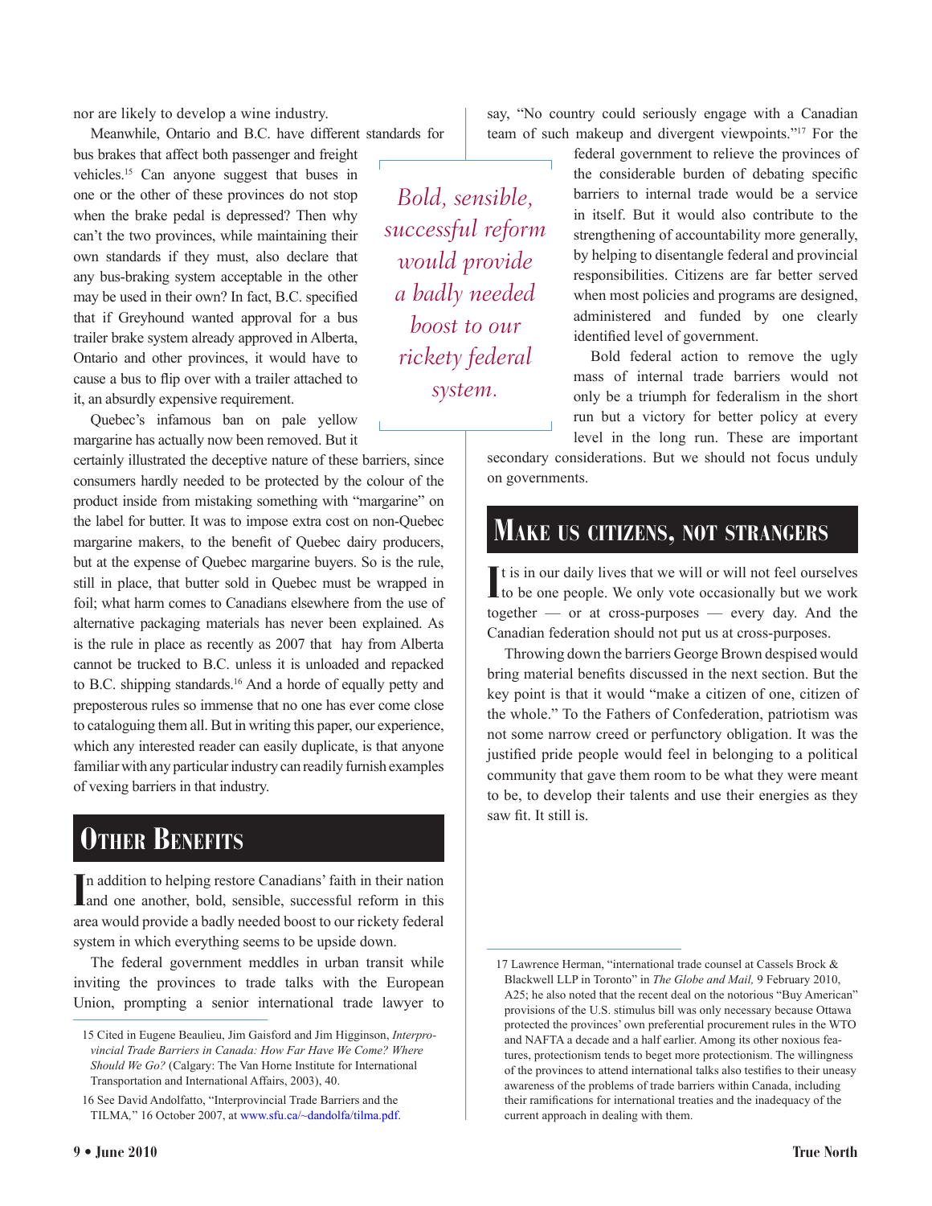nor are likely to develop a wine industry.

Meanwhile, Ontario and B.C. have different standards for bus brakes that affect both passenger and freight vehicles.[15] Can anyone suggest that buses in one or the other of these provinces do not stop when the brake pedal is depressed? Then why can't the two provinces, while maintaining their own standards if they must, also declare that any bus-braking system acceptable in the other may be used in their own? In fact, B.C. specified that if Greyhound wanted approval for a bus trailer brake system already approved in Alberta, Ontario and other provinces, it would have to cause a bus to flip over with a trailer attached to it, an absurdly expensive requirement.

Quebec's infamous ban on pale yellow margarine has actually now been removed. But it certainly illustrated the deceptive nature of these barriers, since consumers hardly needed to be protected by the colour of the product inside from mistaking something with "margarine" on the label for butter. It was to impose extra cost on non-Quebec margarine makers, to the benefit of Quebec dairy producers, but at the expense of Quebec margarine buyers. So is the rule, still in place, that butter sold in Quebec must be wrapped in foil; what harm comes to Canadians elsewhere from the use of alternative packaging materials has never been explained. As is the rule in place as recently as 2007 that hay from Alberta cannot be trucked to B.C. unless it is unloaded and repacked to B.C. shipping standards.[16] And a horde of equally petty and preposterous rules so immense that no one has ever come close to cataloguing them all. But in writing this paper, our experience, which any interested reader can easily duplicate, is that anyone familiar with any particular industry can readily furnish examples of vexing barriers in that industry.

*Bold, sensible, successful reform would provide a badly needed boost to our rickety federal system.*

## Other Benefits

In addition to helping restore Canadians' faith in their nation and one another, bold, sensible, successful reform in this area would provide a badly needed boost to our rickety federal system in which everything seems to be upside down.

The federal government meddles in urban transit while inviting the provinces to trade talks with the European Union, prompting a senior international trade lawyer to say, "No country could seriously engage with a Canadian team of such makeup and divergent viewpoints."[17] For the federal government to relieve the provinces of the considerable burden of debating specific barriers to internal trade would be a service in itself. But it would also contribute to the strengthening of accountability more generally, by helping to disentangle federal and provincial responsibilities. Citizens are far better served when most policies and programs are designed, administered and funded by one clearly identified level of government.

Bold federal action to remove the ugly mass of internal trade barriers would not only be a triumph for federalism in the short run but a victory for better policy at every level in the long run. These are important secondary considerations. But we should not focus unduly on governments.

## Make us citizens, not strangers

It is in our daily lives that we will or will not feel ourselves to be one people. We only vote occasionally but we work together — or at cross-purposes — every day. And the Canadian federation should not put us at cross-purposes.

Throwing down the barriers George Brown despised would bring material benefits discussed in the next section. But the key point is that it would "make a citizen of one, citizen of the whole." To the Fathers of Confederation, patriotism was not some narrow creed or perfunctory obligation. It was the justified pride people would feel in belonging to a political community that gave them room to be what they were meant to be, to develop their talents and use their energies as they saw fit. It still is.

---

15 Cited in Eugene Beaulieu, Jim Gaisford and Jim Higginson, *Interprovincial Trade Barriers in Canada: How Far Have We Come? Where Should We Go?* (Calgary: The Van Horne Institute for International Transportation and International Affairs, 2003), 40.

16 See David Andolfatto, "Interprovincial Trade Barriers and the TILMA," 16 October 2007, at www.sfu.ca/~dandolfa/tilma.pdf.

17 Lawrence Herman, "international trade counsel at Cassels Brock & Blackwell LLP in Toronto" in *The Globe and Mail,* 9 February 2010, A25; he also noted that the recent deal on the notorious "Buy American" provisions of the U.S. stimulus bill was only necessary because Ottawa protected the provinces' own preferential procurement rules in the WTO and NAFTA a decade and a half earlier. Among its other noxious features, protectionism tends to beget more protectionism. The willingness of the provinces to attend international talks also testifies to their uneasy awareness of the problems of trade barriers within Canada, including their ramifications for international treaties and the inadequacy of the current approach in dealing with them.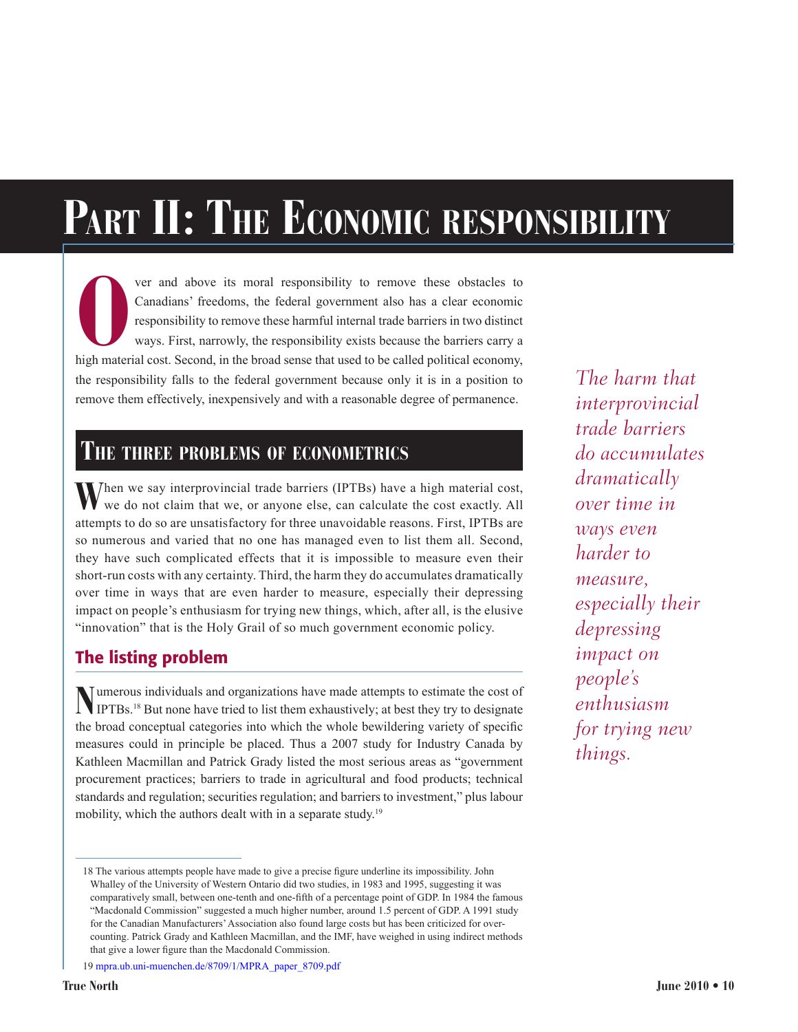# Part II: The Economic responsibility

Over and above its moral responsibility to remove these obstacles to Canadians' freedoms, the federal government also has a clear economic responsibility to remove these harmful internal trade barriers in two distinct ways. First, narrowly, the responsibility exists because the barriers carry a high material cost. Second, in the broad sense that used to be called political economy, the responsibility falls to the federal government because only it is in a position to remove them effectively, inexpensively and with a reasonable degree of permanence.

## The three problems of econometrics

When we say interprovincial trade barriers (IPTBs) have a high material cost, we do not claim that we, or anyone else, can calculate the cost exactly. All attempts to do so are unsatisfactory for three unavoidable reasons. First, IPTBs are so numerous and varied that no one has managed even to list them all. Second, they have such complicated effects that it is impossible to measure even their short-run costs with any certainty. Third, the harm they do accumulates dramatically over time in ways that are even harder to measure, especially their depressing impact on people's enthusiasm for trying new things, which, after all, is the elusive "innovation" that is the Holy Grail of so much government economic policy.

*The harm that interprovincial trade barriers do accumulates dramatically over time in ways even harder to measure, especially their depressing impact on people's enthusiasm for trying new things.*

### The listing problem

Numerous individuals and organizations have made attempts to estimate the cost of IPTBs.[18] But none have tried to list them exhaustively; at best they try to designate the broad conceptual categories into which the whole bewildering variety of specific measures could in principle be placed. Thus a 2007 study for Industry Canada by Kathleen Macmillan and Patrick Grady listed the most serious areas as "government procurement practices; barriers to trade in agricultural and food products; technical standards and regulation; securities regulation; and barriers to investment," plus labour mobility, which the authors dealt with in a separate study.[19]

---

18 The various attempts people have made to give a precise figure underline its impossibility. John Whalley of the University of Western Ontario did two studies, in 1983 and 1995, suggesting it was comparatively small, between one-tenth and one-fifth of a percentage point of GDP. In 1984 the famous "Macdonald Commission" suggested a much higher number, around 1.5 percent of GDP. A 1991 study for the Canadian Manufacturers' Association also found large costs but has been criticized for over-counting. Patrick Grady and Kathleen Macmillan, and the IMF, have weighed in using indirect methods that give a lower figure than the Macdonald Commission.

19 mpra.ub.uni-muenchen.de/8709/1/MPRA_paper_8709.pdf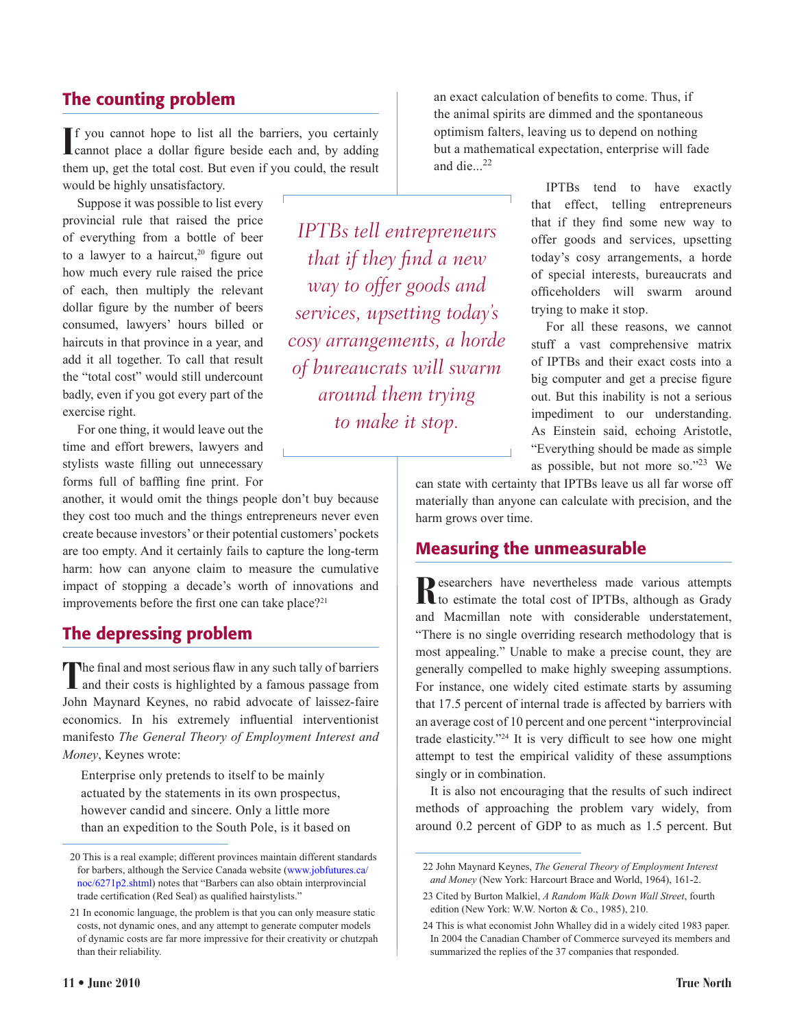## The counting problem

If you cannot hope to list all the barriers, you certainly cannot place a dollar figure beside each and, by adding them up, get the total cost. But even if you could, the result would be highly unsatisfactory.

Suppose it was possible to list every provincial rule that raised the price of everything from a bottle of beer to a lawyer to a haircut,[20] figure out how much every rule raised the price of each, then multiply the relevant dollar figure by the number of beers consumed, lawyers' hours billed or haircuts in that province in a year, and add it all together. To call that result the "total cost" would still undercount badly, even if you got every part of the exercise right.

For one thing, it would leave out the time and effort brewers, lawyers and stylists waste filling out unnecessary forms full of baffling fine print. For another, it would omit the things people don't buy because they cost too much and the things entrepreneurs never even create because investors' or their potential customers' pockets are too empty. And it certainly fails to capture the long-term harm: how can anyone claim to measure the cumulative impact of stopping a decade's worth of innovations and improvements before the first one can take place?[21]

## The depressing problem

The final and most serious flaw in any such tally of barriers and their costs is highlighted by a famous passage from John Maynard Keynes, no rabid advocate of laissez-faire economics. In his extremely influential interventionist manifesto *The General Theory of Employment Interest and Money*, Keynes wrote:

> Enterprise only pretends to itself to be mainly actuated by the statements in its own prospectus, however candid and sincere. Only a little more than an expedition to the South Pole, is it based on an exact calculation of benefits to come. Thus, if the animal spirits are dimmed and the spontaneous optimism falters, leaving us to depend on nothing but a mathematical expectation, enterprise will fade and die...[22]

*IPTBs tell entrepreneurs that if they find a new way to offer goods and services, upsetting today's cosy arrangements, a horde of bureaucrats will swarm around them trying to make it stop.*

IPTBs tend to have exactly that effect, telling entrepreneurs that if they find some new way to offer goods and services, upsetting today's cosy arrangements, a horde of special interests, bureaucrats and officeholders will swarm around trying to make it stop.

For all these reasons, we cannot stuff a vast comprehensive matrix of IPTBs and their exact costs into a big computer and get a precise figure out. But this inability is not a serious impediment to our understanding. As Einstein said, echoing Aristotle, "Everything should be made as simple as possible, but not more so."[23] We can state with certainty that IPTBs leave us all far worse off materially than anyone can calculate with precision, and the harm grows over time.

## Measuring the unmeasurable

Researchers have nevertheless made various attempts to estimate the total cost of IPTBs, although as Grady and Macmillan note with considerable understatement, "There is no single overriding research methodology that is most appealing." Unable to make a precise count, they are generally compelled to make highly sweeping assumptions. For instance, one widely cited estimate starts by assuming that 17.5 percent of internal trade is affected by barriers with an average cost of 10 percent and one percent "interprovincial trade elasticity."[24] It is very difficult to see how one might attempt to test the empirical validity of these assumptions singly or in combination.

It is also not encouraging that the results of such indirect methods of approaching the problem vary widely, from around 0.2 percent of GDP to as much as 1.5 percent. But

---

20 This is a real example; different provinces maintain different standards for barbers, although the Service Canada website (www.jobfutures.ca/noc/6271p2.shtml) notes that "Barbers can also obtain interprovincial trade certification (Red Seal) as qualified hairstylists."

21 In economic language, the problem is that you can only measure static costs, not dynamic ones, and any attempt to generate computer models of dynamic costs are far more impressive for their creativity or chutzpah than their reliability.

22 John Maynard Keynes, *The General Theory of Employment Interest and Money* (New York: Harcourt Brace and World, 1964), 161-2.

23 Cited by Burton Malkiel, *A Random Walk Down Wall Street*, fourth edition (New York: W.W. Norton & Co., 1985), 210.

24 This is what economist John Whalley did in a widely cited 1983 paper. In 2004 the Canadian Chamber of Commerce surveyed its members and summarized the replies of the 37 companies that responded.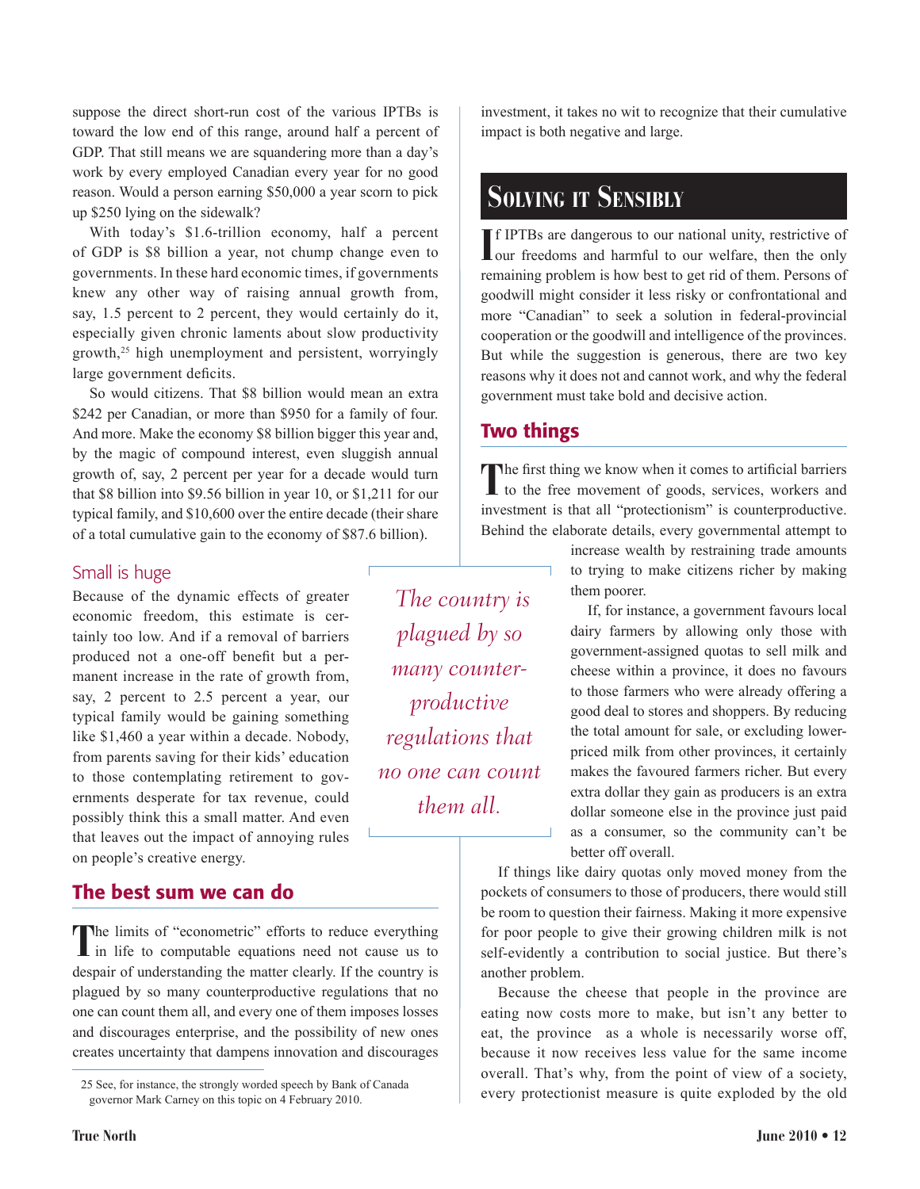suppose the direct short-run cost of the various IPTBs is toward the low end of this range, around half a percent of GDP. That still means we are squandering more than a day's work by every employed Canadian every year for no good reason. Would a person earning $50,000 a year scorn to pick up $250 lying on the sidewalk?

With today's $1.6-trillion economy, half a percent of GDP is $8 billion a year, not chump change even to governments. In these hard economic times, if governments knew any other way of raising annual growth from, say, 1.5 percent to 2 percent, they would certainly do it, especially given chronic laments about slow productivity growth,[25] high unemployment and persistent, worryingly large government deficits.

So would citizens. That $8 billion would mean an extra $242 per Canadian, or more than $950 for a family of four. And more. Make the economy $8 billion bigger this year and, by the magic of compound interest, even sluggish annual growth of, say, 2 percent per year for a decade would turn that $8 billion into $9.56 billion in year 10, or $1,211 for our typical family, and $10,600 over the entire decade (their share of a total cumulative gain to the economy of $87.6 billion).

### Small is huge

Because of the dynamic effects of greater economic freedom, this estimate is certainly too low. And if a removal of barriers produced not a one-off benefit but a permanent increase in the rate of growth from, say, 2 percent to 2.5 percent a year, our typical family would be gaining something like $1,460 a year within a decade. Nobody, from parents saving for their kids' education to those contemplating retirement to governments desperate for tax revenue, could possibly think this a small matter. And even that leaves out the impact of annoying rules on people's creative energy.

### The best sum we can do

The limits of "econometric" efforts to reduce everything in life to computable equations need not cause us to despair of understanding the matter clearly. If the country is plagued by so many counterproductive regulations that no one can count them all, and every one of them imposes losses and discourages enterprise, and the possibility of new ones creates uncertainty that dampens innovation and discourages investment, it takes no wit to recognize that their cumulative impact is both negative and large.

> *The country is plagued by so many counter-productive regulations that no one can count them all.*

## Solving it Sensibly

If IPTBs are dangerous to our national unity, restrictive of our freedoms and harmful to our welfare, then the only remaining problem is how best to get rid of them. Persons of goodwill might consider it less risky or confrontational and more "Canadian" to seek a solution in federal-provincial cooperation or the goodwill and intelligence of the provinces. But while the suggestion is generous, there are two key reasons why it does not and cannot work, and why the federal government must take bold and decisive action.

### Two things

The first thing we know when it comes to artificial barriers to the free movement of goods, services, workers and investment is that all "protectionism" is counterproductive. Behind the elaborate details, every governmental attempt to increase wealth by restraining trade amounts to trying to make citizens richer by making them poorer.

If, for instance, a government favours local dairy farmers by allowing only those with government-assigned quotas to sell milk and cheese within a province, it does no favours to those farmers who were already offering a good deal to stores and shoppers. By reducing the total amount for sale, or excluding lower-priced milk from other provinces, it certainly makes the favoured farmers richer. But every extra dollar they gain as producers is an extra dollar someone else in the province just paid as a consumer, so the community can't be better off overall.

If things like dairy quotas only moved money from the pockets of consumers to those of producers, there would still be room to question their fairness. Making it more expensive for poor people to give their growing children milk is not self-evidently a contribution to social justice. But there's another problem.

Because the cheese that people in the province are eating now costs more to make, but isn't any better to eat, the province as a whole is necessarily worse off, because it now receives less value for the same income overall. That's why, from the point of view of a society, every protectionist measure is quite exploded by the old

---

25 See, for instance, the strongly worded speech by Bank of Canada governor Mark Carney on this topic on 4 February 2010.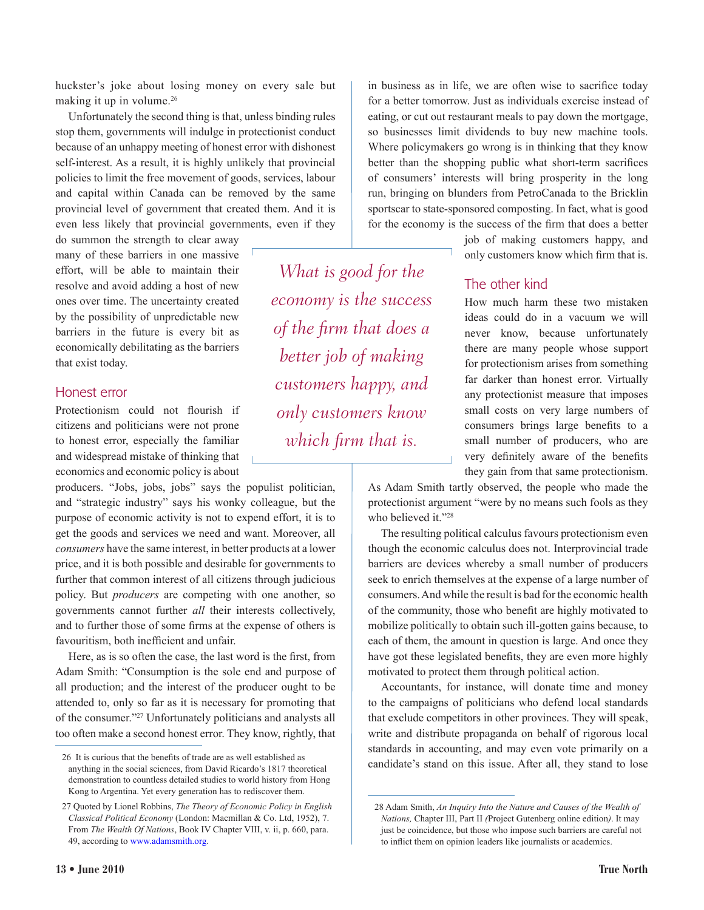huckster's joke about losing money on every sale but making it up in volume.[26]

Unfortunately the second thing is that, unless binding rules stop them, governments will indulge in protectionist conduct because of an unhappy meeting of honest error with dishonest self-interest. As a result, it is highly unlikely that provincial policies to limit the free movement of goods, services, labour and capital within Canada can be removed by the same provincial level of government that created them. And it is even less likely that provincial governments, even if they do summon the strength to clear away many of these barriers in one massive effort, will be able to maintain their resolve and avoid adding a host of new ones over time. The uncertainty created by the possibility of unpredictable new barriers in the future is every bit as economically debilitating as the barriers that exist today.

## Honest error

Protectionism could not flourish if citizens and politicians were not prone to honest error, especially the familiar and widespread mistake of thinking that economics and economic policy is about producers. "Jobs, jobs, jobs" says the populist politician, and "strategic industry" says his wonky colleague, but the purpose of economic activity is not to expend effort, it is to get the goods and services we need and want. Moreover, all *consumers* have the same interest, in better products at a lower price, and it is both possible and desirable for governments to further that common interest of all citizens through judicious policy. But *producers* are competing with one another, so governments cannot further *all* their interests collectively, and to further those of some firms at the expense of others is favouritism, both inefficient and unfair.

Here, as is so often the case, the last word is the first, from Adam Smith: "Consumption is the sole end and purpose of all production; and the interest of the producer ought to be attended to, only so far as it is necessary for promoting that of the consumer."[27] Unfortunately politicians and analysts all too often make a second honest error. They know, rightly, that in business as in life, we are often wise to sacrifice today for a better tomorrow. Just as individuals exercise instead of eating, or cut out restaurant meals to pay down the mortgage, so businesses limit dividends to buy new machine tools. Where policymakers go wrong is in thinking that they know better than the shopping public what short-term sacrifices of consumers' interests will bring prosperity in the long run, bringing on blunders from PetroCanada to the Bricklin sportscar to state-sponsored composting. In fact, what is good for the economy is the success of the firm that does a better job of making customers happy, and only customers know which firm that is.

> *What is good for the economy is the success of the firm that does a better job of making customers happy, and only customers know which firm that is.*

## The other kind

How much harm these two mistaken ideas could do in a vacuum we will never know, because unfortunately there are many people whose support for protectionism arises from something far darker than honest error. Virtually any protectionist measure that imposes small costs on very large numbers of consumers brings large benefits to a small number of producers, who are very definitely aware of the benefits they gain from that same protectionism. As Adam Smith tartly observed, the people who made the protectionist argument "were by no means such fools as they who believed it."[28]

The resulting political calculus favours protectionism even though the economic calculus does not. Interprovincial trade barriers are devices whereby a small number of producers seek to enrich themselves at the expense of a large number of consumers. And while the result is bad for the economic health of the community, those who benefit are highly motivated to mobilize politically to obtain such ill-gotten gains because, to each of them, the amount in question is large. And once they have got these legislated benefits, they are even more highly motivated to protect them through political action.

Accountants, for instance, will donate time and money to the campaigns of politicians who defend local standards that exclude competitors in other provinces. They will speak, write and distribute propaganda on behalf of rigorous local standards in accounting, and may even vote primarily on a candidate's stand on this issue. After all, they stand to lose

---

26 It is curious that the benefits of trade are as well established as anything in the social sciences, from David Ricardo's 1817 theoretical demonstration to countless detailed studies to world history from Hong Kong to Argentina. Yet every generation has to rediscover them.

27 Quoted by Lionel Robbins, *The Theory of Economic Policy in English Classical Political Economy* (London: Macmillan & Co. Ltd, 1952), 7. From *The Wealth Of Nations*, Book IV Chapter VIII, v. ii, p. 660, para. 49, according to www.adamsmith.org.

28 Adam Smith, *An Inquiry Into the Nature and Causes of the Wealth of Nations,* Chapter III, Part II *(*Project Gutenberg online edition*)*. It may just be coincidence, but those who impose such barriers are careful not to inflict them on opinion leaders like journalists or academics.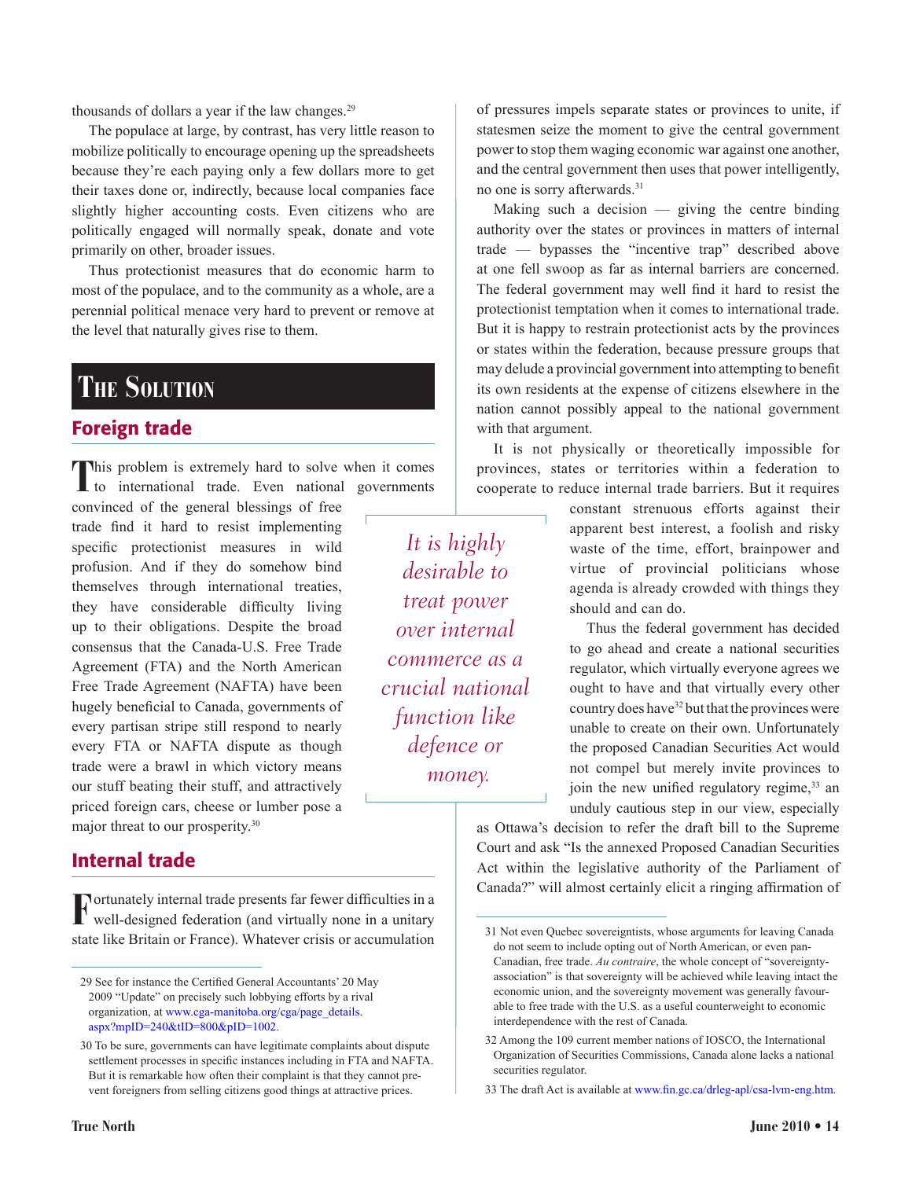thousands of dollars a year if the law changes.[29]

The populace at large, by contrast, has very little reason to mobilize politically to encourage opening up the spreadsheets because they're each paying only a few dollars more to get their taxes done or, indirectly, because local companies face slightly higher accounting costs. Even citizens who are politically engaged will normally speak, donate and vote primarily on other, broader issues.

Thus protectionist measures that do economic harm to most of the populace, and to the community as a whole, are a perennial political menace very hard to prevent or remove at the level that naturally gives rise to them.

# The Solution

## Foreign trade

This problem is extremely hard to solve when it comes to international trade. Even national governments convinced of the general blessings of free trade find it hard to resist implementing specific protectionist measures in wild profusion. And if they do somehow bind themselves through international treaties, they have considerable difficulty living up to their obligations. Despite the broad consensus that the Canada-U.S. Free Trade Agreement (FTA) and the North American Free Trade Agreement (NAFTA) have been hugely beneficial to Canada, governments of every partisan stripe still respond to nearly every FTA or NAFTA dispute as though trade were a brawl in which victory means our stuff beating their stuff, and attractively priced foreign cars, cheese or lumber pose a major threat to our prosperity.[30]

> *It is highly desirable to treat power over internal commerce as a crucial national function like defence or money.*

## Internal trade

Fortunately internal trade presents far fewer difficulties in a well-designed federation (and virtually none in a unitary state like Britain or France). Whatever crisis or accumulation of pressures impels separate states or provinces to unite, if statesmen seize the moment to give the central government power to stop them waging economic war against one another, and the central government then uses that power intelligently, no one is sorry afterwards.[31]

Making such a decision — giving the centre binding authority over the states or provinces in matters of internal trade — bypasses the "incentive trap" described above at one fell swoop as far as internal barriers are concerned. The federal government may well find it hard to resist the protectionist temptation when it comes to international trade. But it is happy to restrain protectionist acts by the provinces or states within the federation, because pressure groups that may delude a provincial government into attempting to benefit its own residents at the expense of citizens elsewhere in the nation cannot possibly appeal to the national government with that argument.

It is not physically or theoretically impossible for provinces, states or territories within a federation to cooperate to reduce internal trade barriers. But it requires constant strenuous efforts against their apparent best interest, a foolish and risky waste of the time, effort, brainpower and virtue of provincial politicians whose agenda is already crowded with things they should and can do.

Thus the federal government has decided to go ahead and create a national securities regulator, which virtually everyone agrees we ought to have and that virtually every other country does have[32] but that the provinces were unable to create on their own. Unfortunately the proposed Canadian Securities Act would not compel but merely invite provinces to join the new unified regulatory regime,[33] an unduly cautious step in our view, especially as Ottawa's decision to refer the draft bill to the Supreme Court and ask "Is the annexed Proposed Canadian Securities Act within the legislative authority of the Parliament of Canada?" will almost certainly elicit a ringing affirmation of

---

29 See for instance the Certified General Accountants' 20 May 2009 "Update" on precisely such lobbying efforts by a rival organization, at www.cga-manitoba.org/cga/page_details.aspx?mpID=240&tID=800&pID=1002.

30 To be sure, governments can have legitimate complaints about dispute settlement processes in specific instances including in FTA and NAFTA. But it is remarkable how often their complaint is that they cannot prevent foreigners from selling citizens good things at attractive prices.

31 Not even Quebec sovereigntists, whose arguments for leaving Canada do not seem to include opting out of North American, or even pan-Canadian, free trade. *Au contraire*, the whole concept of "sovereignty-association" is that sovereignty will be achieved while leaving intact the economic union, and the sovereignty movement was generally favourable to free trade with the U.S. as a useful counterweight to economic interdependence with the rest of Canada.

32 Among the 109 current member nations of IOSCO, the International Organization of Securities Commissions, Canada alone lacks a national securities regulator.

33 The draft Act is available at www.fin.gc.ca/drleg-apl/csa-lvm-eng.htm.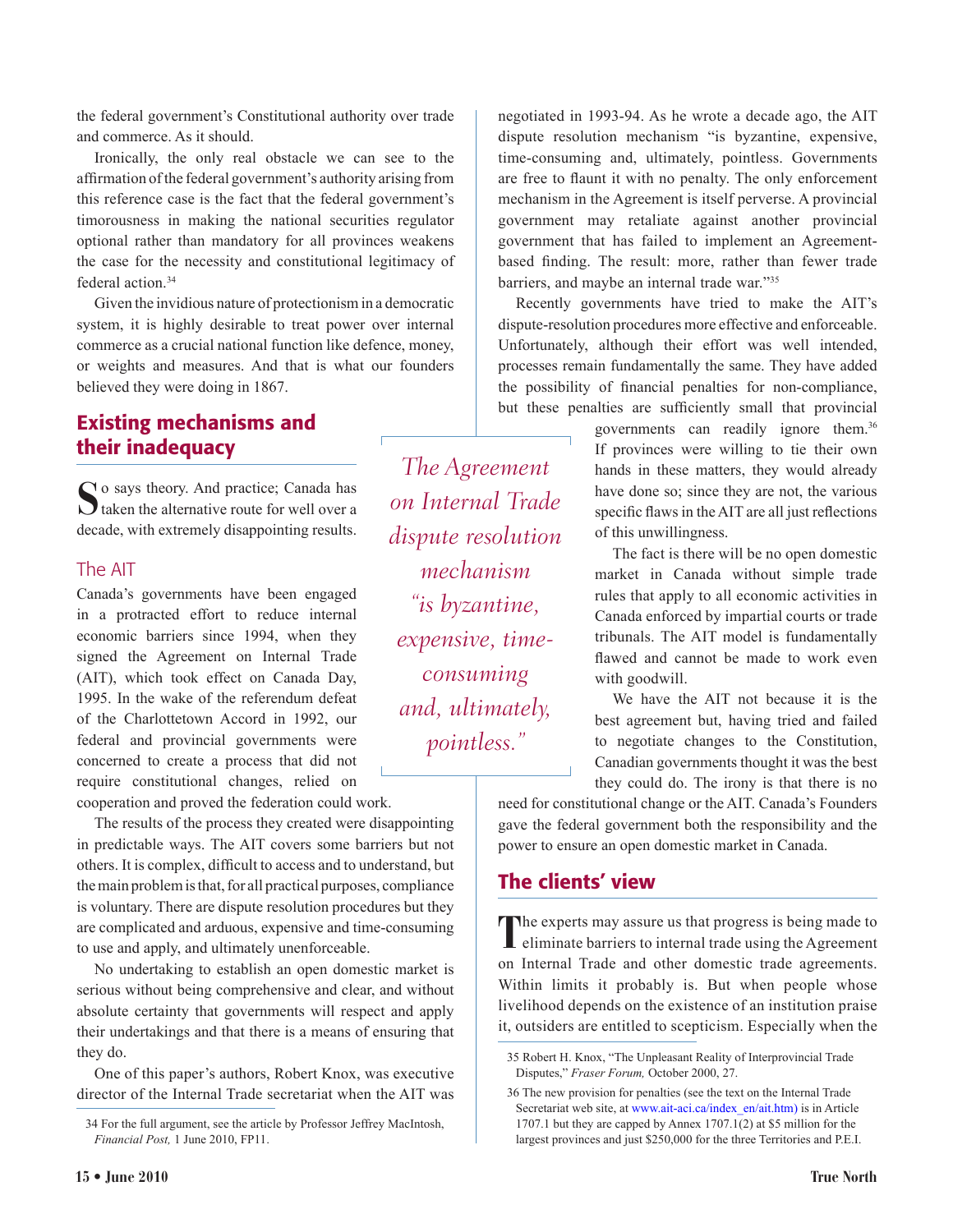the federal government's Constitutional authority over trade and commerce. As it should.

Ironically, the only real obstacle we can see to the affirmation of the federal government's authority arising from this reference case is the fact that the federal government's timorousness in making the national securities regulator optional rather than mandatory for all provinces weakens the case for the necessity and constitutional legitimacy of federal action.[34]

Given the invidious nature of protectionism in a democratic system, it is highly desirable to treat power over internal commerce as a crucial national function like defence, money, or weights and measures. And that is what our founders believed they were doing in 1867.

## Existing mechanisms and their inadequacy

So says theory. And practice; Canada has taken the alternative route for well over a decade, with extremely disappointing results.

### The AIT

Canada's governments have been engaged in a protracted effort to reduce internal economic barriers since 1994, when they signed the Agreement on Internal Trade (AIT), which took effect on Canada Day, 1995. In the wake of the referendum defeat of the Charlottetown Accord in 1992, our federal and provincial governments were concerned to create a process that did not require constitutional changes, relied on cooperation and proved the federation could work.

The results of the process they created were disappointing in predictable ways. The AIT covers some barriers but not others. It is complex, difficult to access and to understand, but the main problem is that, for all practical purposes, compliance is voluntary. There are dispute resolution procedures but they are complicated and arduous, expensive and time-consuming to use and apply, and ultimately unenforceable.

No undertaking to establish an open domestic market is serious without being comprehensive and clear, and without absolute certainty that governments will respect and apply their undertakings and that there is a means of ensuring that they do.

One of this paper's authors, Robert Knox, was executive director of the Internal Trade secretariat when the AIT was negotiated in 1993-94. As he wrote a decade ago, the AIT dispute resolution mechanism "is byzantine, expensive, time-consuming and, ultimately, pointless. Governments are free to flaunt it with no penalty. The only enforcement mechanism in the Agreement is itself perverse. A provincial government may retaliate against another provincial government that has failed to implement an Agreement-based finding. The result: more, rather than fewer trade barriers, and maybe an internal trade war."[35]

*The Agreement on Internal Trade dispute resolution mechanism "is byzantine, expensive, time-consuming and, ultimately, pointless."*

Recently governments have tried to make the AIT's dispute-resolution procedures more effective and enforceable. Unfortunately, although their effort was well intended, processes remain fundamentally the same. They have added the possibility of financial penalties for non-compliance, but these penalties are sufficiently small that provincial governments can readily ignore them.[36] If provinces were willing to tie their own hands in these matters, they would already have done so; since they are not, the various specific flaws in the AIT are all just reflections of this unwillingness.

The fact is there will be no open domestic market in Canada without simple trade rules that apply to all economic activities in Canada enforced by impartial courts or trade tribunals. The AIT model is fundamentally flawed and cannot be made to work even with goodwill.

We have the AIT not because it is the best agreement but, having tried and failed to negotiate changes to the Constitution, Canadian governments thought it was the best they could do. The irony is that there is no need for constitutional change or the AIT. Canada's Founders gave the federal government both the responsibility and the power to ensure an open domestic market in Canada.

## The clients' view

The experts may assure us that progress is being made to eliminate barriers to internal trade using the Agreement on Internal Trade and other domestic trade agreements. Within limits it probably is. But when people whose livelihood depends on the existence of an institution praise it, outsiders are entitled to scepticism. Especially when the

---

34 For the full argument, see the article by Professor Jeffrey MacIntosh, *Financial Post,* 1 June 2010, FP11.

35 Robert H. Knox, "The Unpleasant Reality of Interprovincial Trade Disputes," *Fraser Forum,* October 2000, 27.

36 The new provision for penalties (see the text on the Internal Trade Secretariat web site, at www.ait-aci.ca/index_en/ait.htm) is in Article 1707.1 but they are capped by Annex 1707.1(2) at $5 million for the largest provinces and just $250,000 for the three Territories and P.E.I.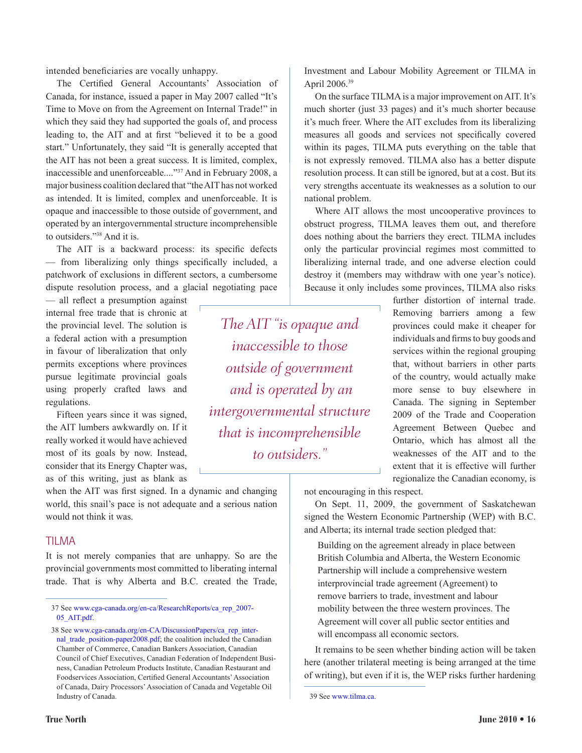intended beneficiaries are vocally unhappy.

The Certified General Accountants' Association of Canada, for instance, issued a paper in May 2007 called "It's Time to Move on from the Agreement on Internal Trade!" in which they said they had supported the goals of, and process leading to, the AIT and at first "believed it to be a good start." Unfortunately, they said "It is generally accepted that the AIT has not been a great success. It is limited, complex, inaccessible and unenforceable...."[37] And in February 2008, a major business coalition declared that "the AIT has not worked as intended. It is limited, complex and unenforceable. It is opaque and inaccessible to those outside of government, and operated by an intergovernmental structure incomprehensible to outsiders."[38] And it is.

The AIT is a backward process: its specific defects — from liberalizing only things specifically included, a patchwork of exclusions in different sectors, a cumbersome dispute resolution process, and a glacial negotiating pace — all reflect a presumption against internal free trade that is chronic at the provincial level. The solution is a federal action with a presumption in favour of liberalization that only permits exceptions where provinces pursue legitimate provincial goals using properly crafted laws and regulations.

> *The AIT "is opaque and inaccessible to those outside of government and is operated by an intergovernmental structure that is incomprehensible to outsiders."*

Fifteen years since it was signed, the AIT lumbers awkwardly on. If it really worked it would have achieved most of its goals by now. Instead, consider that its Energy Chapter was, as of this writing, just as blank as when the AIT was first signed. In a dynamic and changing world, this snail's pace is not adequate and a serious nation would not think it was.

## TILMA

It is not merely companies that are unhappy. So are the provincial governments most committed to liberating internal trade. That is why Alberta and B.C. created the Trade, Investment and Labour Mobility Agreement or TILMA in April 2006.[39]

On the surface TILMA is a major improvement on AIT. It's much shorter (just 33 pages) and it's much shorter because it's much freer. Where the AIT excludes from its liberalizing measures all goods and services not specifically covered within its pages, TILMA puts everything on the table that is not expressly removed. TILMA also has a better dispute resolution process. It can still be ignored, but at a cost. But its very strengths accentuate its weaknesses as a solution to our national problem.

Where AIT allows the most uncooperative provinces to obstruct progress, TILMA leaves them out, and therefore does nothing about the barriers they erect. TILMA includes only the particular provincial regimes most committed to liberalizing internal trade, and one adverse election could destroy it (members may withdraw with one year's notice). Because it only includes some provinces, TILMA also risks further distortion of internal trade. Removing barriers among a few provinces could make it cheaper for individuals and firms to buy goods and services within the regional grouping that, without barriers in other parts of the country, would actually make more sense to buy elsewhere in Canada. The signing in September 2009 of the Trade and Cooperation Agreement Between Quebec and Ontario, which has almost all the weaknesses of the AIT and to the extent that it is effective will further regionalize the Canadian economy, is not encouraging in this respect.

On Sept. 11, 2009, the government of Saskatchewan signed the Western Economic Partnership (WEP) with B.C. and Alberta; its internal trade section pledged that:

> Building on the agreement already in place between British Columbia and Alberta, the Western Economic Partnership will include a comprehensive western interprovincial trade agreement (Agreement) to remove barriers to trade, investment and labour mobility between the three western provinces. The Agreement will cover all public sector entities and will encompass all economic sectors.

It remains to be seen whether binding action will be taken here (another trilateral meeting is being arranged at the time of writing), but even if it is, the WEP risks further hardening

---

37 See www.cga-canada.org/en-ca/ResearchReports/ca_rep_2007-05_AIT.pdf.

38 See www.cga-canada.org/en-CA/DiscussionPapers/ca_rep_internal_trade_position-paper2008.pdf; the coalition included the Canadian Chamber of Commerce, Canadian Bankers Association, Canadian Council of Chief Executives, Canadian Federation of Independent Business, Canadian Petroleum Products Institute, Canadian Restaurant and Foodservices Association, Certified General Accountants' Association of Canada, Dairy Processors' Association of Canada and Vegetable Oil Industry of Canada.

39 See www.tilma.ca.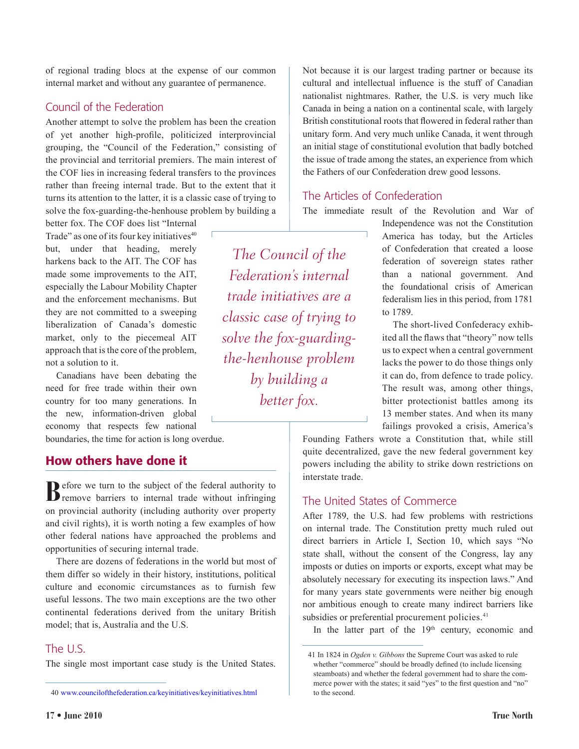of regional trading blocs at the expense of our common internal market and without any guarantee of permanence.

## Council of the Federation

Another attempt to solve the problem has been the creation of yet another high-profile, politicized interprovincial grouping, the "Council of the Federation," consisting of the provincial and territorial premiers. The main interest of the COF lies in increasing federal transfers to the provinces rather than freeing internal trade. But to the extent that it turns its attention to the latter, it is a classic case of trying to solve the fox-guarding-the-henhouse problem by building a better fox. The COF does list "Internal Trade" as one of its four key initiatives[40] but, under that heading, merely harkens back to the AIT. The COF has made some improvements to the AIT, especially the Labour Mobility Chapter and the enforcement mechanisms. But they are not committed to a sweeping liberalization of Canada's domestic market, only to the piecemeal AIT approach that is the core of the problem, not a solution to it.

> *The Council of the Federation's internal trade initiatives are a classic case of trying to solve the fox-guarding-the-henhouse problem by building a better fox.*

Canadians have been debating the need for free trade within their own country for too many generations. In the new, information-driven global economy that respects few national boundaries, the time for action is long overdue.

# How others have done it

Before we turn to the subject of the federal authority to remove barriers to internal trade without infringing on provincial authority (including authority over property and civil rights), it is worth noting a few examples of how other federal nations have approached the problems and opportunities of securing internal trade.

There are dozens of federations in the world but most of them differ so widely in their history, institutions, political culture and economic circumstances as to furnish few useful lessons. The two main exceptions are the two other continental federations derived from the unitary British model; that is, Australia and the U.S.

## The U.S.

The single most important case study is the United States. Not because it is our largest trading partner or because its cultural and intellectual influence is the stuff of Canadian nationalist nightmares. Rather, the U.S. is very much like Canada in being a nation on a continental scale, with largely British constitutional roots that flowered in federal rather than unitary form. And very much unlike Canada, it went through an initial stage of constitutional evolution that badly botched the issue of trade among the states, an experience from which the Fathers of our Confederation drew good lessons.

## The Articles of Confederation

The immediate result of the Revolution and War of Independence was not the Constitution America has today, but the Articles of Confederation that created a loose federation of sovereign states rather than a national government. And the foundational crisis of American federalism lies in this period, from 1781 to 1789.

The short-lived Confederacy exhibited all the flaws that "theory" now tells us to expect when a central government lacks the power to do those things only it can do, from defence to trade policy. The result was, among other things, bitter protectionist battles among its 13 member states. And when its many failings provoked a crisis, America's Founding Fathers wrote a Constitution that, while still quite decentralized, gave the new federal government key powers including the ability to strike down restrictions on interstate trade.

## The United States of Commerce

After 1789, the U.S. had few problems with restrictions on internal trade. The Constitution pretty much ruled out direct barriers in Article I, Section 10, which says "No state shall, without the consent of the Congress, lay any imposts or duties on imports or exports, except what may be absolutely necessary for executing its inspection laws." And for many years state governments were neither big enough nor ambitious enough to create many indirect barriers like subsidies or preferential procurement policies.[41]

In the latter part of the 19th century, economic and

---

40 www.councilofthefederation.ca/keyinitiatives/keyinitiatives.html

41 In 1824 in *Ogden v. Gibbons* the Supreme Court was asked to rule whether "commerce" should be broadly defined (to include licensing steamboats) and whether the federal government had to share the commerce power with the states; it said "yes" to the first question and "no" to the second.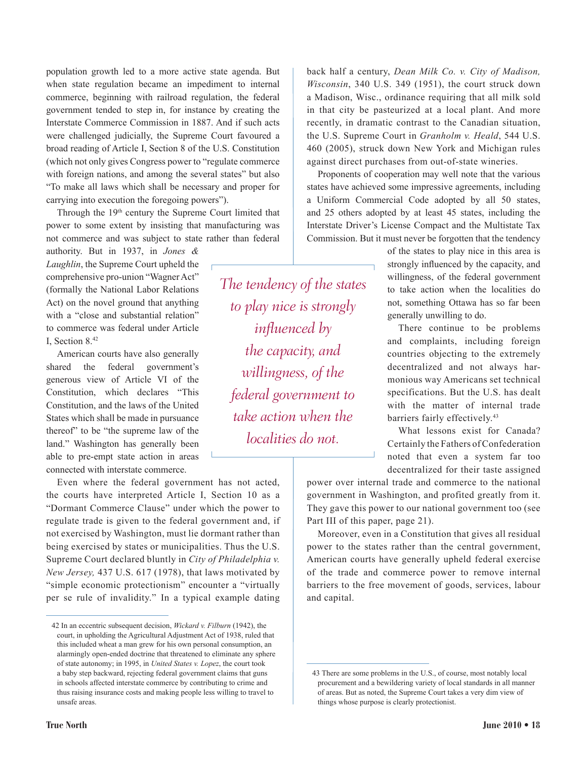population growth led to a more active state agenda. But when state regulation became an impediment to internal commerce, beginning with railroad regulation, the federal government tended to step in, for instance by creating the Interstate Commerce Commission in 1887. And if such acts were challenged judicially, the Supreme Court favoured a broad reading of Article I, Section 8 of the U.S. Constitution (which not only gives Congress power to "regulate commerce with foreign nations, and among the several states" but also "To make all laws which shall be necessary and proper for carrying into execution the foregoing powers").

Through the 19th century the Supreme Court limited that power to some extent by insisting that manufacturing was not commerce and was subject to state rather than federal authority. But in 1937, in *Jones & Laughlin*, the Supreme Court upheld the comprehensive pro-union "Wagner Act" (formally the National Labor Relations Act) on the novel ground that anything with a "close and substantial relation" to commerce was federal under Article I, Section 8.[42]

American courts have also generally shared the federal government's generous view of Article VI of the Constitution, which declares "This Constitution, and the laws of the United States which shall be made in pursuance thereof" to be "the supreme law of the land." Washington has generally been able to pre-empt state action in areas connected with interstate commerce.

Even where the federal government has not acted, the courts have interpreted Article I, Section 10 as a "Dormant Commerce Clause" under which the power to regulate trade is given to the federal government and, if not exercised by Washington, must lie dormant rather than being exercised by states or municipalities. Thus the U.S. Supreme Court declared bluntly in *City of Philadelphia v. New Jersey,* 437 U.S. 617 (1978), that laws motivated by "simple economic protectionism" encounter a "virtually per se rule of invalidity." In a typical example dating back half a century, *Dean Milk Co. v. City of Madison, Wisconsin*, 340 U.S. 349 (1951), the court struck down a Madison, Wisc., ordinance requiring that all milk sold in that city be pasteurized at a local plant. And more recently, in dramatic contrast to the Canadian situation, the U.S. Supreme Court in *Granholm v. Heald*, 544 U.S. 460 (2005), struck down New York and Michigan rules against direct purchases from out-of-state wineries.

Proponents of cooperation may well note that the various states have achieved some impressive agreements, including a Uniform Commercial Code adopted by all 50 states, and 25 others adopted by at least 45 states, including the Interstate Driver's License Compact and the Multistate Tax Commission. But it must never be forgotten that the tendency of the states to play nice in this area is strongly influenced by the capacity, and willingness, of the federal government to take action when the localities do not, something Ottawa has so far been generally unwilling to do.

> *The tendency of the states to play nice is strongly influenced by the capacity, and willingness, of the federal government to take action when the localities do not.*

There continue to be problems and complaints, including foreign countries objecting to the extremely decentralized and not always harmonious way Americans set technical specifications. But the U.S. has dealt with the matter of internal trade barriers fairly effectively.[43]

What lessons exist for Canada? Certainly the Fathers of Confederation noted that even a system far too decentralized for their taste assigned power over internal trade and commerce to the national government in Washington, and profited greatly from it. They gave this power to our national government too (see Part III of this paper, page 21).

Moreover, even in a Constitution that gives all residual power to the states rather than the central government, American courts have generally upheld federal exercise of the trade and commerce power to remove internal barriers to the free movement of goods, services, labour and capital.

---

42 In an eccentric subsequent decision, *Wickard v. Filburn* (1942), the court, in upholding the Agricultural Adjustment Act of 1938, ruled that this included wheat a man grew for his own personal consumption, an alarmingly open-ended doctrine that threatened to eliminate any sphere of state autonomy; in 1995, in *United States v. Lopez*, the court took a baby step backward, rejecting federal government claims that guns in schools affected interstate commerce by contributing to crime and thus raising insurance costs and making people less willing to travel to unsafe areas.

43 There are some problems in the U.S., of course, most notably local procurement and a bewildering variety of local standards in all manner of areas. But as noted, the Supreme Court takes a very dim view of things whose purpose is clearly protectionist.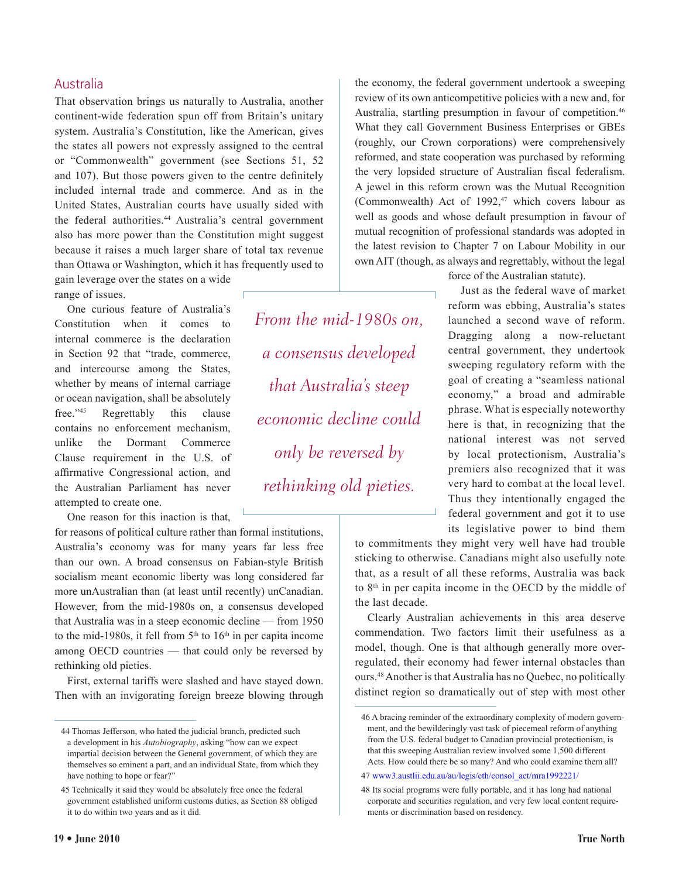## Australia

That observation brings us naturally to Australia, another continent-wide federation spun off from Britain's unitary system. Australia's Constitution, like the American, gives the states all powers not expressly assigned to the central or "Commonwealth" government (see Sections 51, 52 and 107). But those powers given to the centre definitely included internal trade and commerce. And as in the United States, Australian courts have usually sided with the federal authorities.[44] Australia's central government also has more power than the Constitution might suggest because it raises a much larger share of total tax revenue than Ottawa or Washington, which it has frequently used to gain leverage over the states on a wide range of issues.

One curious feature of Australia's Constitution when it comes to internal commerce is the declaration in Section 92 that "trade, commerce, and intercourse among the States, whether by means of internal carriage or ocean navigation, shall be absolutely free."[45] Regrettably this clause contains no enforcement mechanism, unlike the Dormant Commerce Clause requirement in the U.S. of affirmative Congressional action, and the Australian Parliament has never attempted to create one.

One reason for this inaction is that, for reasons of political culture rather than formal institutions, Australia's economy was for many years far less free than our own. A broad consensus on Fabian-style British socialism meant economic liberty was long considered far more unAustralian than (at least until recently) unCanadian. However, from the mid-1980s on, a consensus developed that Australia was in a steep economic decline — from 1950 to the mid-1980s, it fell from 5th to 16th in per capita income among OECD countries — that could only be reversed by rethinking old pieties.

First, external tariffs were slashed and have stayed down. Then with an invigorating foreign breeze blowing through the economy, the federal government undertook a sweeping review of its own anticompetitive policies with a new and, for Australia, startling presumption in favour of competition.[46] What they call Government Business Enterprises or GBEs (roughly, our Crown corporations) were comprehensively reformed, and state cooperation was purchased by reforming the very lopsided structure of Australian fiscal federalism. A jewel in this reform crown was the Mutual Recognition (Commonwealth) Act of 1992,[47] which covers labour as well as goods and whose default presumption in favour of mutual recognition of professional standards was adopted in the latest revision to Chapter 7 on Labour Mobility in our own AIT (though, as always and regrettably, without the legal force of the Australian statute).

> *From the mid-1980s on, a consensus developed that Australia's steep economic decline could only be reversed by rethinking old pieties.*

Just as the federal wave of market reform was ebbing, Australia's states launched a second wave of reform. Dragging along a now-reluctant central government, they undertook sweeping regulatory reform with the goal of creating a "seamless national economy," a broad and admirable phrase. What is especially noteworthy here is that, in recognizing that the national interest was not served by local protectionism, Australia's premiers also recognized that it was very hard to combat at the local level. Thus they intentionally engaged the federal government and got it to use its legislative power to bind them to commitments they might very well have had trouble sticking to otherwise. Canadians might also usefully note that, as a result of all these reforms, Australia was back to 8th in per capita income in the OECD by the middle of the last decade.

Clearly Australian achievements in this area deserve commendation. Two factors limit their usefulness as a model, though. One is that although generally more over-regulated, their economy had fewer internal obstacles than ours.[48] Another is that Australia has no Quebec, no politically distinct region so dramatically out of step with most other

---

44 Thomas Jefferson, who hated the judicial branch, predicted such a development in his *Autobiography*, asking "how can we expect impartial decision between the General government, of which they are themselves so eminent a part, and an individual State, from which they have nothing to hope or fear?"

45 Technically it said they would be absolutely free once the federal government established uniform customs duties, as Section 88 obliged it to do within two years and as it did.

46 A bracing reminder of the extraordinary complexity of modern government, and the bewilderingly vast task of piecemeal reform of anything from the U.S. federal budget to Canadian provincial protectionism, is that this sweeping Australian review involved some 1,500 different Acts. How could there be so many? And who could examine them all?

47 www3.austlii.edu.au/au/legis/cth/consol_act/mra1992221/

48 Its social programs were fully portable, and it has long had national corporate and securities regulation, and very few local content requirements or discrimination based on residency.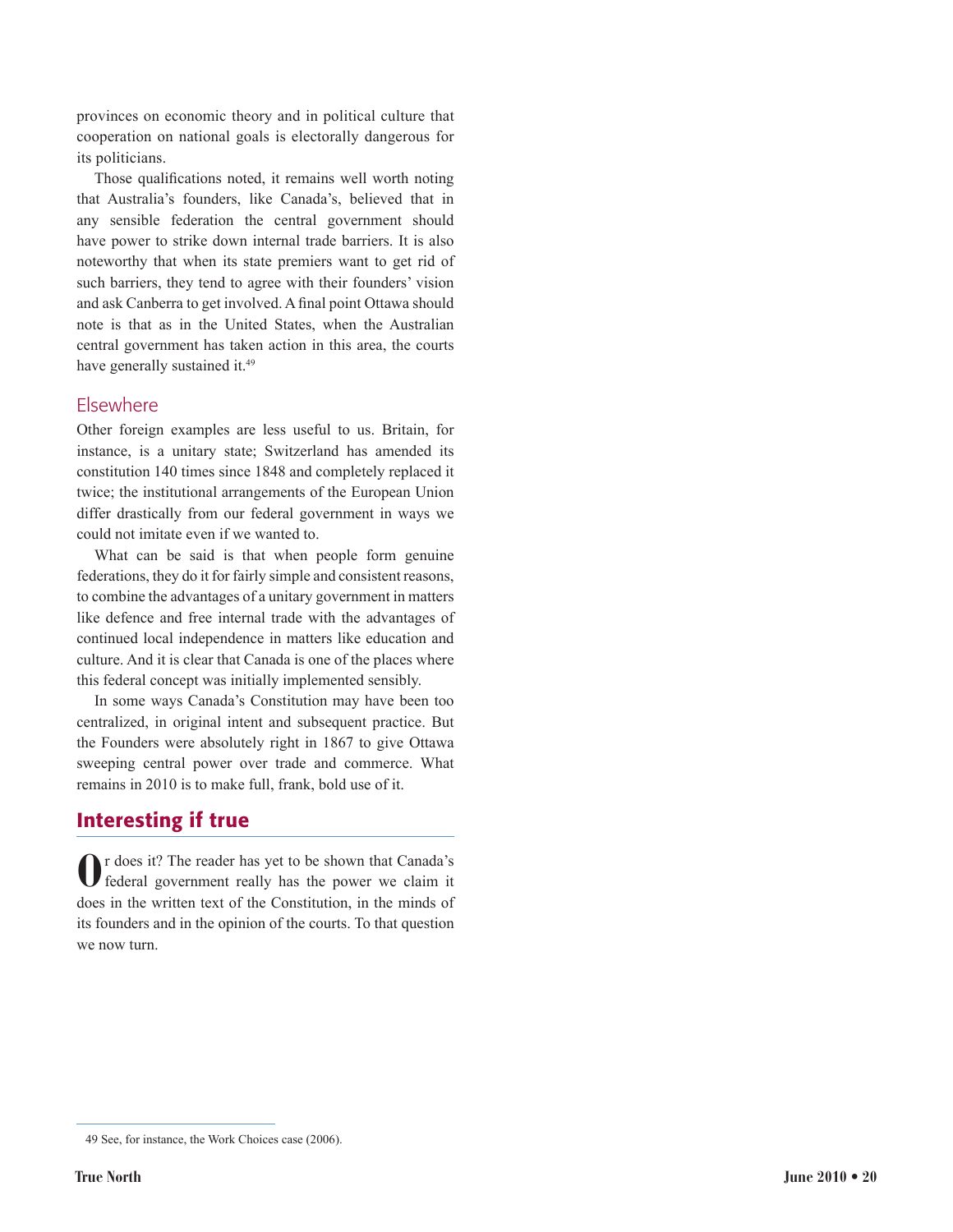provinces on economic theory and in political culture that cooperation on national goals is electorally dangerous for its politicians.

Those qualifications noted, it remains well worth noting that Australia's founders, like Canada's, believed that in any sensible federation the central government should have power to strike down internal trade barriers. It is also noteworthy that when its state premiers want to get rid of such barriers, they tend to agree with their founders' vision and ask Canberra to get involved. A final point Ottawa should note is that as in the United States, when the Australian central government has taken action in this area, the courts have generally sustained it.[49]

### Elsewhere

Other foreign examples are less useful to us. Britain, for instance, is a unitary state; Switzerland has amended its constitution 140 times since 1848 and completely replaced it twice; the institutional arrangements of the European Union differ drastically from our federal government in ways we could not imitate even if we wanted to.

What can be said is that when people form genuine federations, they do it for fairly simple and consistent reasons, to combine the advantages of a unitary government in matters like defence and free internal trade with the advantages of continued local independence in matters like education and culture. And it is clear that Canada is one of the places where this federal concept was initially implemented sensibly.

In some ways Canada's Constitution may have been too centralized, in original intent and subsequent practice. But the Founders were absolutely right in 1867 to give Ottawa sweeping central power over trade and commerce. What remains in 2010 is to make full, frank, bold use of it.

## Interesting if true

Or does it? The reader has yet to be shown that Canada's federal government really has the power we claim it does in the written text of the Constitution, in the minds of its founders and in the opinion of the courts. To that question we now turn.

49 See, for instance, the Work Choices case (2006).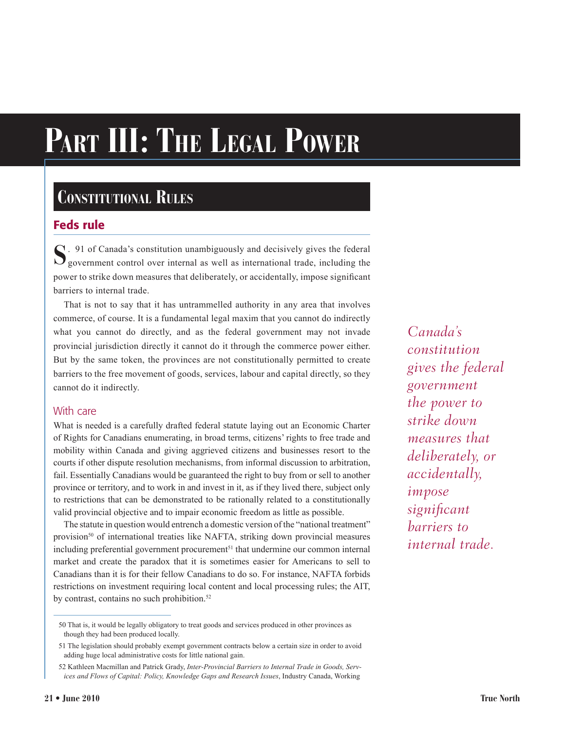# Part III: The Legal Power

## Constitutional Rules

### Feds rule

S. 91 of Canada's constitution unambiguously and decisively gives the federal government control over internal as well as international trade, including the power to strike down measures that deliberately, or accidentally, impose significant barriers to internal trade.

That is not to say that it has untrammelled authority in any area that involves commerce, of course. It is a fundamental legal maxim that you cannot do indirectly what you cannot do directly, and as the federal government may not invade provincial jurisdiction directly it cannot do it through the commerce power either. But by the same token, the provinces are not constitutionally permitted to create barriers to the free movement of goods, services, labour and capital directly, so they cannot do it indirectly.

*Canada's constitution gives the federal government the power to strike down measures that deliberately, or accidentally, impose significant barriers to internal trade.*

#### With care

What is needed is a carefully drafted federal statute laying out an Economic Charter of Rights for Canadians enumerating, in broad terms, citizens' rights to free trade and mobility within Canada and giving aggrieved citizens and businesses resort to the courts if other dispute resolution mechanisms, from informal discussion to arbitration, fail. Essentially Canadians would be guaranteed the right to buy from or sell to another province or territory, and to work in and invest in it, as if they lived there, subject only to restrictions that can be demonstrated to be rationally related to a constitutionally valid provincial objective and to impair economic freedom as little as possible.

The statute in question would entrench a domestic version of the "national treatment" provision[50] of international treaties like NAFTA, striking down provincial measures including preferential government procurement[51] that undermine our common internal market and create the paradox that it is sometimes easier for Americans to sell to Canadians than it is for their fellow Canadians to do so. For instance, NAFTA forbids restrictions on investment requiring local content and local processing rules; the AIT, by contrast, contains no such prohibition.[52]

---

50 That is, it would be legally obligatory to treat goods and services produced in other provinces as though they had been produced locally.

51 The legislation should probably exempt government contracts below a certain size in order to avoid adding huge local administrative costs for little national gain.

52 Kathleen Macmillan and Patrick Grady, *Inter-Provincial Barriers to Internal Trade in Goods, Services and Flows of Capital: Policy, Knowledge Gaps and Research Issues*, Industry Canada, Working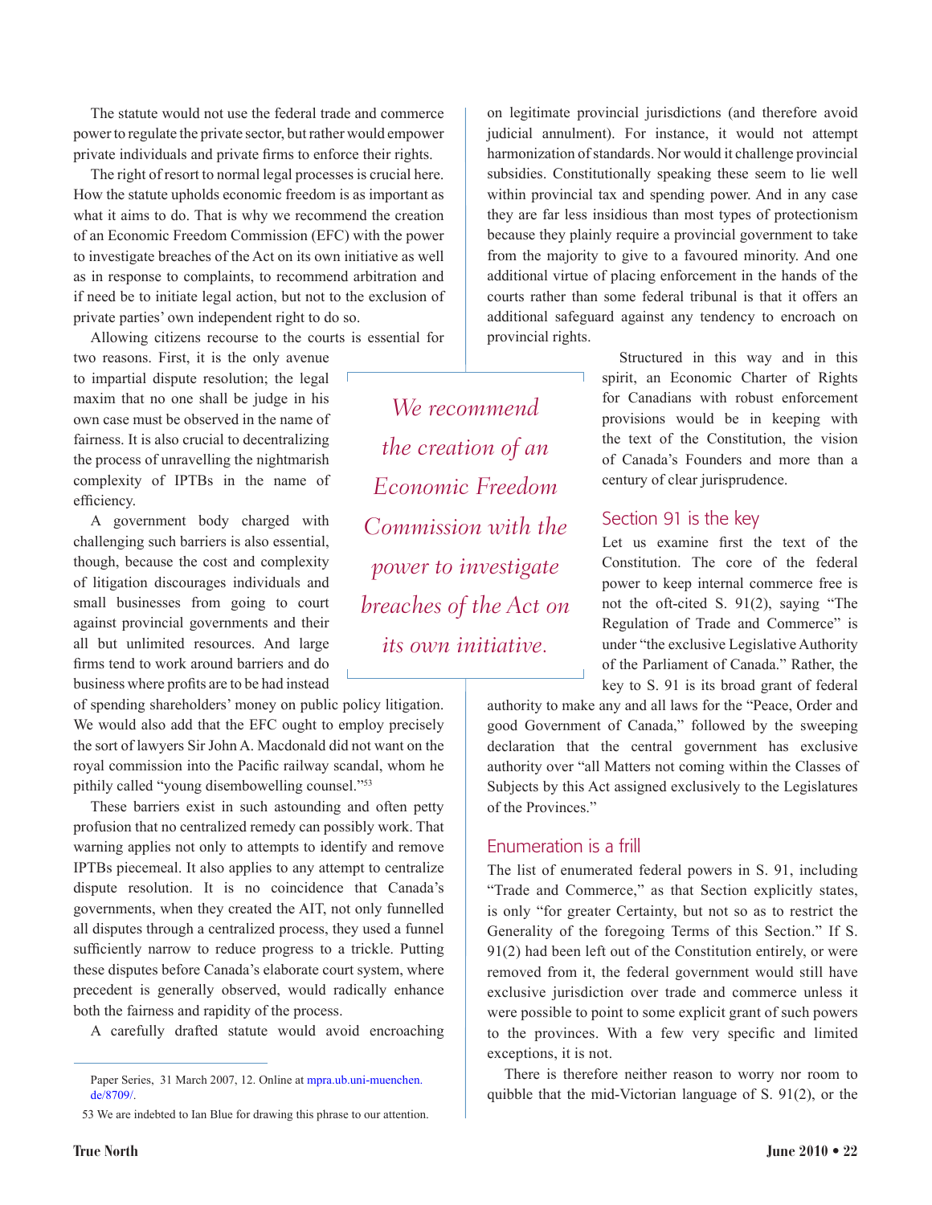The statute would not use the federal trade and commerce power to regulate the private sector, but rather would empower private individuals and private firms to enforce their rights.

The right of resort to normal legal processes is crucial here. How the statute upholds economic freedom is as important as what it aims to do. That is why we recommend the creation of an Economic Freedom Commission (EFC) with the power to investigate breaches of the Act on its own initiative as well as in response to complaints, to recommend arbitration and if need be to initiate legal action, but not to the exclusion of private parties' own independent right to do so.

Allowing citizens recourse to the courts is essential for two reasons. First, it is the only avenue to impartial dispute resolution; the legal maxim that no one shall be judge in his own case must be observed in the name of fairness. It is also crucial to decentralizing the process of unravelling the nightmarish complexity of IPTBs in the name of efficiency.

A government body charged with challenging such barriers is also essential, though, because the cost and complexity of litigation discourages individuals and small businesses from going to court against provincial governments and their all but unlimited resources. And large firms tend to work around barriers and do business where profits are to be had instead of spending shareholders' money on public policy litigation. We would also add that the EFC ought to employ precisely the sort of lawyers Sir John A. Macdonald did not want on the royal commission into the Pacific railway scandal, whom he pithily called "young disembowelling counsel."[53]

> *We recommend the creation of an Economic Freedom Commission with the power to investigate breaches of the Act on its own initiative.*

These barriers exist in such astounding and often petty profusion that no centralized remedy can possibly work. That warning applies not only to attempts to identify and remove IPTBs piecemeal. It also applies to any attempt to centralize dispute resolution. It is no coincidence that Canada's governments, when they created the AIT, not only funnelled all disputes through a centralized process, they used a funnel sufficiently narrow to reduce progress to a trickle. Putting these disputes before Canada's elaborate court system, where precedent is generally observed, would radically enhance both the fairness and rapidity of the process.

A carefully drafted statute would avoid encroaching on legitimate provincial jurisdictions (and therefore avoid judicial annulment). For instance, it would not attempt harmonization of standards. Nor would it challenge provincial subsidies. Constitutionally speaking these seem to lie well within provincial tax and spending power. And in any case they are far less insidious than most types of protectionism because they plainly require a provincial government to take from the majority to give to a favoured minority. And one additional virtue of placing enforcement in the hands of the courts rather than some federal tribunal is that it offers an additional safeguard against any tendency to encroach on provincial rights.

Structured in this way and in this spirit, an Economic Charter of Rights for Canadians with robust enforcement provisions would be in keeping with the text of the Constitution, the vision of Canada's Founders and more than a century of clear jurisprudence.

## Section 91 is the key

Let us examine first the text of the Constitution. The core of the federal power to keep internal commerce free is not the oft-cited S. 91(2), saying "The Regulation of Trade and Commerce" is under "the exclusive Legislative Authority of the Parliament of Canada." Rather, the key to S. 91 is its broad grant of federal authority to make any and all laws for the "Peace, Order and good Government of Canada," followed by the sweeping declaration that the central government has exclusive authority over "all Matters not coming within the Classes of Subjects by this Act assigned exclusively to the Legislatures of the Provinces."

## Enumeration is a frill

The list of enumerated federal powers in S. 91, including "Trade and Commerce," as that Section explicitly states, is only "for greater Certainty, but not so as to restrict the Generality of the foregoing Terms of this Section." If S. 91(2) had been left out of the Constitution entirely, or were removed from it, the federal government would still have exclusive jurisdiction over trade and commerce unless it were possible to point to some explicit grant of such powers to the provinces. With a few very specific and limited exceptions, it is not.

There is therefore neither reason to worry nor room to quibble that the mid-Victorian language of S. 91(2), or the

---

Paper Series, 31 March 2007, 12. Online at mpra.ub.uni-muenchen.de/8709/.

53 We are indebted to Ian Blue for drawing this phrase to our attention.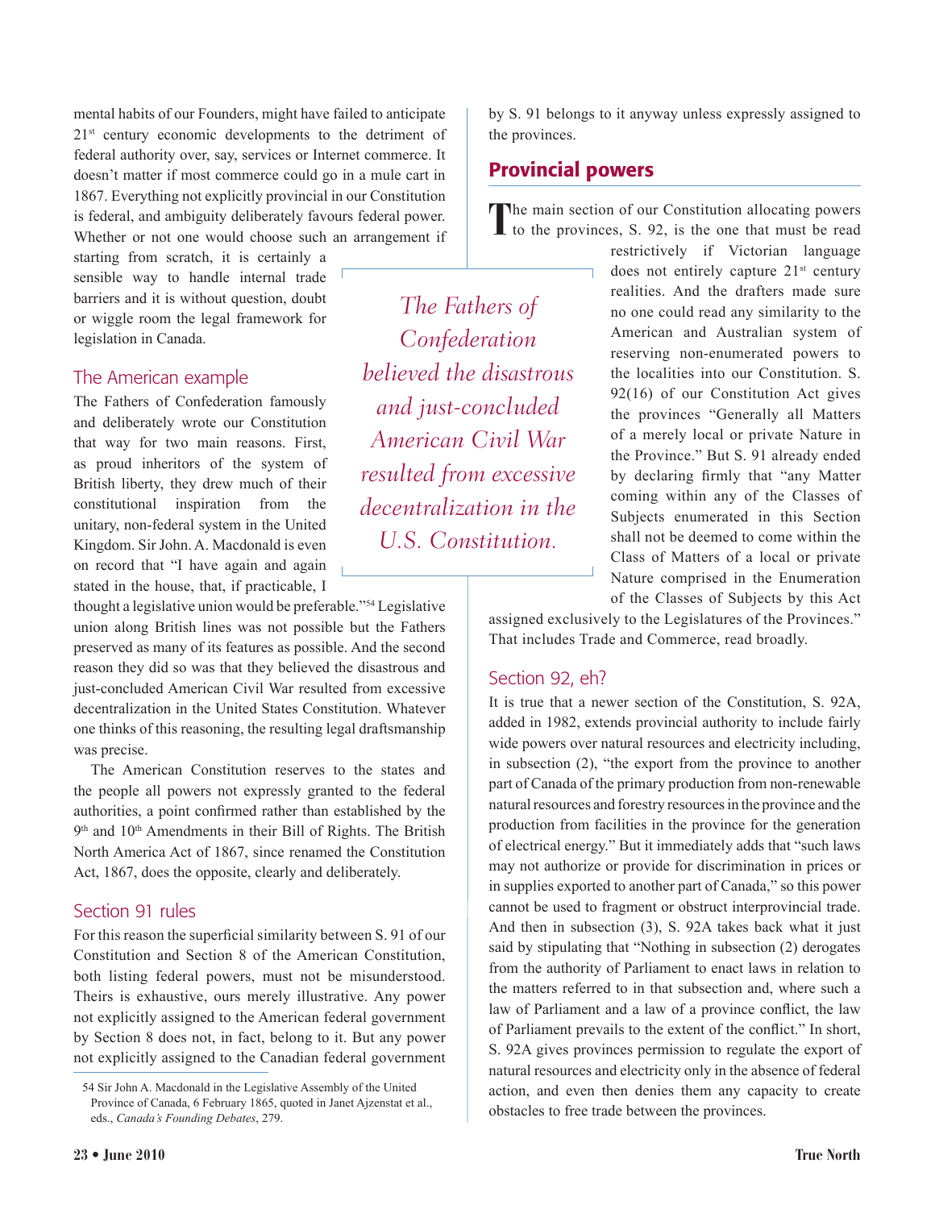mental habits of our Founders, might have failed to anticipate 21st century economic developments to the detriment of federal authority over, say, services or Internet commerce. It doesn't matter if most commerce could go in a mule cart in 1867. Everything not explicitly provincial in our Constitution is federal, and ambiguity deliberately favours federal power. Whether or not one would choose such an arrangement if starting from scratch, it is certainly a sensible way to handle internal trade barriers and it is without question, doubt or wiggle room the legal framework for legislation in Canada.

### The American example

The Fathers of Confederation famously and deliberately wrote our Constitution that way for two main reasons. First, as proud inheritors of the system of British liberty, they drew much of their constitutional inspiration from the unitary, non-federal system in the United Kingdom. Sir John. A. Macdonald is even on record that "I have again and again stated in the house, that, if practicable, I thought a legislative union would be preferable."[54] Legislative union along British lines was not possible but the Fathers preserved as many of its features as possible. And the second reason they did so was that they believed the disastrous and just-concluded American Civil War resulted from excessive decentralization in the United States Constitution. Whatever one thinks of this reasoning, the resulting legal draftsmanship was precise.

The American Constitution reserves to the states and the people all powers not expressly granted to the federal authorities, a point confirmed rather than established by the 9th and 10th Amendments in their Bill of Rights. The British North America Act of 1867, since renamed the Constitution Act, 1867, does the opposite, clearly and deliberately.

*The Fathers of Confederation believed the disastrous and just-concluded American Civil War resulted from excessive decentralization in the U.S. Constitution.*

### Section 91 rules

For this reason the superficial similarity between S. 91 of our Constitution and Section 8 of the American Constitution, both listing federal powers, must not be misunderstood. Theirs is exhaustive, ours merely illustrative. Any power not explicitly assigned to the American federal government by Section 8 does not, in fact, belong to it. But any power not explicitly assigned to the Canadian federal government by S. 91 belongs to it anyway unless expressly assigned to the provinces.

## Provincial powers

The main section of our Constitution allocating powers to the provinces, S. 92, is the one that must be read restrictively if Victorian language does not entirely capture 21st century realities. And the drafters made sure no one could read any similarity to the American and Australian system of reserving non-enumerated powers to the localities into our Constitution. S. 92(16) of our Constitution Act gives the provinces "Generally all Matters of a merely local or private Nature in the Province." But S. 91 already ended by declaring firmly that "any Matter coming within any of the Classes of Subjects enumerated in this Section shall not be deemed to come within the Class of Matters of a local or private Nature comprised in the Enumeration of the Classes of Subjects by this Act assigned exclusively to the Legislatures of the Provinces." That includes Trade and Commerce, read broadly.

### Section 92, eh?

It is true that a newer section of the Constitution, S. 92A, added in 1982, extends provincial authority to include fairly wide powers over natural resources and electricity including, in subsection (2), "the export from the province to another part of Canada of the primary production from non-renewable natural resources and forestry resources in the province and the production from facilities in the province for the generation of electrical energy." But it immediately adds that "such laws may not authorize or provide for discrimination in prices or in supplies exported to another part of Canada," so this power cannot be used to fragment or obstruct interprovincial trade. And then in subsection (3), S. 92A takes back what it just said by stipulating that "Nothing in subsection (2) derogates from the authority of Parliament to enact laws in relation to the matters referred to in that subsection and, where such a law of Parliament and a law of a province conflict, the law of Parliament prevails to the extent of the conflict." In short, S. 92A gives provinces permission to regulate the export of natural resources and electricity only in the absence of federal action, and even then denies them any capacity to create obstacles to free trade between the provinces.

54 Sir John A. Macdonald in the Legislative Assembly of the United Province of Canada, 6 February 1865, quoted in Janet Ajzenstat et al., eds., *Canada's Founding Debates*, 279.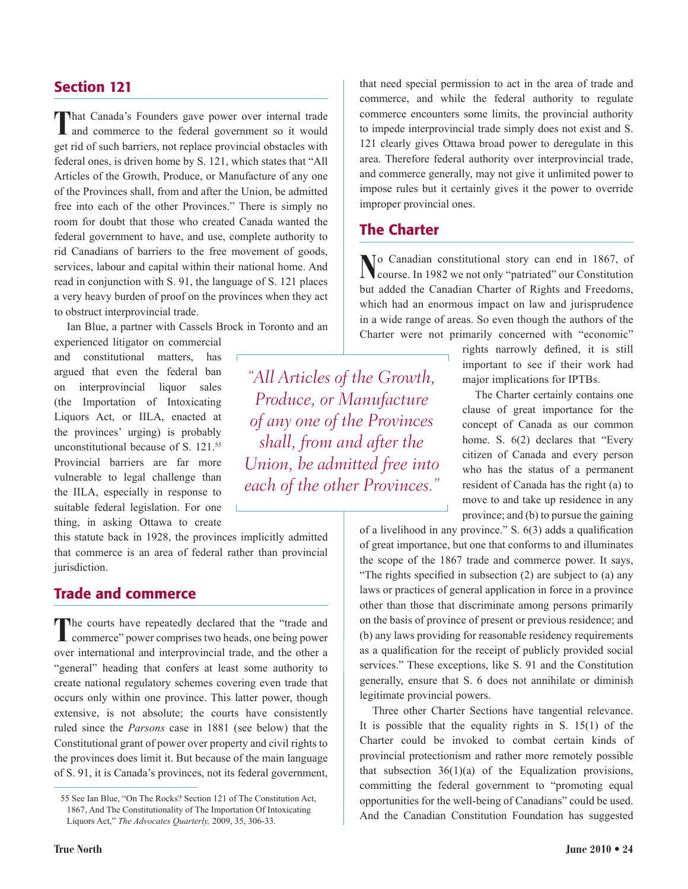## Section 121

That Canada's Founders gave power over internal trade and commerce to the federal government so it would get rid of such barriers, not replace provincial obstacles with federal ones, is driven home by S. 121, which states that "All Articles of the Growth, Produce, or Manufacture of any one of the Provinces shall, from and after the Union, be admitted free into each of the other Provinces." There is simply no room for doubt that those who created Canada wanted the federal government to have, and use, complete authority to rid Canadians of barriers to the free movement of goods, services, labour and capital within their national home. And read in conjunction with S. 91, the language of S. 121 places a very heavy burden of proof on the provinces when they act to obstruct interprovincial trade.

Ian Blue, a partner with Cassels Brock in Toronto and an experienced litigator on commercial and constitutional matters, has argued that even the federal ban on interprovincial liquor sales (the Importation of Intoxicating Liquors Act, or IILA, enacted at the provinces' urging) is probably unconstitutional because of S. 121.[55] Provincial barriers are far more vulnerable to legal challenge than the IILA, especially in response to suitable federal legislation. For one thing, in asking Ottawa to create this statute back in 1928, the provinces implicitly admitted that commerce is an area of federal rather than provincial jurisdiction.

> *"All Articles of the Growth, Produce, or Manufacture of any one of the Provinces shall, from and after the Union, be admitted free into each of the other Provinces."*

## Trade and commerce

The courts have repeatedly declared that the "trade and commerce" power comprises two heads, one being power over international and interprovincial trade, and the other a "general" heading that confers at least some authority to create national regulatory schemes covering even trade that occurs only within one province. This latter power, though extensive, is not absolute; the courts have consistently ruled since the *Parsons* case in 1881 (see below) that the Constitutional grant of power over property and civil rights to the provinces does limit it. But because of the main language of S. 91, it is Canada's provinces, not its federal government, that need special permission to act in the area of trade and commerce, and while the federal authority to regulate commerce encounters some limits, the provincial authority to impede interprovincial trade simply does not exist and S. 121 clearly gives Ottawa broad power to deregulate in this area. Therefore federal authority over interprovincial trade, and commerce generally, may not give it unlimited power to impose rules but it certainly gives it the power to override improper provincial ones.

## The Charter

No Canadian constitutional story can end in 1867, of course. In 1982 we not only "patriated" our Constitution but added the Canadian Charter of Rights and Freedoms, which had an enormous impact on law and jurisprudence in a wide range of areas. So even though the authors of the Charter were not primarily concerned with "economic" rights narrowly defined, it is still important to see if their work had major implications for IPTBs.

The Charter certainly contains one clause of great importance for the concept of Canada as our common home. S. 6(2) declares that "Every citizen of Canada and every person who has the status of a permanent resident of Canada has the right (a) to move to and take up residence in any province; and (b) to pursue the gaining of a livelihood in any province." S. 6(3) adds a qualification of great importance, but one that conforms to and illuminates the scope of the 1867 trade and commerce power. It says, "The rights specified in subsection (2) are subject to (a) any laws or practices of general application in force in a province other than those that discriminate among persons primarily on the basis of province of present or previous residence; and (b) any laws providing for reasonable residency requirements as a qualification for the receipt of publicly provided social services." These exceptions, like S. 91 and the Constitution generally, ensure that S. 6 does not annihilate or diminish legitimate provincial powers.

Three other Charter Sections have tangential relevance. It is possible that the equality rights in S. 15(1) of the Charter could be invoked to combat certain kinds of provincial protectionism and rather more remotely possible that subsection 36(1)(a) of the Equalization provisions, committing the federal government to "promoting equal opportunities for the well-being of Canadians" could be used. And the Canadian Constitution Foundation has suggested

---

55 See Ian Blue, "On The Rocks? Section 121 of The Constitution Act, 1867, And The Constitutionality of The Importation Of Intoxicating Liquors Act," *The Advocates Quarterly,* 2009, 35, 306-33.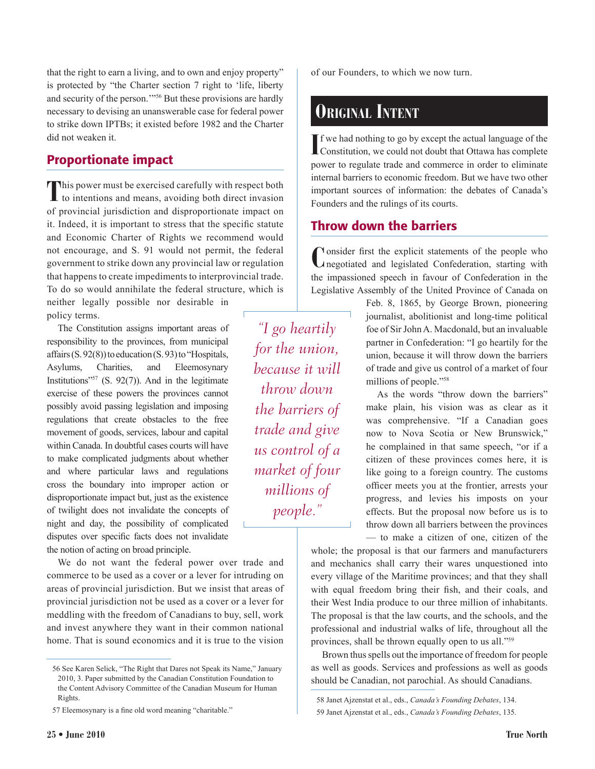that the right to earn a living, and to own and enjoy property" is protected by "the Charter section 7 right to 'life, liberty and security of the person.'"[56] But these provisions are hardly necessary to devising an unanswerable case for federal power to strike down IPTBs; it existed before 1982 and the Charter did not weaken it.

## Proportionate impact

This power must be exercised carefully with respect both to intentions and means, avoiding both direct invasion of provincial jurisdiction and disproportionate impact on it. Indeed, it is important to stress that the specific statute and Economic Charter of Rights we recommend would not encourage, and S. 91 would not permit, the federal government to strike down any provincial law or regulation that happens to create impediments to interprovincial trade. To do so would annihilate the federal structure, which is neither legally possible nor desirable in policy terms.

The Constitution assigns important areas of responsibility to the provinces, from municipal affairs (S. 92(8)) to education (S. 93) to "Hospitals, Asylums, Charities, and Eleemosynary Institutions"[57] (S. 92(7)). And in the legitimate exercise of these powers the provinces cannot possibly avoid passing legislation and imposing regulations that create obstacles to the free movement of goods, services, labour and capital within Canada. In doubtful cases courts will have to make complicated judgments about whether and where particular laws and regulations cross the boundary into improper action or disproportionate impact but, just as the existence of twilight does not invalidate the concepts of night and day, the possibility of complicated disputes over specific facts does not invalidate the notion of acting on broad principle.

We do not want the federal power over trade and commerce to be used as a cover or a lever for intruding on areas of provincial jurisdiction. But we insist that areas of provincial jurisdiction not be used as a cover or a lever for meddling with the freedom of Canadians to buy, sell, work and invest anywhere they want in their common national home. That is sound economics and it is true to the vision of our Founders, to which we now turn.

56 See Karen Selick, "The Right that Dares not Speak its Name," January 2010, 3. Paper submitted by the Canadian Constitution Foundation to the Content Advisory Committee of the Canadian Museum for Human Rights.

57 Eleemosynary is a fine old word meaning "charitable."

# Original Intent

If we had nothing to go by except the actual language of the Constitution, we could not doubt that Ottawa has complete power to regulate trade and commerce in order to eliminate internal barriers to economic freedom. But we have two other important sources of information: the debates of Canada's Founders and the rulings of its courts.

## Throw down the barriers

Consider first the explicit statements of the people who negotiated and legislated Confederation, starting with the impassioned speech in favour of Confederation in the Legislative Assembly of the United Province of Canada on Feb. 8, 1865, by George Brown, pioneering journalist, abolitionist and long-time political foe of Sir John A. Macdonald, but an invaluable partner in Confederation: "I go heartily for the union, because it will throw down the barriers of trade and give us control of a market of four millions of people."[58]

*"I go heartily for the union, because it will throw down the barriers of trade and give us control of a market of four millions of people."*

As the words "throw down the barriers" make plain, his vision was as clear as it was comprehensive. "If a Canadian goes now to Nova Scotia or New Brunswick," he complained in that same speech, "or if a citizen of these provinces comes here, it is like going to a foreign country. The customs officer meets you at the frontier, arrests your progress, and levies his imposts on your effects. But the proposal now before us is to throw down all barriers between the provinces — to make a citizen of one, citizen of the whole; the proposal is that our farmers and manufacturers and mechanics shall carry their wares unquestioned into every village of the Maritime provinces; and that they shall with equal freedom bring their fish, and their coals, and their West India produce to our three million of inhabitants. The proposal is that the law courts, and the schools, and the professional and industrial walks of life, throughout all the provinces, shall be thrown equally open to us all."[59]

Brown thus spells out the importance of freedom for people as well as goods. Services and professions as well as goods should be Canadian, not parochial. As should Canadians.

58 Janet Ajzenstat et al., eds., *Canada's Founding Debates*, 134.

59 Janet Ajzenstat et al., eds., *Canada's Founding Debates*, 135.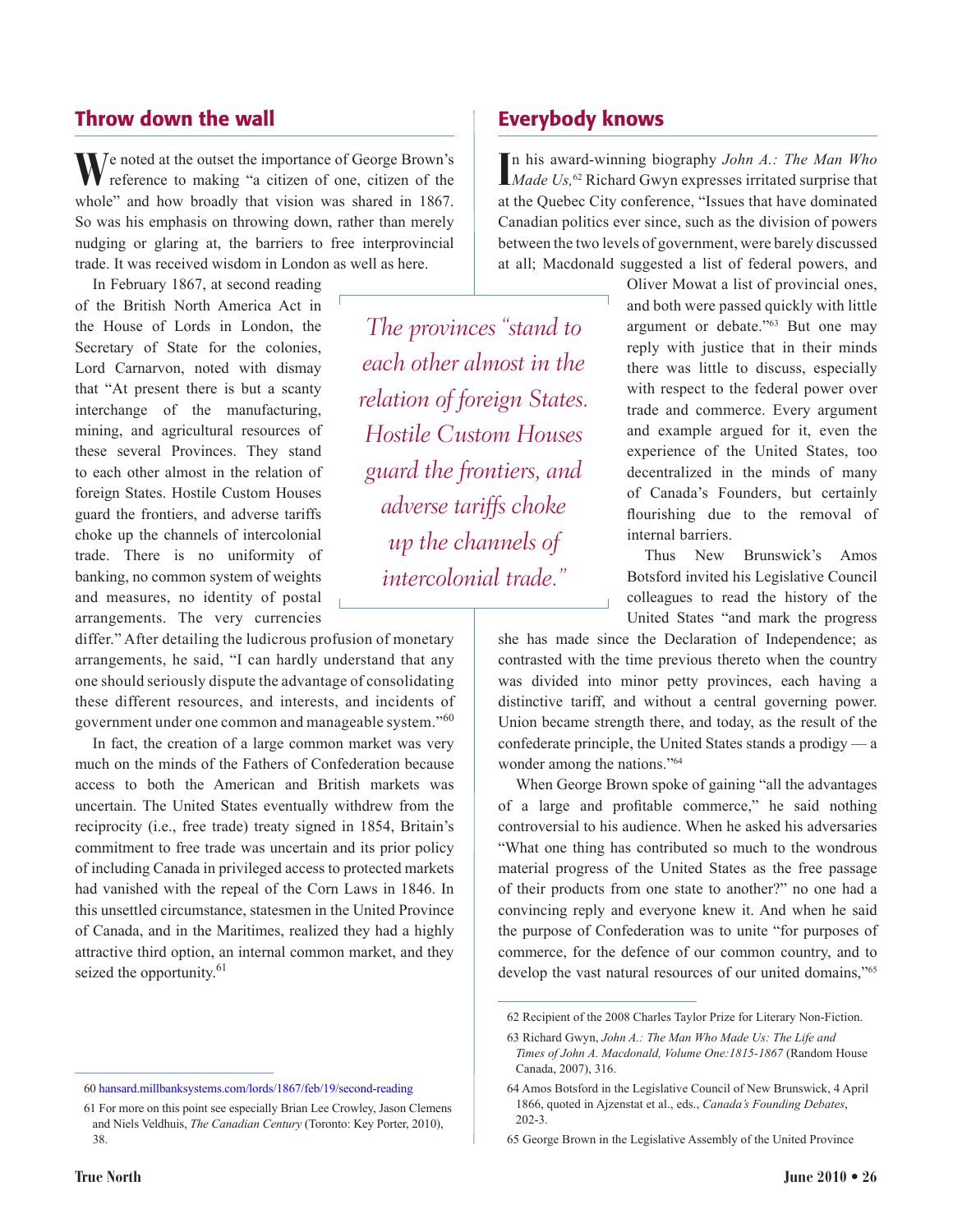## Throw down the wall

We noted at the outset the importance of George Brown's reference to making "a citizen of one, citizen of the whole" and how broadly that vision was shared in 1867. So was his emphasis on throwing down, rather than merely nudging or glaring at, the barriers to free interprovincial trade. It was received wisdom in London as well as here.

In February 1867, at second reading of the British North America Act in the House of Lords in London, the Secretary of State for the colonies, Lord Carnarvon, noted with dismay that "At present there is but a scanty interchange of the manufacturing, mining, and agricultural resources of these several Provinces. They stand to each other almost in the relation of foreign States. Hostile Custom Houses guard the frontiers, and adverse tariffs choke up the channels of intercolonial trade. There is no uniformity of banking, no common system of weights and measures, no identity of postal arrangements. The very currencies differ." After detailing the ludicrous profusion of monetary arrangements, he said, "I can hardly understand that any one should seriously dispute the advantage of consolidating these different resources, and interests, and incidents of government under one common and manageable system."[60]

> *The provinces "stand to each other almost in the relation of foreign States. Hostile Custom Houses guard the frontiers, and adverse tariffs choke up the channels of intercolonial trade."*

In fact, the creation of a large common market was very much on the minds of the Fathers of Confederation because access to both the American and British markets was uncertain. The United States eventually withdrew from the reciprocity (i.e., free trade) treaty signed in 1854, Britain's commitment to free trade was uncertain and its prior policy of including Canada in privileged access to protected markets had vanished with the repeal of the Corn Laws in 1846. In this unsettled circumstance, statesmen in the United Province of Canada, and in the Maritimes, realized they had a highly attractive third option, an internal common market, and they seized the opportunity.[61]

## Everybody knows

In his award-winning biography *John A.: The Man Who Made Us,*[62] Richard Gwyn expresses irritated surprise that at the Quebec City conference, "Issues that have dominated Canadian politics ever since, such as the division of powers between the two levels of government, were barely discussed at all; Macdonald suggested a list of federal powers, and Oliver Mowat a list of provincial ones, and both were passed quickly with little argument or debate."[63] But one may reply with justice that in their minds there was little to discuss, especially with respect to the federal power over trade and commerce. Every argument and example argued for it, even the experience of the United States, too decentralized in the minds of many of Canada's Founders, but certainly flourishing due to the removal of internal barriers.

Thus New Brunswick's Amos Botsford invited his Legislative Council colleagues to read the history of the United States "and mark the progress she has made since the Declaration of Independence; as contrasted with the time previous thereto when the country was divided into minor petty provinces, each having a distinctive tariff, and without a central governing power. Union became strength there, and today, as the result of the confederate principle, the United States stands a prodigy — a wonder among the nations."[64]

When George Brown spoke of gaining "all the advantages of a large and profitable commerce," he said nothing controversial to his audience. When he asked his adversaries "What one thing has contributed so much to the wondrous material progress of the United States as the free passage of their products from one state to another?" no one had a convincing reply and everyone knew it. And when he said the purpose of Confederation was to unite "for purposes of commerce, for the defence of our common country, and to develop the vast natural resources of our united domains,"[65]

---

60 hansard.millbanksystems.com/lords/1867/feb/19/second-reading

61 For more on this point see especially Brian Lee Crowley, Jason Clemens and Niels Veldhuis, *The Canadian Century* (Toronto: Key Porter, 2010), 38.

62 Recipient of the 2008 Charles Taylor Prize for Literary Non-Fiction.

63 Richard Gwyn, *John A.: The Man Who Made Us: The Life and Times of John A. Macdonald, Volume One:1815-1867* (Random House Canada, 2007), 316.

64 Amos Botsford in the Legislative Council of New Brunswick, 4 April 1866, quoted in Ajzenstat et al., eds., *Canada's Founding Debates*, 202-3.

65 George Brown in the Legislative Assembly of the United Province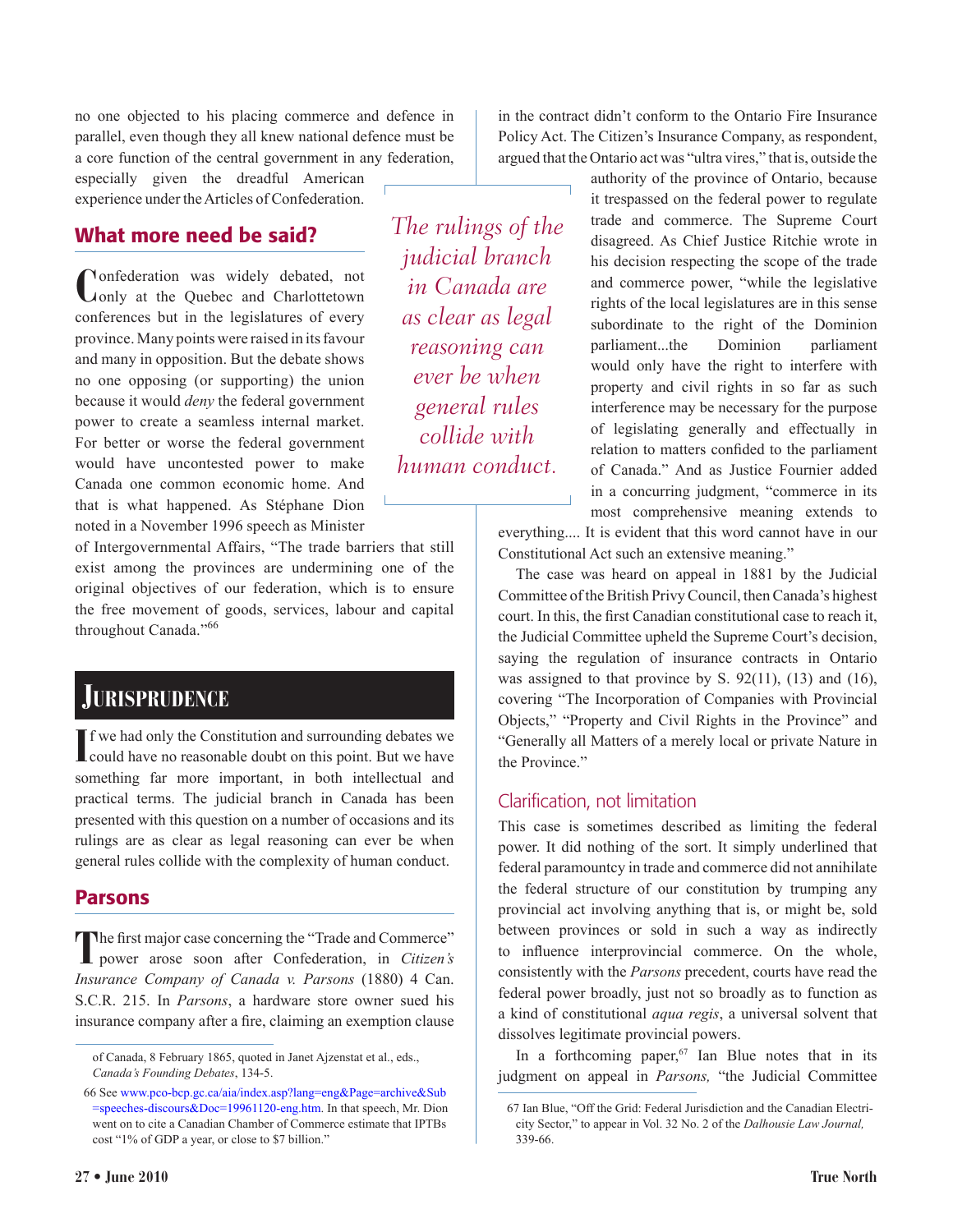no one objected to his placing commerce and defence in parallel, even though they all knew national defence must be a core function of the central government in any federation, especially given the dreadful American experience under the Articles of Confederation.

## What more need be said?

Confederation was widely debated, not only at the Quebec and Charlottetown conferences but in the legislatures of every province. Many points were raised in its favour and many in opposition. But the debate shows no one opposing (or supporting) the union because it would *deny* the federal government power to create a seamless internal market. For better or worse the federal government would have uncontested power to make Canada one common economic home. And that is what happened. As Stéphane Dion noted in a November 1996 speech as Minister of Intergovernmental Affairs, "The trade barriers that still exist among the provinces are undermining one of the original objectives of our federation, which is to ensure the free movement of goods, services, labour and capital throughout Canada."[66]

# Jurisprudence

If we had only the Constitution and surrounding debates we could have no reasonable doubt on this point. But we have something far more important, in both intellectual and practical terms. The judicial branch in Canada has been presented with this question on a number of occasions and its rulings are as clear as legal reasoning can ever be when general rules collide with the complexity of human conduct.

*The rulings of the judicial branch in Canada are as clear as legal reasoning can ever be when general rules collide with human conduct.*

## Parsons

The first major case concerning the "Trade and Commerce" power arose soon after Confederation, in *Citizen's Insurance Company of Canada v. Parsons* (1880) 4 Can. S.C.R. 215. In *Parsons*, a hardware store owner sued his insurance company after a fire, claiming an exemption clause in the contract didn't conform to the Ontario Fire Insurance Policy Act. The Citizen's Insurance Company, as respondent, argued that the Ontario act was "ultra vires," that is, outside the authority of the province of Ontario, because it trespassed on the federal power to regulate trade and commerce. The Supreme Court disagreed. As Chief Justice Ritchie wrote in his decision respecting the scope of the trade and commerce power, "while the legislative rights of the local legislatures are in this sense subordinate to the right of the Dominion parliament...the Dominion parliament would only have the right to interfere with property and civil rights in so far as such interference may be necessary for the purpose of legislating generally and effectually in relation to matters confided to the parliament of Canada." And as Justice Fournier added in a concurring judgment, "commerce in its most comprehensive meaning extends to everything.... It is evident that this word cannot have in our Constitutional Act such an extensive meaning."

The case was heard on appeal in 1881 by the Judicial Committee of the British Privy Council, then Canada's highest court. In this, the first Canadian constitutional case to reach it, the Judicial Committee upheld the Supreme Court's decision, saying the regulation of insurance contracts in Ontario was assigned to that province by S. 92(11), (13) and (16), covering "The Incorporation of Companies with Provincial Objects," "Property and Civil Rights in the Province" and "Generally all Matters of a merely local or private Nature in the Province."

### Clarification, not limitation

This case is sometimes described as limiting the federal power. It did nothing of the sort. It simply underlined that federal paramountcy in trade and commerce did not annihilate the federal structure of our constitution by trumping any provincial act involving anything that is, or might be, sold between provinces or sold in such a way as indirectly to influence interprovincial commerce. On the whole, consistently with the *Parsons* precedent, courts have read the federal power broadly, but not so broadly as to function as a kind of constitutional *aqua regis*, a universal solvent that dissolves legitimate provincial powers.

In a forthcoming paper,[67] Ian Blue notes that in its judgment on appeal in *Parsons,* "the Judicial Committee

---

of Canada, 8 February 1865, quoted in Janet Ajzenstat et al., eds., *Canada's Founding Debates*, 134-5.

66 See www.pco-bcp.gc.ca/aia/index.asp?lang=eng&Page=archive&Sub=speeches-discours&Doc=19961120-eng.htm. In that speech, Mr. Dion went on to cite a Canadian Chamber of Commerce estimate that IPTBs cost "1% of GDP a year, or close to $7 billion."

67 Ian Blue, "Off the Grid: Federal Jurisdiction and the Canadian Electricity Sector," to appear in Vol. 32 No. 2 of the *Dalhousie Law Journal,* 339-66.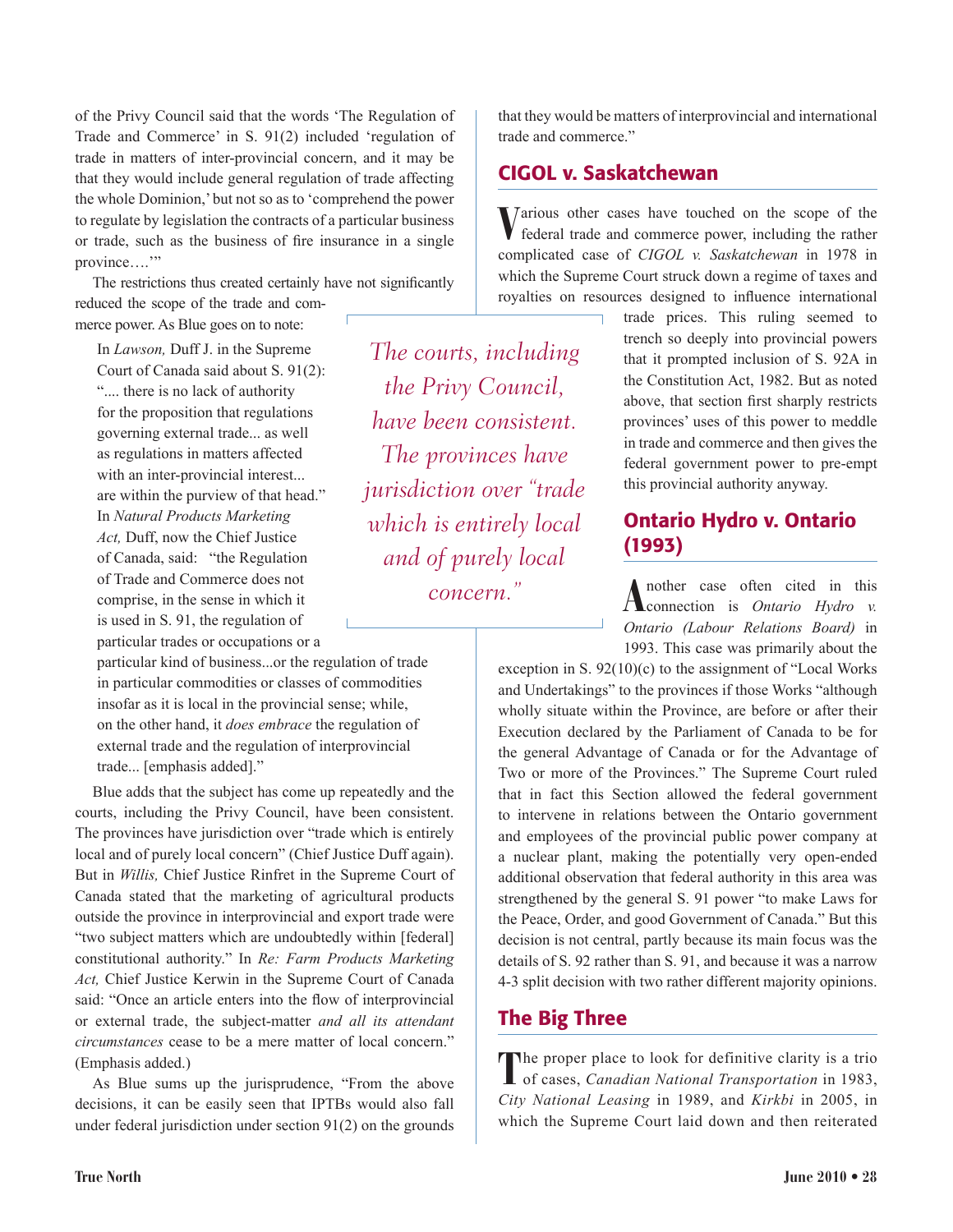of the Privy Council said that the words 'The Regulation of Trade and Commerce' in S. 91(2) included 'regulation of trade in matters of inter-provincial concern, and it may be that they would include general regulation of trade affecting the whole Dominion,' but not so as to 'comprehend the power to regulate by legislation the contracts of a particular business or trade, such as the business of fire insurance in a single province….'"

The restrictions thus created certainly have not significantly reduced the scope of the trade and commerce power. As Blue goes on to note:

> In *Lawson,* Duff J. in the Supreme Court of Canada said about S. 91(2): ".... there is no lack of authority for the proposition that regulations governing external trade... as well as regulations in matters affected with an inter-provincial interest... are within the purview of that head." In *Natural Products Marketing Act,* Duff, now the Chief Justice of Canada, said: "the Regulation of Trade and Commerce does not comprise, in the sense in which it is used in S. 91, the regulation of particular trades or occupations or a particular kind of business...or the regulation of trade in particular commodities or classes of commodities insofar as it is local in the provincial sense; while, on the other hand, it *does embrace* the regulation of external trade and the regulation of interprovincial trade... [emphasis added]."

*The courts, including the Privy Council, have been consistent. The provinces have jurisdiction over "trade which is entirely local and of purely local concern."*

Blue adds that the subject has come up repeatedly and the courts, including the Privy Council, have been consistent. The provinces have jurisdiction over "trade which is entirely local and of purely local concern" (Chief Justice Duff again). But in *Willis,* Chief Justice Rinfret in the Supreme Court of Canada stated that the marketing of agricultural products outside the province in interprovincial and export trade were "two subject matters which are undoubtedly within [federal] constitutional authority." In *Re: Farm Products Marketing Act,* Chief Justice Kerwin in the Supreme Court of Canada said: "Once an article enters into the flow of interprovincial or external trade, the subject-matter *and all its attendant circumstances* cease to be a mere matter of local concern." (Emphasis added.)

As Blue sums up the jurisprudence, "From the above decisions, it can be easily seen that IPTBs would also fall under federal jurisdiction under section 91(2) on the grounds that they would be matters of interprovincial and international trade and commerce."

## CIGOL v. Saskatchewan

Various other cases have touched on the scope of the federal trade and commerce power, including the rather complicated case of *CIGOL v. Saskatchewan* in 1978 in which the Supreme Court struck down a regime of taxes and royalties on resources designed to influence international trade prices. This ruling seemed to trench so deeply into provincial powers that it prompted inclusion of S. 92A in the Constitution Act, 1982. But as noted above, that section first sharply restricts provinces' uses of this power to meddle in trade and commerce and then gives the federal government power to pre-empt this provincial authority anyway.

## Ontario Hydro v. Ontario (1993)

Another case often cited in this connection is *Ontario Hydro v. Ontario (Labour Relations Board)* in 1993. This case was primarily about the exception in S. 92(10)(c) to the assignment of "Local Works and Undertakings" to the provinces if those Works "although wholly situate within the Province, are before or after their Execution declared by the Parliament of Canada to be for the general Advantage of Canada or for the Advantage of Two or more of the Provinces." The Supreme Court ruled that in fact this Section allowed the federal government to intervene in relations between the Ontario government and employees of the provincial public power company at a nuclear plant, making the potentially very open-ended additional observation that federal authority in this area was strengthened by the general S. 91 power "to make Laws for the Peace, Order, and good Government of Canada." But this decision is not central, partly because its main focus was the details of S. 92 rather than S. 91, and because it was a narrow 4-3 split decision with two rather different majority opinions.

## The Big Three

The proper place to look for definitive clarity is a trio of cases, *Canadian National Transportation* in 1983, *City National Leasing* in 1989, and *Kirkbi* in 2005, in which the Supreme Court laid down and then reiterated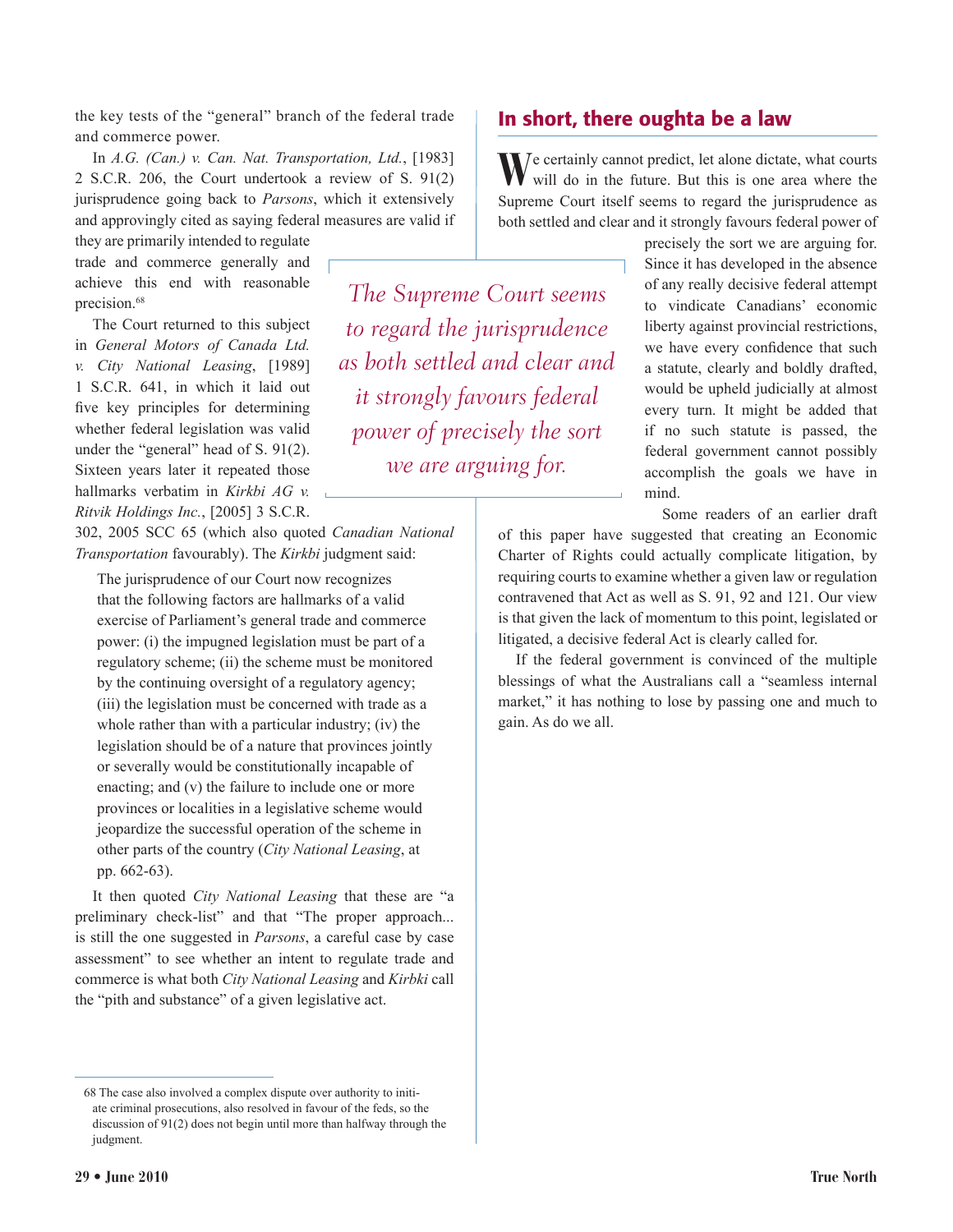the key tests of the "general" branch of the federal trade and commerce power.

In *A.G. (Can.) v. Can. Nat. Transportation, Ltd.*, [1983] 2 S.C.R. 206, the Court undertook a review of S. 91(2) jurisprudence going back to *Parsons*, which it extensively and approvingly cited as saying federal measures are valid if they are primarily intended to regulate trade and commerce generally and achieve this end with reasonable precision.[68]

The Court returned to this subject in *General Motors of Canada Ltd. v. City National Leasing*, [1989] 1 S.C.R. 641, in which it laid out five key principles for determining whether federal legislation was valid under the "general" head of S. 91(2). Sixteen years later it repeated those hallmarks verbatim in *Kirkbi AG v. Ritvik Holdings Inc.*, [2005] 3 S.C.R. 302, 2005 SCC 65 (which also quoted *Canadian National Transportation* favourably). The *Kirkbi* judgment said:

> The jurisprudence of our Court now recognizes that the following factors are hallmarks of a valid exercise of Parliament's general trade and commerce power: (i) the impugned legislation must be part of a regulatory scheme; (ii) the scheme must be monitored by the continuing oversight of a regulatory agency; (iii) the legislation must be concerned with trade as a whole rather than with a particular industry; (iv) the legislation should be of a nature that provinces jointly or severally would be constitutionally incapable of enacting; and (v) the failure to include one or more provinces or localities in a legislative scheme would jeopardize the successful operation of the scheme in other parts of the country (*City National Leasing*, at pp. 662-63).

It then quoted *City National Leasing* that these are "a preliminary check-list" and that "The proper approach... is still the one suggested in *Parsons*, a careful case by case assessment" to see whether an intent to regulate trade and commerce is what both *City National Leasing* and *Kirbki* call the "pith and substance" of a given legislative act.

## In short, there oughta be a law

We certainly cannot predict, let alone dictate, what courts will do in the future. But this is one area where the Supreme Court itself seems to regard the jurisprudence as both settled and clear and it strongly favours federal power of precisely the sort we are arguing for. Since it has developed in the absence of any really decisive federal attempt to vindicate Canadians' economic liberty against provincial restrictions, we have every confidence that such a statute, clearly and boldly drafted, would be upheld judicially at almost every turn. It might be added that if no such statute is passed, the federal government cannot possibly accomplish the goals we have in mind.

> *The Supreme Court seems to regard the jurisprudence as both settled and clear and it strongly favours federal power of precisely the sort we are arguing for.*

Some readers of an earlier draft of this paper have suggested that creating an Economic Charter of Rights could actually complicate litigation, by requiring courts to examine whether a given law or regulation contravened that Act as well as S. 91, 92 and 121. Our view is that given the lack of momentum to this point, legislated or litigated, a decisive federal Act is clearly called for.

If the federal government is convinced of the multiple blessings of what the Australians call a "seamless internal market," it has nothing to lose by passing one and much to gain. As do we all.

---

68 The case also involved a complex dispute over authority to initiate criminal prosecutions, also resolved in favour of the feds, so the discussion of 91(2) does not begin until more than halfway through the judgment.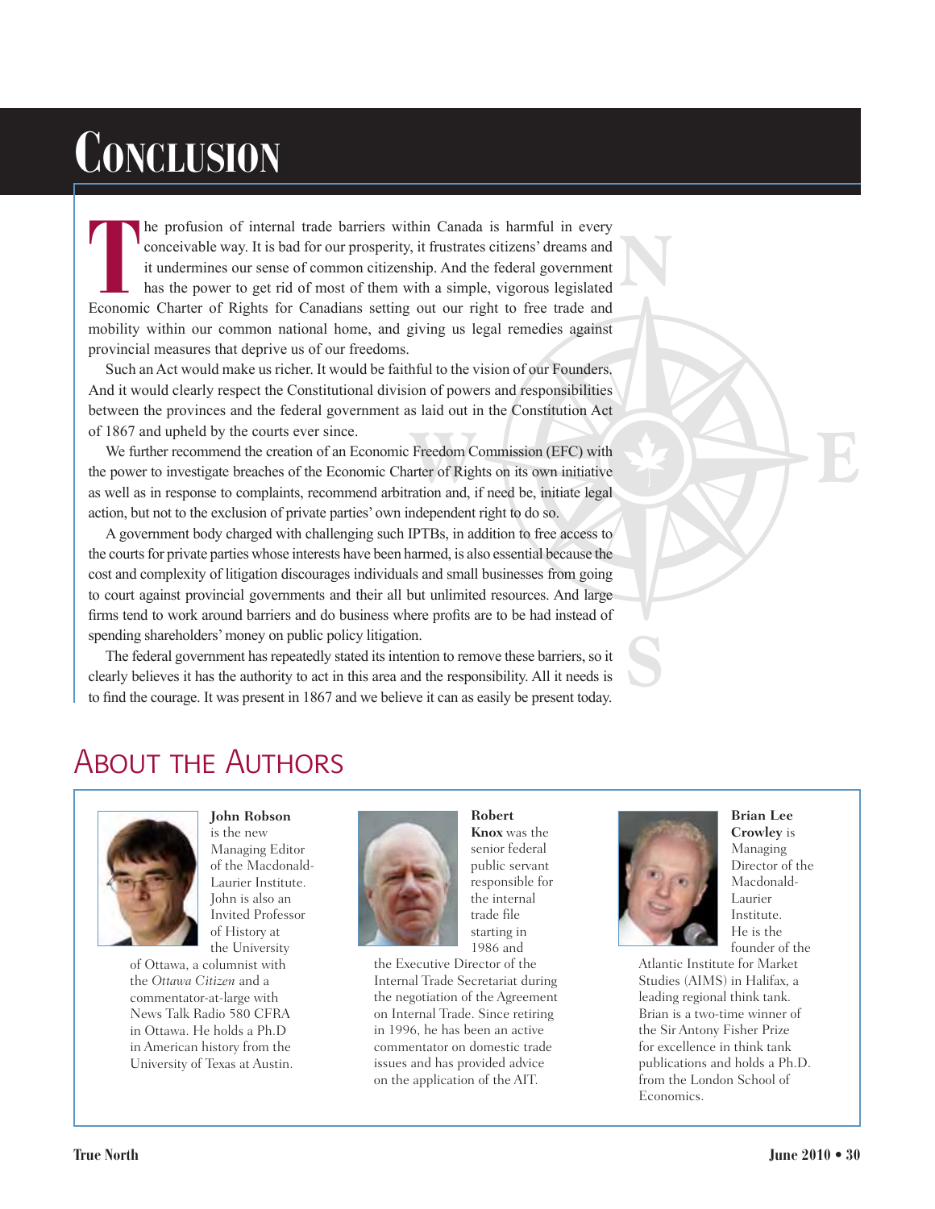# Conclusion

The profusion of internal trade barriers within Canada is harmful in every conceivable way. It is bad for our prosperity, it frustrates citizens' dreams and it undermines our sense of common citizenship. And the federal government has the power to get rid of most of them with a simple, vigorous legislated Economic Charter of Rights for Canadians setting out our right to free trade and mobility within our common national home, and giving us legal remedies against provincial measures that deprive us of our freedoms.

Such an Act would make us richer. It would be faithful to the vision of our Founders. And it would clearly respect the Constitutional division of powers and responsibilities between the provinces and the federal government as laid out in the Constitution Act of 1867 and upheld by the courts ever since.

We further recommend the creation of an Economic Freedom Commission (EFC) with the power to investigate breaches of the Economic Charter of Rights on its own initiative as well as in response to complaints, recommend arbitration and, if need be, initiate legal action, but not to the exclusion of private parties' own independent right to do so.

A government body charged with challenging such IPTBs, in addition to free access to the courts for private parties whose interests have been harmed, is also essential because the cost and complexity of litigation discourages individuals and small businesses from going to court against provincial governments and their all but unlimited resources. And large firms tend to work around barriers and do business where profits are to be had instead of spending shareholders' money on public policy litigation.

The federal government has repeatedly stated its intention to remove these barriers, so it clearly believes it has the authority to act in this area and the responsibility. All it needs is to find the courage. It was present in 1867 and we believe it can as easily be present today.

## About the Authors

**John Robson** is the new Managing Editor of the Macdonald-Laurier Institute. John is also an Invited Professor of History at the University of Ottawa, a columnist with the *Ottawa Citizen* and a commentator-at-large with News Talk Radio 580 CFRA in Ottawa. He holds a Ph.D in American history from the University of Texas at Austin.

**Robert Knox** was the senior federal public servant responsible for the internal trade file starting in 1986 and the Executive Director of the Internal Trade Secretariat during the negotiation of the Agreement on Internal Trade. Since retiring in 1996, he has been an active commentator on domestic trade issues and has provided advice on the application of the AIT.

**Brian Lee Crowley** is Managing Director of the Macdonald-Laurier Institute. He is the founder of the Atlantic Institute for Market Studies (AIMS) in Halifax, a leading regional think tank. Brian is a two-time winner of the Sir Antony Fisher Prize for excellence in think tank publications and holds a Ph.D. from the London School of Economics.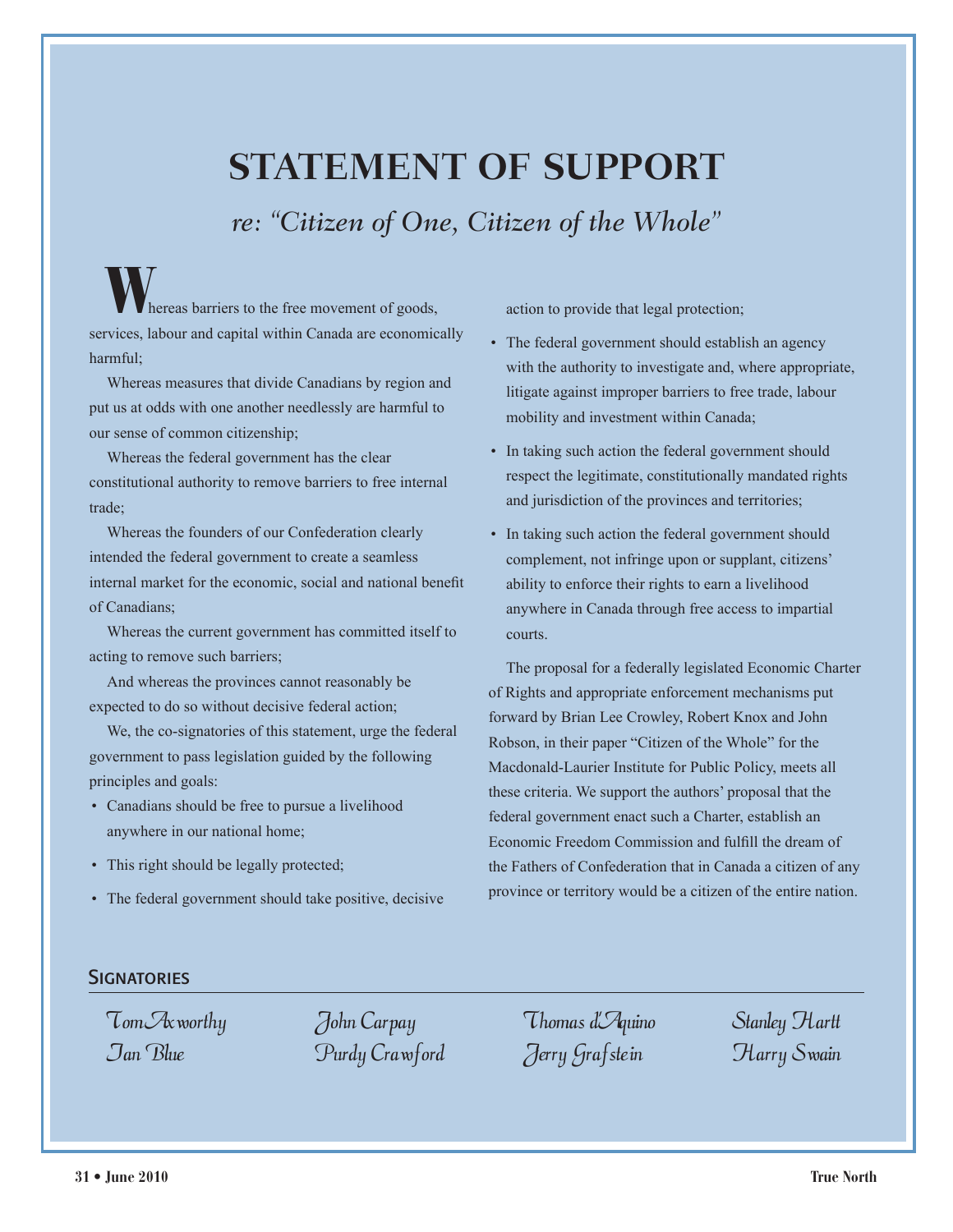# STATEMENT OF SUPPORT

*re: "Citizen of One, Citizen of the Whole"*

Whereas barriers to the free movement of goods, services, labour and capital within Canada are economically harmful;

Whereas measures that divide Canadians by region and put us at odds with one another needlessly are harmful to our sense of common citizenship;

Whereas the federal government has the clear constitutional authority to remove barriers to free internal trade;

Whereas the founders of our Confederation clearly intended the federal government to create a seamless internal market for the economic, social and national benefit of Canadians;

Whereas the current government has committed itself to acting to remove such barriers;

And whereas the provinces cannot reasonably be expected to do so without decisive federal action;

We, the co-signatories of this statement, urge the federal government to pass legislation guided by the following principles and goals:

- Canadians should be free to pursue a livelihood anywhere in our national home;
- This right should be legally protected;
- The federal government should take positive, decisive action to provide that legal protection;
- The federal government should establish an agency with the authority to investigate and, where appropriate, litigate against improper barriers to free trade, labour mobility and investment within Canada;
- In taking such action the federal government should respect the legitimate, constitutionally mandated rights and jurisdiction of the provinces and territories;
- In taking such action the federal government should complement, not infringe upon or supplant, citizens' ability to enforce their rights to earn a livelihood anywhere in Canada through free access to impartial courts.

The proposal for a federally legislated Economic Charter of Rights and appropriate enforcement mechanisms put forward by Brian Lee Crowley, Robert Knox and John Robson, in their paper "Citizen of the Whole" for the Macdonald-Laurier Institute for Public Policy, meets all these criteria. We support the authors' proposal that the federal government enact such a Charter, establish an Economic Freedom Commission and fulfill the dream of the Fathers of Confederation that in Canada a citizen of any province or territory would be a citizen of the entire nation.

## Signatories

Tom Axworthy
Ian Blue
John Carpay
Purdy Crawford
Thomas d'Aquino
Jerry Grafstein
Stanley Hartt
Harry Swain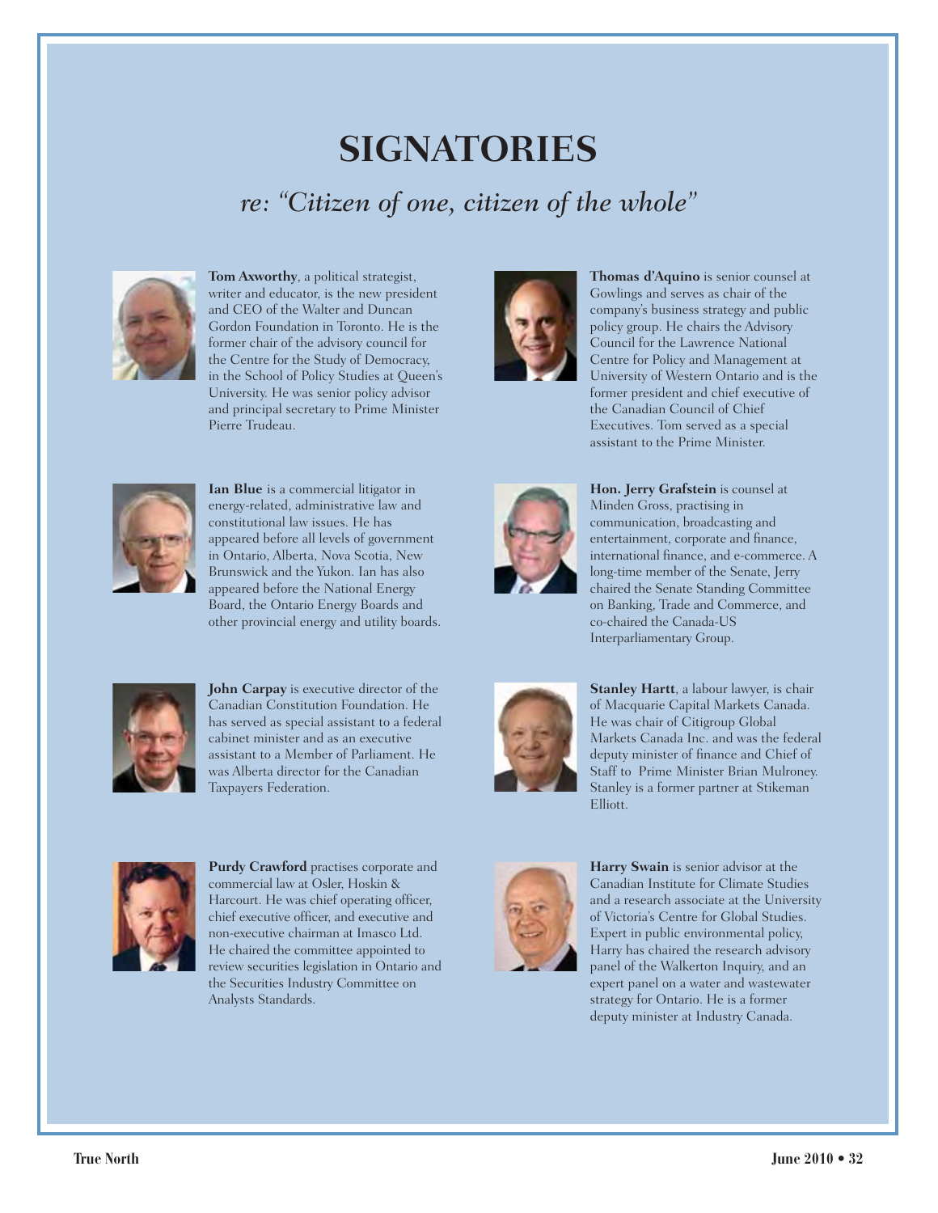# SIGNATORIES

## *re: "Citizen of one, citizen of the whole"*

**Tom Axworthy**, a political strategist, writer and educator, is the new president and CEO of the Walter and Duncan Gordon Foundation in Toronto. He is the former chair of the advisory council for the Centre for the Study of Democracy, in the School of Policy Studies at Queen's University. He was senior policy advisor and principal secretary to Prime Minister Pierre Trudeau.

**Ian Blue** is a commercial litigator in energy-related, administrative law and constitutional law issues. He has appeared before all levels of government in Ontario, Alberta, Nova Scotia, New Brunswick and the Yukon. Ian has also appeared before the National Energy Board, the Ontario Energy Boards and other provincial energy and utility boards.

**John Carpay** is executive director of the Canadian Constitution Foundation. He has served as special assistant to a federal cabinet minister and as an executive assistant to a Member of Parliament. He was Alberta director for the Canadian Taxpayers Federation.

**Purdy Crawford** practises corporate and commercial law at Osler, Hoskin & Harcourt. He was chief operating officer, chief executive officer, and executive and non-executive chairman at Imasco Ltd. He chaired the committee appointed to review securities legislation in Ontario and the Securities Industry Committee on Analysts Standards.

**Thomas d'Aquino** is senior counsel at Gowlings and serves as chair of the company's business strategy and public policy group. He chairs the Advisory Council for the Lawrence National Centre for Policy and Management at University of Western Ontario and is the former president and chief executive of the Canadian Council of Chief Executives. Tom served as a special assistant to the Prime Minister.

**Hon. Jerry Grafstein** is counsel at Minden Gross, practising in communication, broadcasting and entertainment, corporate and finance, international finance, and e-commerce. A long-time member of the Senate, Jerry chaired the Senate Standing Committee on Banking, Trade and Commerce, and co-chaired the Canada-US Interparliamentary Group.

**Stanley Hartt**, a labour lawyer, is chair of Macquarie Capital Markets Canada. He was chair of Citigroup Global Markets Canada Inc. and was the federal deputy minister of finance and Chief of Staff to Prime Minister Brian Mulroney. Stanley is a former partner at Stikeman Elliott.

**Harry Swain** is senior advisor at the Canadian Institute for Climate Studies and a research associate at the University of Victoria's Centre for Global Studies. Expert in public environmental policy, Harry has chaired the research advisory panel of the Walkerton Inquiry, and an expert panel on a water and wastewater strategy for Ontario. He is a former deputy minister at Industry Canada.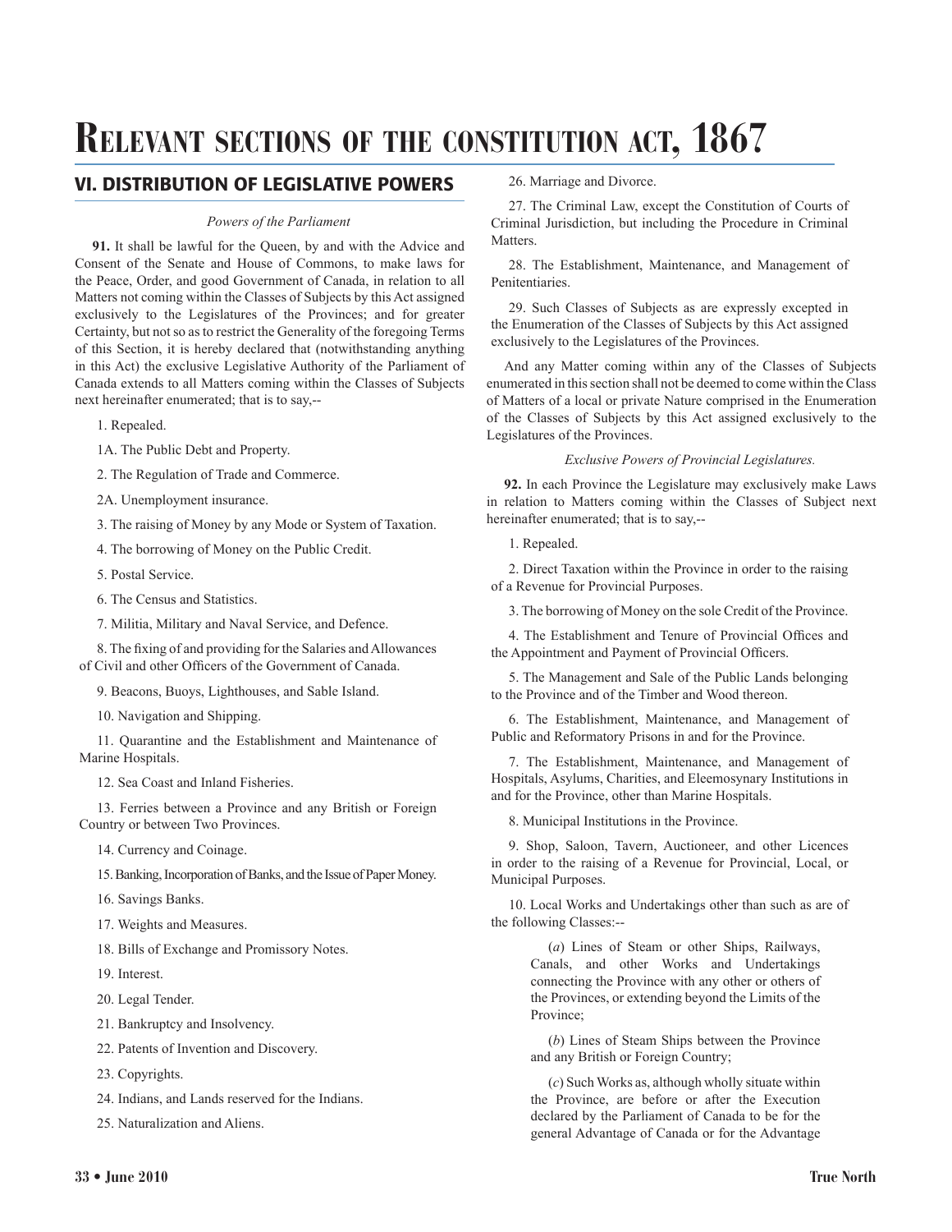# Relevant sections of the constitution act, 1867

## VI. DISTRIBUTION OF LEGISLATIVE POWERS

*Powers of the Parliament*

**91.** It shall be lawful for the Queen, by and with the Advice and Consent of the Senate and House of Commons, to make laws for the Peace, Order, and good Government of Canada, in relation to all Matters not coming within the Classes of Subjects by this Act assigned exclusively to the Legislatures of the Provinces; and for greater Certainty, but not so as to restrict the Generality of the foregoing Terms of this Section, it is hereby declared that (notwithstanding anything in this Act) the exclusive Legislative Authority of the Parliament of Canada extends to all Matters coming within the Classes of Subjects next hereinafter enumerated; that is to say,--

1. Repealed.

1A. The Public Debt and Property.

2. The Regulation of Trade and Commerce.

2A. Unemployment insurance.

3. The raising of Money by any Mode or System of Taxation.

4. The borrowing of Money on the Public Credit.

5. Postal Service.

6. The Census and Statistics.

7. Militia, Military and Naval Service, and Defence.

8. The fixing of and providing for the Salaries and Allowances of Civil and other Officers of the Government of Canada.

9. Beacons, Buoys, Lighthouses, and Sable Island.

10. Navigation and Shipping.

11. Quarantine and the Establishment and Maintenance of Marine Hospitals.

12. Sea Coast and Inland Fisheries.

13. Ferries between a Province and any British or Foreign Country or between Two Provinces.

14. Currency and Coinage.

15. Banking, Incorporation of Banks, and the Issue of Paper Money.

16. Savings Banks.

17. Weights and Measures.

18. Bills of Exchange and Promissory Notes.

19. Interest.

20. Legal Tender.

21. Bankruptcy and Insolvency.

22. Patents of Invention and Discovery.

23. Copyrights.

24. Indians, and Lands reserved for the Indians.

25. Naturalization and Aliens.

26. Marriage and Divorce.

27. The Criminal Law, except the Constitution of Courts of Criminal Jurisdiction, but including the Procedure in Criminal Matters.

28. The Establishment, Maintenance, and Management of Penitentiaries.

29. Such Classes of Subjects as are expressly excepted in the Enumeration of the Classes of Subjects by this Act assigned exclusively to the Legislatures of the Provinces.

And any Matter coming within any of the Classes of Subjects enumerated in this section shall not be deemed to come within the Class of Matters of a local or private Nature comprised in the Enumeration of the Classes of Subjects by this Act assigned exclusively to the Legislatures of the Provinces.

*Exclusive Powers of Provincial Legislatures.*

**92.** In each Province the Legislature may exclusively make Laws in relation to Matters coming within the Classes of Subject next hereinafter enumerated; that is to say,--

1. Repealed.

2. Direct Taxation within the Province in order to the raising of a Revenue for Provincial Purposes.

3. The borrowing of Money on the sole Credit of the Province.

4. The Establishment and Tenure of Provincial Offices and the Appointment and Payment of Provincial Officers.

5. The Management and Sale of the Public Lands belonging to the Province and of the Timber and Wood thereon.

6. The Establishment, Maintenance, and Management of Public and Reformatory Prisons in and for the Province.

7. The Establishment, Maintenance, and Management of Hospitals, Asylums, Charities, and Eleemosynary Institutions in and for the Province, other than Marine Hospitals.

8. Municipal Institutions in the Province.

9. Shop, Saloon, Tavern, Auctioneer, and other Licences in order to the raising of a Revenue for Provincial, Local, or Municipal Purposes.

10. Local Works and Undertakings other than such as are of the following Classes:--

> (*a*) Lines of Steam or other Ships, Railways, Canals, and other Works and Undertakings connecting the Province with any other or others of the Provinces, or extending beyond the Limits of the Province;
>
> (*b*) Lines of Steam Ships between the Province and any British or Foreign Country;
>
> (*c*) Such Works as, although wholly situate within the Province, are before or after the Execution declared by the Parliament of Canada to be for the general Advantage of Canada or for the Advantage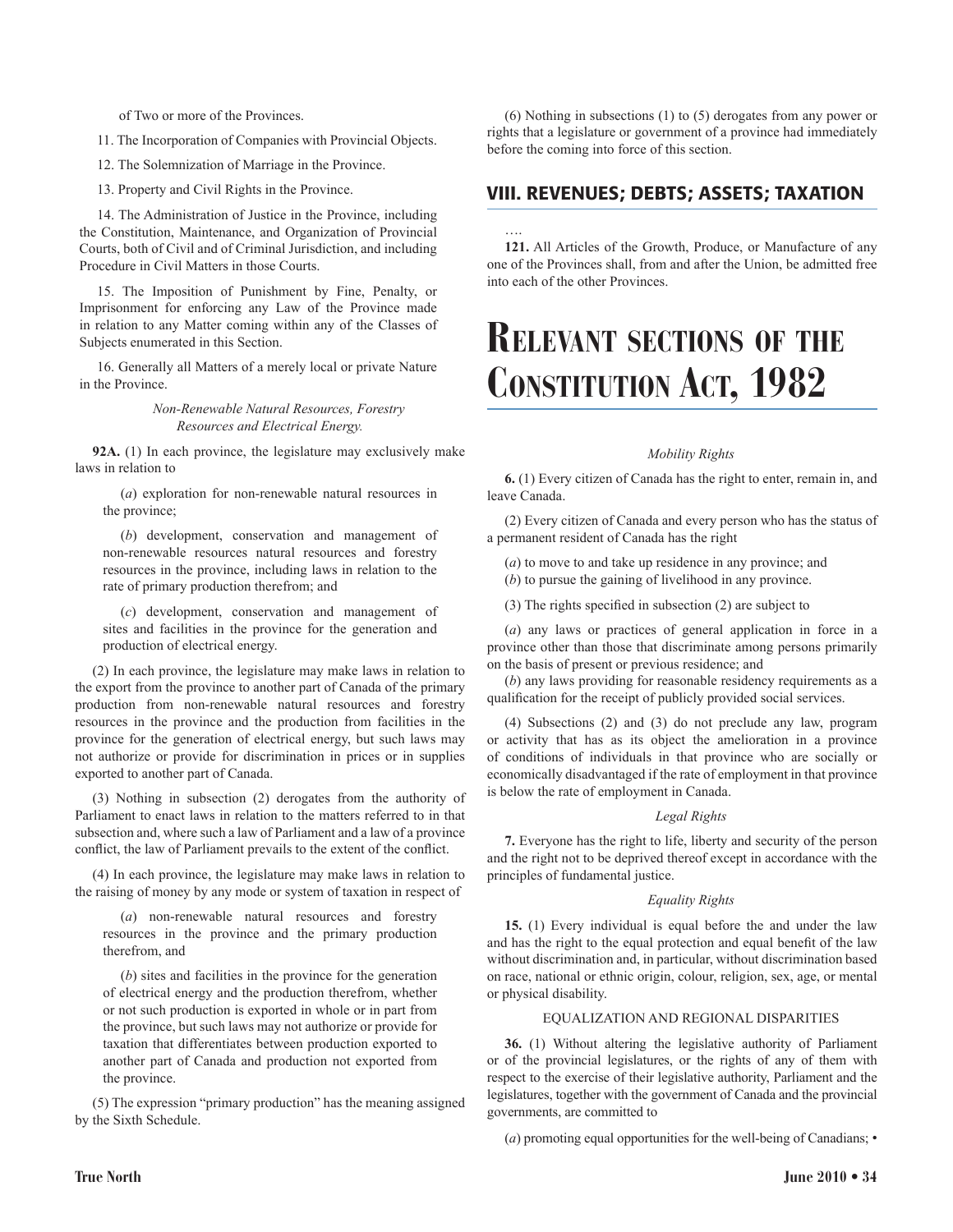of Two or more of the Provinces.

11. The Incorporation of Companies with Provincial Objects.

12. The Solemnization of Marriage in the Province.

13. Property and Civil Rights in the Province.

14. The Administration of Justice in the Province, including the Constitution, Maintenance, and Organization of Provincial Courts, both of Civil and of Criminal Jurisdiction, and including Procedure in Civil Matters in those Courts.

15. The Imposition of Punishment by Fine, Penalty, or Imprisonment for enforcing any Law of the Province made in relation to any Matter coming within any of the Classes of Subjects enumerated in this Section.

16. Generally all Matters of a merely local or private Nature in the Province.

*Non-Renewable Natural Resources, Forestry Resources and Electrical Energy.*

**92A.** (1) In each province, the legislature may exclusively make laws in relation to

(*a*) exploration for non-renewable natural resources in the province;

(*b*) development, conservation and management of non-renewable resources natural resources and forestry resources in the province, including laws in relation to the rate of primary production therefrom; and

(*c*) development, conservation and management of sites and facilities in the province for the generation and production of electrical energy.

(2) In each province, the legislature may make laws in relation to the export from the province to another part of Canada of the primary production from non-renewable natural resources and forestry resources in the province and the production from facilities in the province for the generation of electrical energy, but such laws may not authorize or provide for discrimination in prices or in supplies exported to another part of Canada.

(3) Nothing in subsection (2) derogates from the authority of Parliament to enact laws in relation to the matters referred to in that subsection and, where such a law of Parliament and a law of a province conflict, the law of Parliament prevails to the extent of the conflict.

(4) In each province, the legislature may make laws in relation to the raising of money by any mode or system of taxation in respect of

(*a*) non-renewable natural resources and forestry resources in the province and the primary production therefrom, and

(*b*) sites and facilities in the province for the generation of electrical energy and the production therefrom, whether or not such production is exported in whole or in part from the province, but such laws may not authorize or provide for taxation that differentiates between production exported to another part of Canada and production not exported from the province.

(5) The expression "primary production" has the meaning assigned by the Sixth Schedule.

(6) Nothing in subsections (1) to (5) derogates from any power or rights that a legislature or government of a province had immediately before the coming into force of this section.

## VIII. REVENUES; DEBTS; ASSETS; TAXATION

….

**121.** All Articles of the Growth, Produce, or Manufacture of any one of the Provinces shall, from and after the Union, be admitted free into each of the other Provinces.

# Relevant sections of the Constitution Act, 1982

*Mobility Rights*

**6.** (1) Every citizen of Canada has the right to enter, remain in, and leave Canada.

(2) Every citizen of Canada and every person who has the status of a permanent resident of Canada has the right

(*a*) to move to and take up residence in any province; and
(*b*) to pursue the gaining of livelihood in any province.

(3) The rights specified in subsection (2) are subject to

(*a*) any laws or practices of general application in force in a province other than those that discriminate among persons primarily on the basis of present or previous residence; and
(*b*) any laws providing for reasonable residency requirements as a qualification for the receipt of publicly provided social services.

(4) Subsections (2) and (3) do not preclude any law, program or activity that has as its object the amelioration in a province of conditions of individuals in that province who are socially or economically disadvantaged if the rate of employment in that province is below the rate of employment in Canada.

*Legal Rights*

**7.** Everyone has the right to life, liberty and security of the person and the right not to be deprived thereof except in accordance with the principles of fundamental justice.

*Equality Rights*

**15.** (1) Every individual is equal before the and under the law and has the right to the equal protection and equal benefit of the law without discrimination and, in particular, without discrimination based on race, national or ethnic origin, colour, religion, sex, age, or mental or physical disability.

EQUALIZATION AND REGIONAL DISPARITIES

**36.** (1) Without altering the legislative authority of Parliament or of the provincial legislatures, or the rights of any of them with respect to the exercise of their legislative authority, Parliament and the legislatures, together with the government of Canada and the provincial governments, are committed to

(*a*) promoting equal opportunities for the well-being of Canadians; •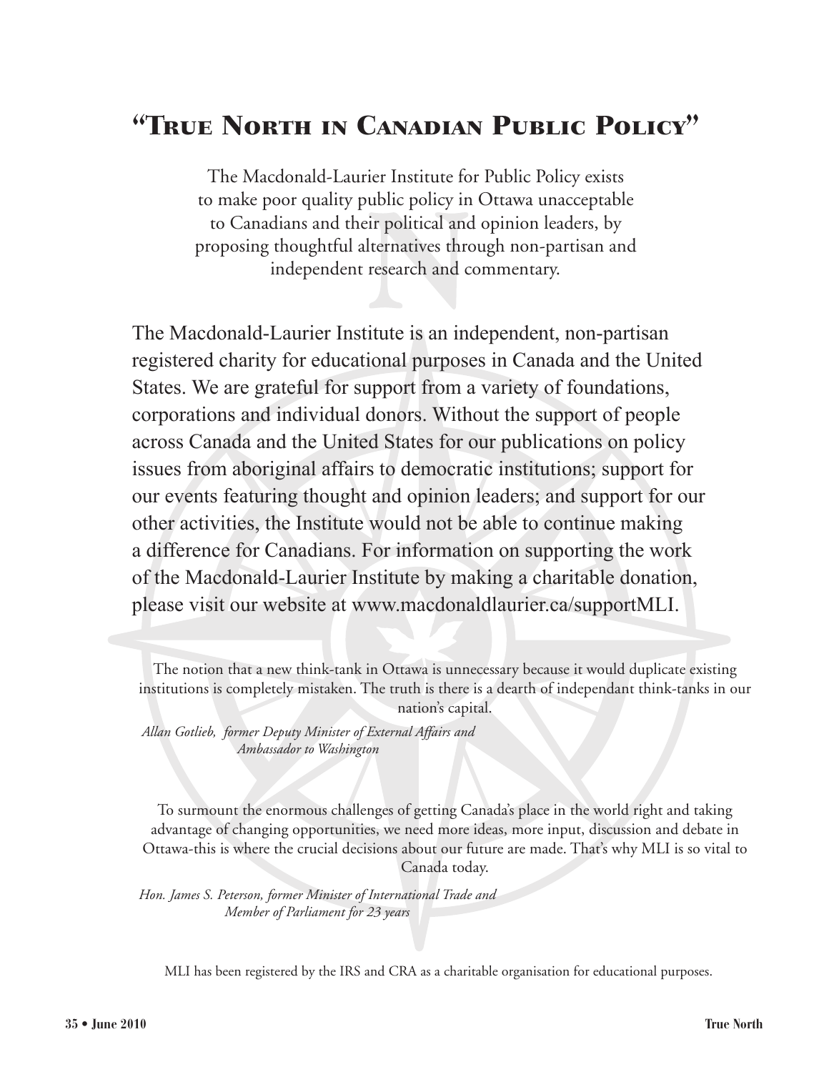# "True North in Canadian Public Policy"

The Macdonald-Laurier Institute for Public Policy exists to make poor quality public policy in Ottawa unacceptable to Canadians and their political and opinion leaders, by proposing thoughtful alternatives through non-partisan and independent research and commentary.

The Macdonald-Laurier Institute is an independent, non-partisan registered charity for educational purposes in Canada and the United States. We are grateful for support from a variety of foundations, corporations and individual donors. Without the support of people across Canada and the United States for our publications on policy issues from aboriginal affairs to democratic institutions; support for our events featuring thought and opinion leaders; and support for our other activities, the Institute would not be able to continue making a difference for Canadians. For information on supporting the work of the Macdonald-Laurier Institute by making a charitable donation, please visit our website at www.macdonaldlaurier.ca/supportMLI.

The notion that a new think-tank in Ottawa is unnecessary because it would duplicate existing institutions is completely mistaken. The truth is there is a dearth of independant think-tanks in our nation's capital.

*Allan Gotlieb, former Deputy Minister of External Affairs and Ambassador to Washington*

To surmount the enormous challenges of getting Canada's place in the world right and taking advantage of changing opportunities, we need more ideas, more input, discussion and debate in Ottawa-this is where the crucial decisions about our future are made. That's why MLI is so vital to Canada today.

*Hon. James S. Peterson, former Minister of International Trade and Member of Parliament for 23 years*

MLI has been registered by the IRS and CRA as a charitable organisation for educational purposes.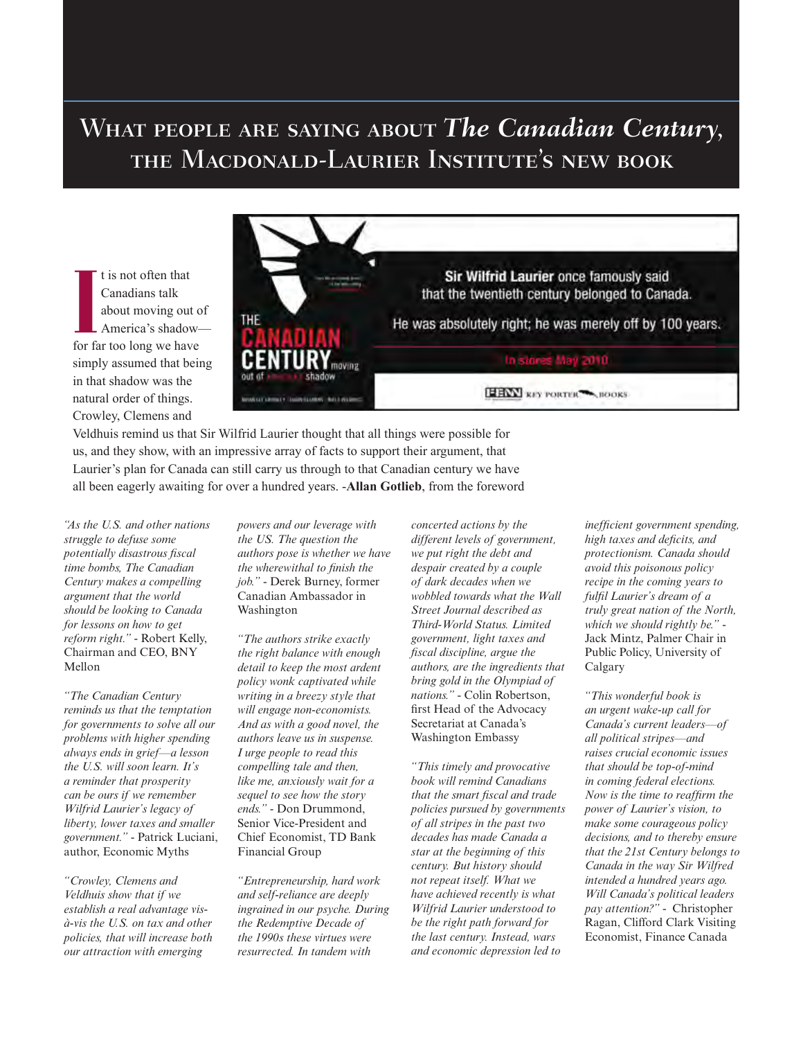# What people are saying about *The Canadian Century*, the Macdonald-Laurier Institute's new book

**Sir Wilfrid Laurier** once famously said that the twentieth century belonged to Canada.

He was absolutely right; he was merely off by 100 years.

In stores May 2010

It is not often that Canadians talk about moving out of America's shadow—for far too long we have simply assumed that being in that shadow was the natural order of things. Crowley, Clemens and Veldhuis remind us that Sir Wilfrid Laurier thought that all things were possible for us, and they show, with an impressive array of facts to support their argument, that Laurier's plan for Canada can still carry us through to that Canadian century we have all been eagerly awaiting for over a hundred years. -**Allan Gotlieb**, from the foreword

*"As the U.S. and other nations struggle to defuse some potentially disastrous fiscal time bombs, The Canadian Century makes a compelling argument that the world should be looking to Canada for lessons on how to get reform right."* - Robert Kelly, Chairman and CEO, BNY Mellon

*"The Canadian Century reminds us that the temptation for governments to solve all our problems with higher spending always ends in grief—a lesson the U.S. will soon learn. It's a reminder that prosperity can be ours if we remember Wilfrid Laurier's legacy of liberty, lower taxes and smaller government."* - Patrick Luciani, author, Economic Myths

*"Crowley, Clemens and Veldhuis show that if we establish a real advantage vis-à-vis the U.S. on tax and other policies, that will increase both our attraction with emerging powers and our leverage with the US. The question the authors pose is whether we have the wherewithal to finish the job."* - Derek Burney, former Canadian Ambassador in Washington

*"The authors strike exactly the right balance with enough detail to keep the most ardent policy wonk captivated while writing in a breezy style that will engage non-economists. And as with a good novel, the authors leave us in suspense. I urge people to read this compelling tale and then, like me, anxiously wait for a sequel to see how the story ends."* - Don Drummond, Senior Vice-President and Chief Economist, TD Bank Financial Group

*"Entrepreneurship, hard work and self-reliance are deeply ingrained in our psyche. During the Redemptive Decade of the 1990s these virtues were resurrected. In tandem with concerted actions by the different levels of government, we put right the debt and despair created by a couple of dark decades when we wobbled towards what the Wall Street Journal described as Third-World Status. Limited government, light taxes and fiscal discipline, argue the authors, are the ingredients that bring gold in the Olympiad of nations."* - Colin Robertson, first Head of the Advocacy Secretariat at Canada's Washington Embassy

*"This timely and provocative book will remind Canadians that the smart fiscal and trade policies pursued by governments of all stripes in the past two decades has made Canada a star at the beginning of this century. But history should not repeat itself. What we have achieved recently is what Wilfrid Laurier understood to be the right path forward for the last century. Instead, wars and economic depression led to inefficient government spending, high taxes and deficits, and protectionism. Canada should avoid this poisonous policy recipe in the coming years to fulfil Laurier's dream of a truly great nation of the North, which we should rightly be."* - Jack Mintz, Palmer Chair in Public Policy, University of Calgary

*"This wonderful book is an urgent wake-up call for Canada's current leaders—of all political stripes—and raises crucial economic issues that should be top-of-mind in coming federal elections. Now is the time to reaffirm the power of Laurier's vision, to make some courageous policy decisions, and to thereby ensure that the 21st Century belongs to Canada in the way Sir Wilfred intended a hundred years ago. Will Canada's political leaders pay attention?"* - Christopher Ragan, Clifford Clark Visiting Economist, Finance Canada